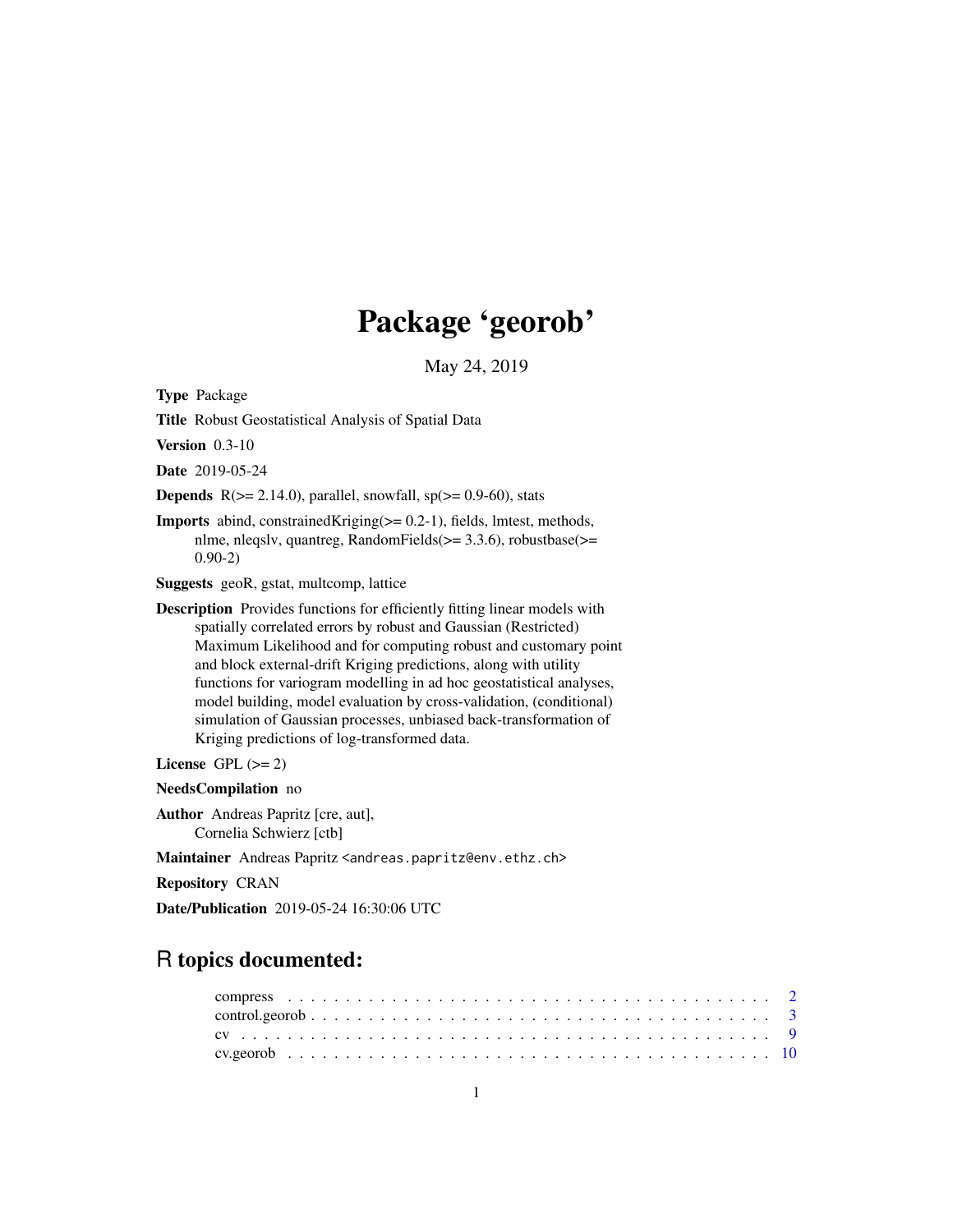# Package 'georob'

May 24, 2019

**Type** Package

**Title** Robust Geostatistical Analysis of Spatial Data

**Version** 0.3-10

**Date** 2019-05-24

**Depends** R(>= 2.14.0), parallel, snowfall, sp(>= 0.9-60), stats

**Imports** abind, constrainedKriging(>= 0.2-1), fields, lmtest, methods, nlme, nleqslv, quantreg, RandomFields(>= 3.3.6), robustbase(>= 0.90-2)

**Suggests** geoR, gstat, multcomp, lattice

**Description** Provides functions for efficiently fitting linear models with spatially correlated errors by robust and Gaussian (Restricted) Maximum Likelihood and for computing robust and customary point and block external-drift Kriging predictions, along with utility functions for variogram modelling in ad hoc geostatistical analyses, model building, model evaluation by cross-validation, (conditional) simulation of Gaussian processes, unbiased back-transformation of Kriging predictions of log-transformed data.

**License** GPL (>= 2)

**NeedsCompilation** no

**Author** Andreas Papritz [cre, aut], Cornelia Schwierz [ctb]

**Maintainer** Andreas Papritz <andreas.papritz@env.ethz.ch>

**Repository** CRAN

**Date/Publication** 2019-05-24 16:30:06 UTC

## R topics documented:

compress . . . . . . . . . . . . . . . . . . . . . . . . . . . . . . . . . . . . . . . . . . 2
control.georob . . . . . . . . . . . . . . . . . . . . . . . . . . . . . . . . . . . . . . . 3
cv . . . . . . . . . . . . . . . . . . . . . . . . . . . . . . . . . . . . . . . . . . . . . . 9
cv.georob . . . . . . . . . . . . . . . . . . . . . . . . . . . . . . . . . . . . . . . . . . 10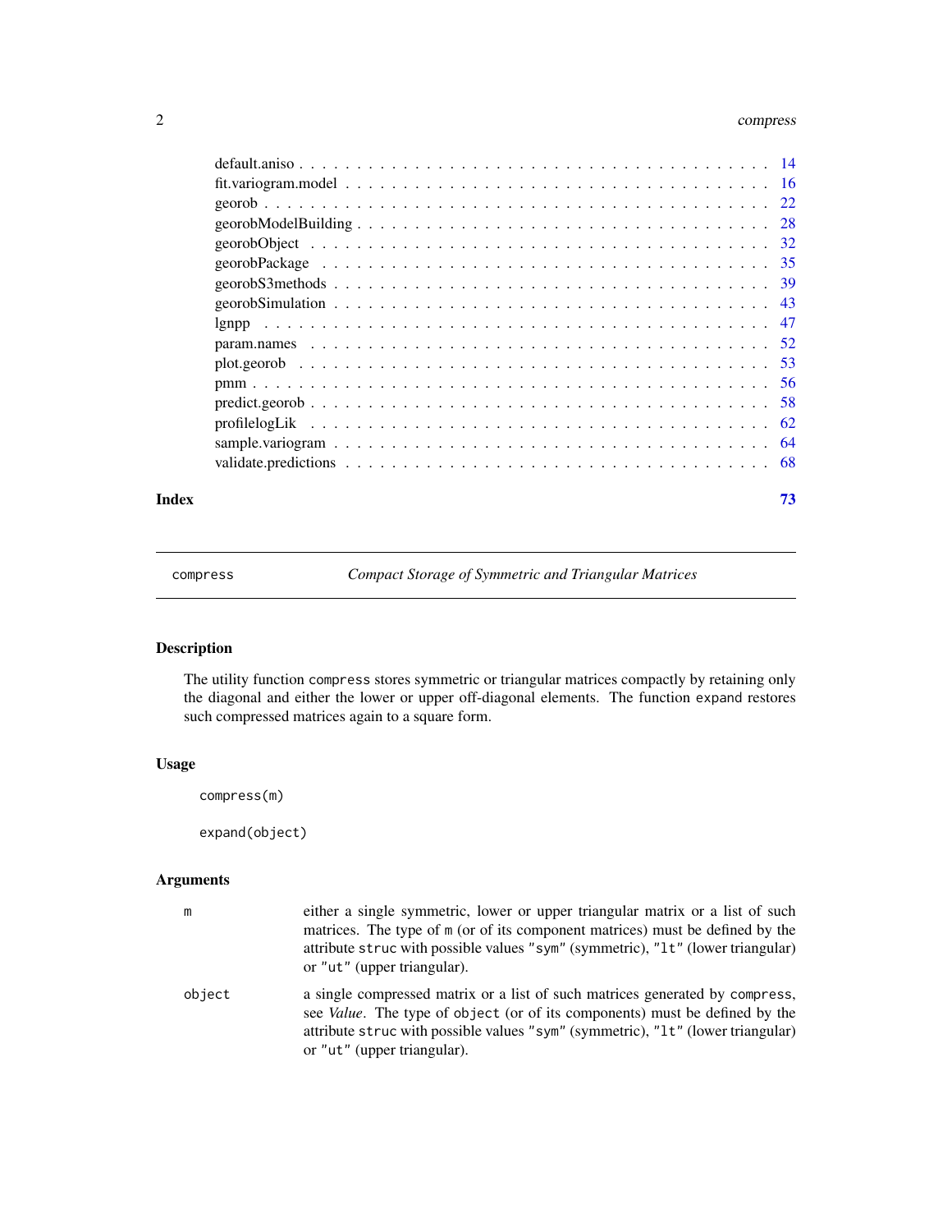| | |
|---|---|
| default.aniso | 14 |
| fit.variogram.model | 16 |
| georob | 22 |
| georobModelBuilding | 28 |
| georobObject | 32 |
| georobPackage | 35 |
| georobS3methods | 39 |
| georobSimulation | 43 |
| lgnpp | 47 |
| param.names | 52 |
| plot.georob | 53 |
| pmm | 56 |
| predict.georob | 58 |
| profilelogLik | 62 |
| sample.variogram | 64 |
| validate.predictions | 68 |

**Index** **73**

---

`compress` *Compact Storage of Symmetric and Triangular Matrices*

---

## Description

The utility function `compress` stores symmetric or triangular matrices compactly by retaining only the diagonal and either the lower or upper off-diagonal elements. The function `expand` restores such compressed matrices again to a square form.

## Usage

```
compress(m)

expand(object)
```

## Arguments

`m` either a single symmetric, lower or upper triangular matrix or a list of such matrices. The type of `m` (or of its component matrices) must be defined by the attribute `struc` with possible values `"sym"` (symmetric), `"lt"` (lower triangular) or `"ut"` (upper triangular).

`object` a single compressed matrix or a list of such matrices generated by `compress`, see *Value*. The type of `object` (or of its components) must be defined by the attribute `struc` with possible values `"sym"` (symmetric), `"lt"` (lower triangular) or `"ut"` (upper triangular).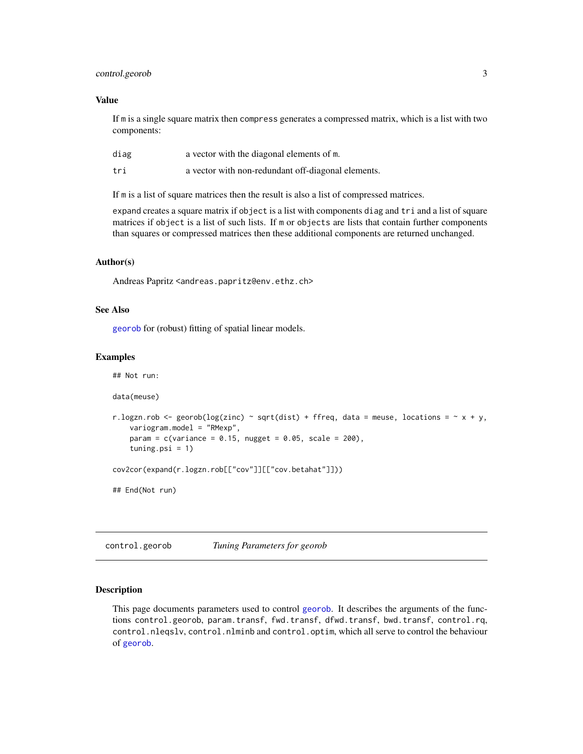## Value

If m is a single square matrix then compress generates a compressed matrix, which is a list with two components:

| | |
|---|---|
| diag | a vector with the diagonal elements of m. |
| tri | a vector with non-redundant off-diagonal elements. |

If m is a list of square matrices then the result is also a list of compressed matrices.

expand creates a square matrix if object is a list with components diag and tri and a list of square matrices if object is a list of such lists. If m or objects are lists that contain further components than squares or compressed matrices then these additional components are returned unchanged.

## Author(s)

Andreas Papritz <andreas.papritz@env.ethz.ch>

## See Also

georob for (robust) fitting of spatial linear models.

## Examples

```
## Not run:

data(meuse)

r.logzn.rob <- georob(log(zinc) ~ sqrt(dist) + ffreq, data = meuse, locations = ~ x + y,
    variogram.model = "RMexp",
    param = c(variance = 0.15, nugget = 0.05, scale = 200),
    tuning.psi = 1)

cov2cor(expand(r.logzn.rob[["cov"]][["cov.betahat"]]))

## End(Not run)
```

---

control.georob &nbsp;&nbsp;&nbsp;&nbsp; *Tuning Parameters for georob*

---

## Description

This page documents parameters used to control georob. It describes the arguments of the functions control.georob, param.transf, fwd.transf, dfwd.transf, bwd.transf, control.rq, control.nleqslv, control.nlminb and control.optim, which all serve to control the behaviour of georob.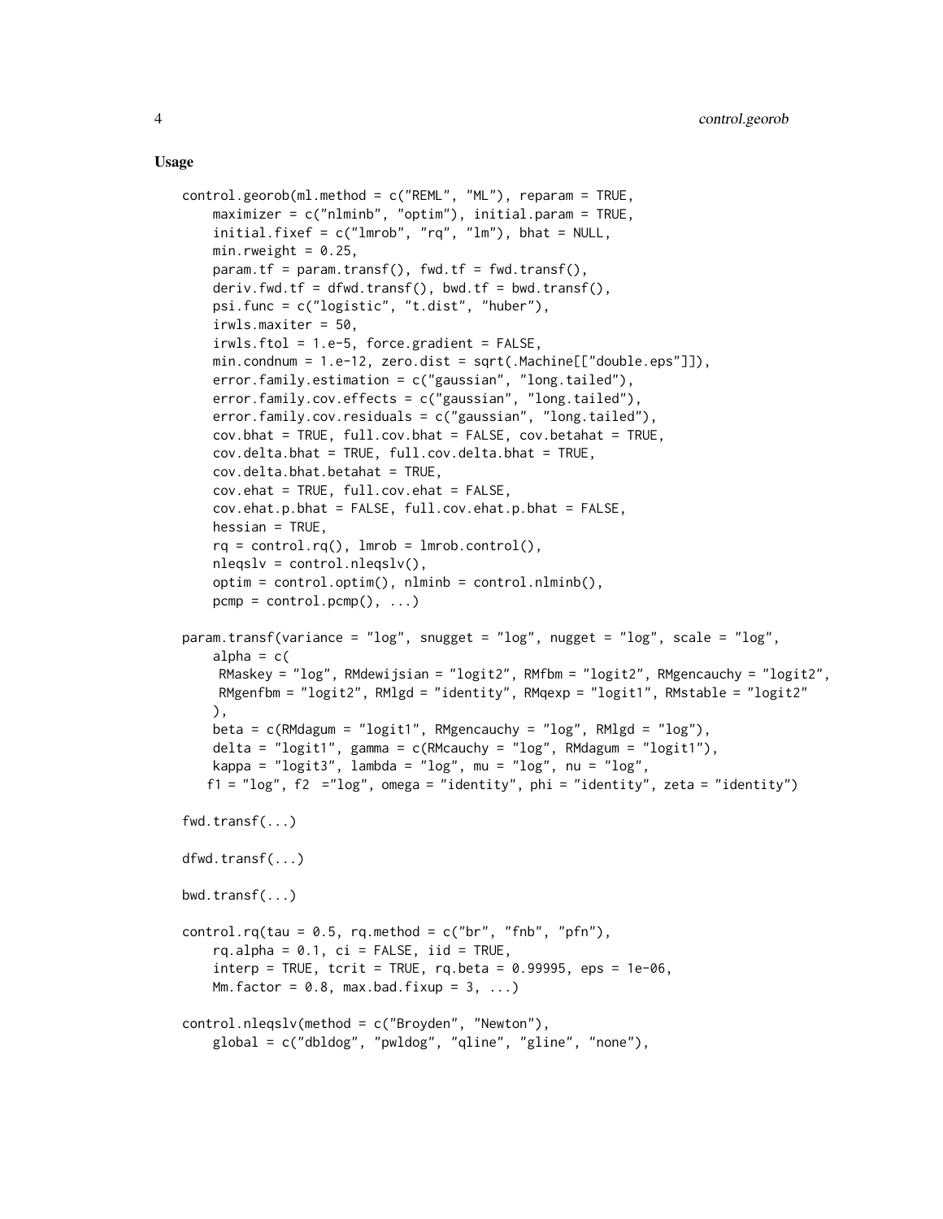**Usage**

```
control.georob(ml.method = c("REML", "ML"), reparam = TRUE,
    maximizer = c("nlminb", "optim"), initial.param = TRUE,
    initial.fixef = c("lmrob", "rq", "lm"), bhat = NULL,
    min.rweight = 0.25,
    param.tf = param.transf(), fwd.tf = fwd.transf(),
    deriv.fwd.tf = dfwd.transf(), bwd.tf = bwd.transf(),
    psi.func = c("logistic", "t.dist", "huber"),
    irwls.maxiter = 50,
    irwls.ftol = 1.e-5, force.gradient = FALSE,
    min.condnum = 1.e-12, zero.dist = sqrt(.Machine[["double.eps"]]),
    error.family.estimation = c("gaussian", "long.tailed"),
    error.family.cov.effects = c("gaussian", "long.tailed"),
    error.family.cov.residuals = c("gaussian", "long.tailed"),
    cov.bhat = TRUE, full.cov.bhat = FALSE, cov.betahat = TRUE,
    cov.delta.bhat = TRUE, full.cov.delta.bhat = TRUE,
    cov.delta.bhat.betahat = TRUE,
    cov.ehat = TRUE, full.cov.ehat = FALSE,
    cov.ehat.p.bhat = FALSE, full.cov.ehat.p.bhat = FALSE,
    hessian = TRUE,
    rq = control.rq(), lmrob = lmrob.control(),
    nleqslv = control.nleqslv(),
    optim = control.optim(), nlminb = control.nlminb(),
    pcmp = control.pcmp(), ...)

param.transf(variance = "log", snugget = "log", nugget = "log", scale = "log",
    alpha = c(
     RMaskey = "log", RMdewijsian = "logit2", RMfbm = "logit2", RMgencauchy = "logit2",
     RMgenfbm = "logit2", RMlgd = "identity", RMqexp = "logit1", RMstable = "logit2"
    ),
    beta = c(RMdagum = "logit1", RMgencauchy = "log", RMlgd = "log"),
    delta = "logit1", gamma = c(RMcauchy = "log", RMdagum = "logit1"),
    kappa = "logit3", lambda = "log", mu = "log", nu = "log",
   f1 = "log", f2  ="log", omega = "identity", phi = "identity", zeta = "identity")

fwd.transf(...)

dfwd.transf(...)

bwd.transf(...)

control.rq(tau = 0.5, rq.method = c("br", "fnb", "pfn"),
    rq.alpha = 0.1, ci = FALSE, iid = TRUE,
    interp = TRUE, tcrit = TRUE, rq.beta = 0.99995, eps = 1e-06,
    Mm.factor = 0.8, max.bad.fixup = 3, ...)

control.nleqslv(method = c("Broyden", "Newton"),
    global = c("dbldog", "pwldog", "qline", "gline", "none"),
```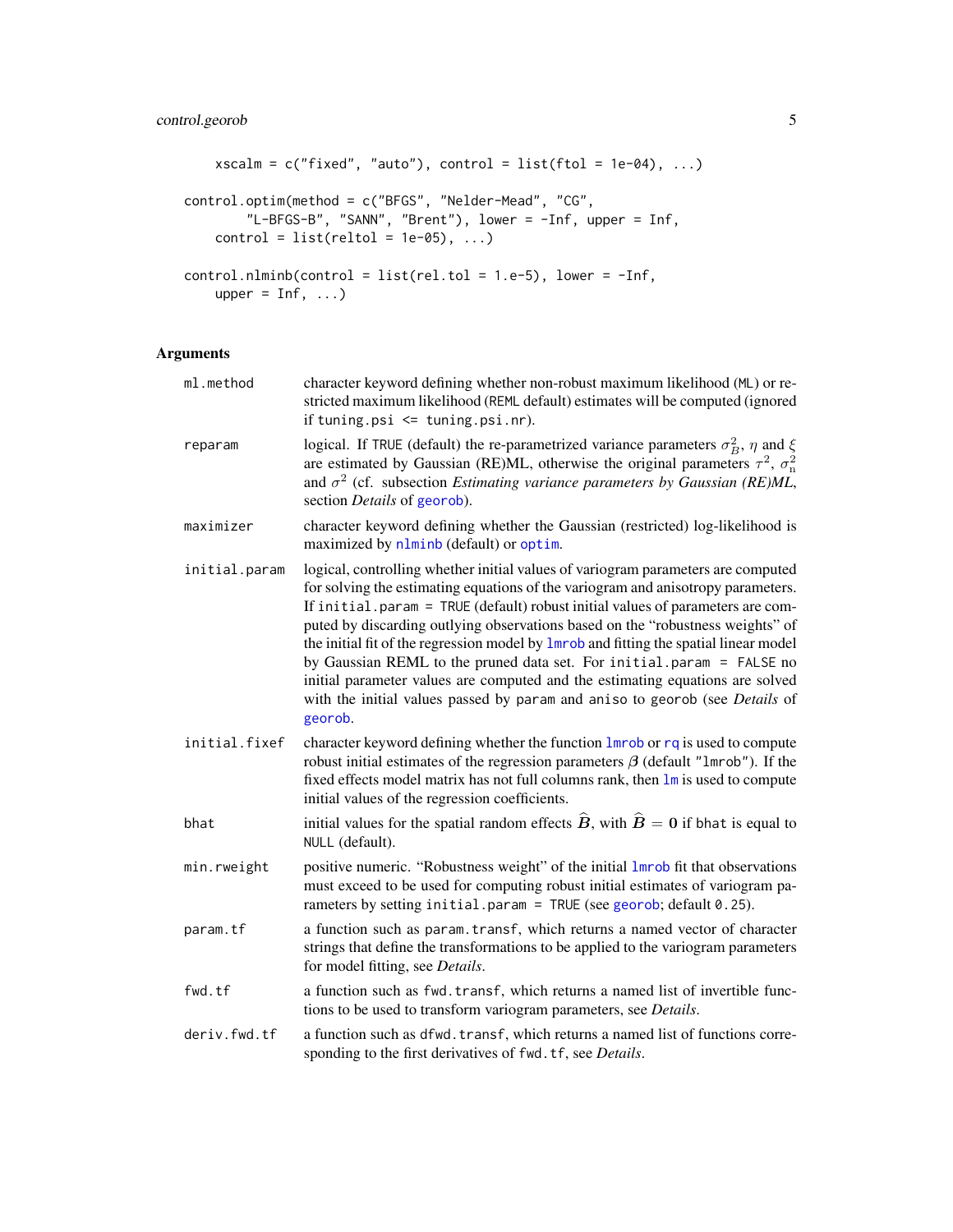```
    xscalm = c("fixed", "auto"), control = list(ftol = 1e-04), ...)

control.optim(method = c("BFGS", "Nelder-Mead", "CG",
        "L-BFGS-B", "SANN", "Brent"), lower = -Inf, upper = Inf,
    control = list(reltol = 1e-05), ...)

control.nlminb(control = list(rel.tol = 1.e-5), lower = -Inf,
    upper = Inf, ...)
```

## Arguments

| | |
|---|---|
| `ml.method` | character keyword defining whether non-robust maximum likelihood (ML) or restricted maximum likelihood (REML default) estimates will be computed (ignored if `tuning.psi <= tuning.psi.nr`). |
| `reparam` | logical. If TRUE (default) the re-parametrized variance parameters $\sigma_B^2$, $\eta$ and $\xi$ are estimated by Gaussian (RE)ML, otherwise the original parameters $\tau^2$, $\sigma_{\mathrm{n}}^2$ and $\sigma^2$ (cf. subsection *Estimating variance parameters by Gaussian (RE)ML*, section *Details* of `georob`). |
| `maximizer` | character keyword defining whether the Gaussian (restricted) log-likelihood is maximized by `nlminb` (default) or `optim`. |
| `initial.param` | logical, controlling whether initial values of variogram parameters are computed for solving the estimating equations of the variogram and anisotropy parameters. If `initial.param = TRUE` (default) robust initial values of parameters are computed by discarding outlying observations based on the "robustness weights" of the initial fit of the regression model by `lmrob` and fitting the spatial linear model by Gaussian REML to the pruned data set. For `initial.param = FALSE` no initial parameter values are computed and the estimating equations are solved with the initial values passed by `param` and `aniso` to `georob` (see *Details* of `georob`. |
| `initial.fixef` | character keyword defining whether the function `lmrob` or `rq` is used to compute robust initial estimates of the regression parameters $\boldsymbol{\beta}$ (default "lmrob"). If the fixed effects model matrix has not full columns rank, then `lm` is used to compute initial values of the regression coefficients. |
| `bhat` | initial values for the spatial random effects $\widehat{\boldsymbol{B}}$, with $\widehat{\boldsymbol{B}} = \mathbf{0}$ if `bhat` is equal to NULL (default). |
| `min.rweight` | positive numeric. "Robustness weight" of the initial `lmrob` fit that observations must exceed to be used for computing robust initial estimates of variogram parameters by setting `initial.param = TRUE` (see `georob`; default 0.25). |
| `param.tf` | a function such as `param.transf`, which returns a named vector of character strings that define the transformations to be applied to the variogram parameters for model fitting, see *Details*. |
| `fwd.tf` | a function such as `fwd.transf`, which returns a named list of invertible functions to be used to transform variogram parameters, see *Details*. |
| `deriv.fwd.tf` | a function such as `dfwd.transf`, which returns a named list of functions corresponding to the first derivatives of `fwd.tf`, see *Details*. |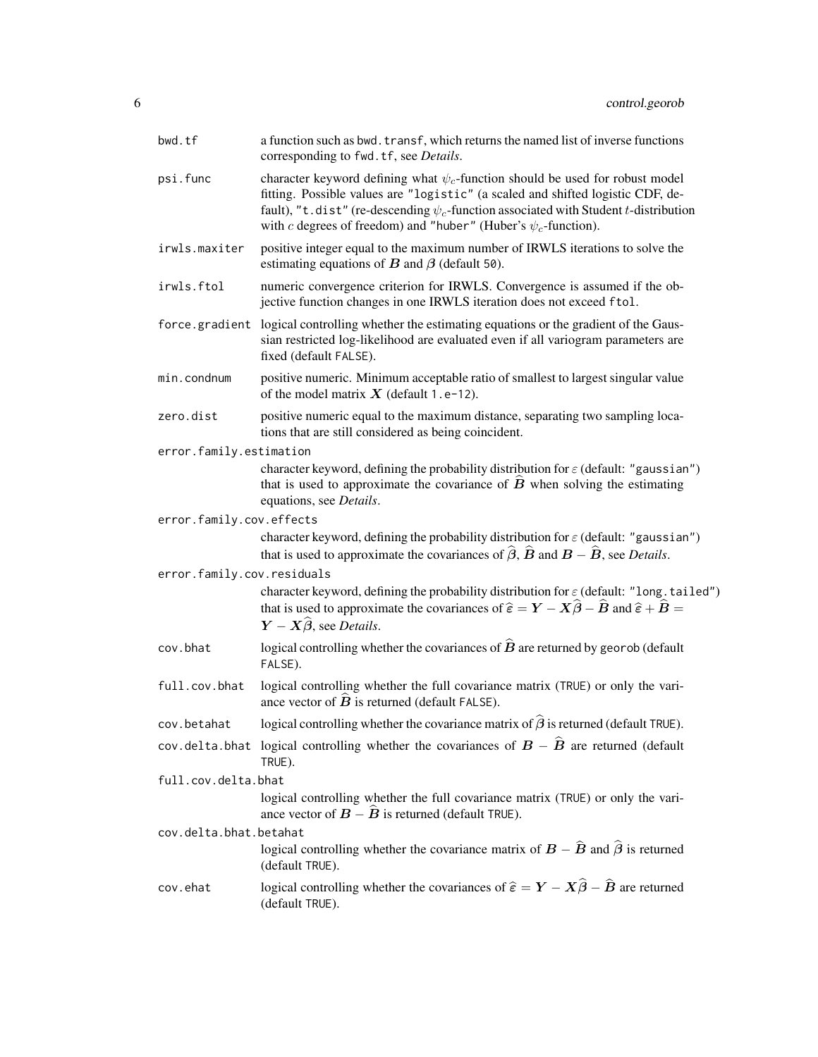`bwd.tf`
: a function such as `bwd.transf`, which returns the named list of inverse functions corresponding to `fwd.tf`, see *Details*.

`psi.func`
: character keyword defining what $\psi_c$-function should be used for robust model fitting. Possible values are `"logistic"` (a scaled and shifted logistic CDF, default), `"t.dist"` (re-descending $\psi_c$-function associated with Student $t$-distribution with $c$ degrees of freedom) and `"huber"` (Huber's $\psi_c$-function).

`irwls.maxiter`
: positive integer equal to the maximum number of IRWLS iterations to solve the estimating equations of $\boldsymbol{B}$ and $\boldsymbol{\beta}$ (default `50`).

`irwls.ftol`
: numeric convergence criterion for IRWLS. Convergence is assumed if the objective function changes in one IRWLS iteration does not exceed `ftol`.

`force.gradient`
: logical controlling whether the estimating equations or the gradient of the Gaussian restricted log-likelihood are evaluated even if all variogram parameters are fixed (default `FALSE`).

`min.condnum`
: positive numeric. Minimum acceptable ratio of smallest to largest singular value of the model matrix $\boldsymbol{X}$ (default `1.e-12`).

`zero.dist`
: positive numeric equal to the maximum distance, separating two sampling locations that are still considered as being coincident.

`error.family.estimation`
: character keyword, defining the probability distribution for $\varepsilon$ (default: `"gaussian"`) that is used to approximate the covariance of $\widehat{\boldsymbol{B}}$ when solving the estimating equations, see *Details*.

`error.family.cov.effects`
: character keyword, defining the probability distribution for $\varepsilon$ (default: `"gaussian"`) that is used to approximate the covariances of $\widehat{\boldsymbol{\beta}}$, $\widehat{\boldsymbol{B}}$ and $\boldsymbol{B} - \widehat{\boldsymbol{B}}$, see *Details*.

`error.family.cov.residuals`
: character keyword, defining the probability distribution for $\varepsilon$ (default: `"long.tailed"`) that is used to approximate the covariances of $\widehat{\boldsymbol{\varepsilon}} = \boldsymbol{Y} - \boldsymbol{X}\widehat{\boldsymbol{\beta}} - \widehat{\boldsymbol{B}}$ and $\widehat{\boldsymbol{\varepsilon}} + \widehat{\boldsymbol{B}} = \boldsymbol{Y} - \boldsymbol{X}\widehat{\boldsymbol{\beta}}$, see *Details*.

`cov.bhat`
: logical controlling whether the covariances of $\widehat{\boldsymbol{B}}$ are returned by `georob` (default `FALSE`).

`full.cov.bhat`
: logical controlling whether the full covariance matrix (`TRUE`) or only the variance vector of $\widehat{\boldsymbol{B}}$ is returned (default `FALSE`).

`cov.betahat`
: logical controlling whether the covariance matrix of $\widehat{\boldsymbol{\beta}}$ is returned (default `TRUE`).

`cov.delta.bhat`
: logical controlling whether the covariances of $\boldsymbol{B} - \widehat{\boldsymbol{B}}$ are returned (default `TRUE`).

`full.cov.delta.bhat`
: logical controlling whether the full covariance matrix (`TRUE`) or only the variance vector of $\boldsymbol{B} - \widehat{\boldsymbol{B}}$ is returned (default `TRUE`).

`cov.delta.bhat.betahat`
: logical controlling whether the covariance matrix of $\boldsymbol{B} - \widehat{\boldsymbol{B}}$ and $\widehat{\boldsymbol{\beta}}$ is returned (default `TRUE`).

`cov.ehat`
: logical controlling whether the covariances of $\widehat{\boldsymbol{\varepsilon}} = \boldsymbol{Y} - \boldsymbol{X}\widehat{\boldsymbol{\beta}} - \widehat{\boldsymbol{B}}$ are returned (default `TRUE`).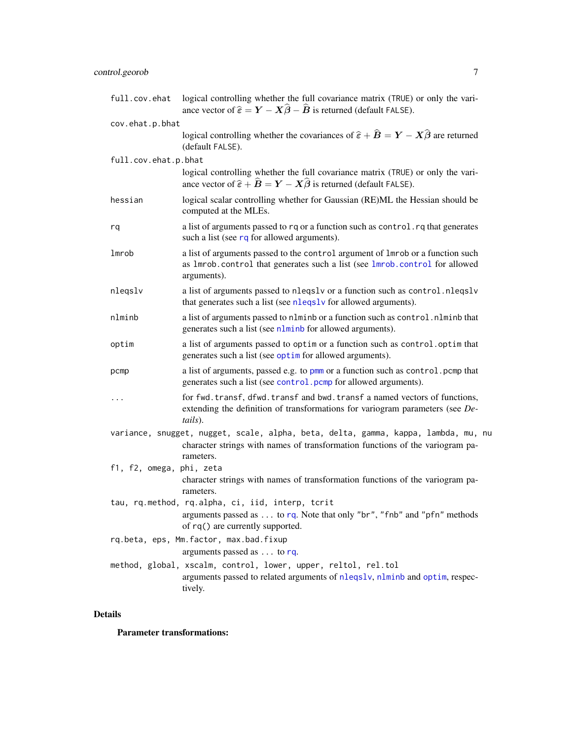`full.cov.ehat`
: logical controlling whether the full covariance matrix (`TRUE`) or only the variance vector of $\widehat{\varepsilon} = \boldsymbol{Y} - \boldsymbol{X}\widehat{\boldsymbol{\beta}} - \widehat{\boldsymbol{B}}$ is returned (default `FALSE`).

`cov.ehat.p.bhat`
: logical controlling whether the covariances of $\widehat{\varepsilon} + \widehat{\boldsymbol{B}} = \boldsymbol{Y} - \boldsymbol{X}\widehat{\boldsymbol{\beta}}$ are returned (default `FALSE`).

`full.cov.ehat.p.bhat`
: logical controlling whether the full covariance matrix (`TRUE`) or only the variance vector of $\widehat{\varepsilon} + \widehat{\boldsymbol{B}} = \boldsymbol{Y} - \boldsymbol{X}\widehat{\boldsymbol{\beta}}$ is returned (default `FALSE`).

`hessian`
: logical scalar controlling whether for Gaussian (RE)ML the Hessian should be computed at the MLEs.

`rq`
: a list of arguments passed to `rq` or a function such as `control.rq` that generates such a list (see `rq` for allowed arguments).

`lmrob`
: a list of arguments passed to the `control` argument of `lmrob` or a function such as `lmrob.control` that generates such a list (see `lmrob.control` for allowed arguments).

`nleqslv`
: a list of arguments passed to `nleqslv` or a function such as `control.nleqslv` that generates such a list (see `nleqslv` for allowed arguments).

`nlminb`
: a list of arguments passed to `nlminb` or a function such as `control.nlminb` that generates such a list (see `nlminb` for allowed arguments).

`optim`
: a list of arguments passed to `optim` or a function such as `control.optim` that generates such a list (see `optim` for allowed arguments).

`pcmp`
: a list of arguments, passed e.g. to `pmm` or a function such as `control.pcmp` that generates such a list (see `control.pcmp` for allowed arguments).

`...`
: for `fwd.transf`, `dfwd.transf` and `bwd.transf` a named vectors of functions, extending the definition of transformations for variogram parameters (see *Details*).

`variance, snugget, nugget, scale, alpha, beta, delta, gamma, kappa, lambda, mu, nu`
: character strings with names of transformation functions of the variogram parameters.

`f1, f2, omega, phi, zeta`
: character strings with names of transformation functions of the variogram parameters.

`tau, rq.method, rq.alpha, ci, iid, interp, tcrit`
: arguments passed as `...` to `rq`. Note that only `"br"`, `"fnb"` and `"pfn"` methods of `rq()` are currently supported.

`rq.beta, eps, Mm.factor, max.bad.fixup`
: arguments passed as `...` to `rq`.

`method, global, xscalm, control, lower, upper, reltol, rel.tol`
: arguments passed to related arguments of `nleqslv`, `nlminb` and `optim`, respectively.

## Details

**Parameter transformations:**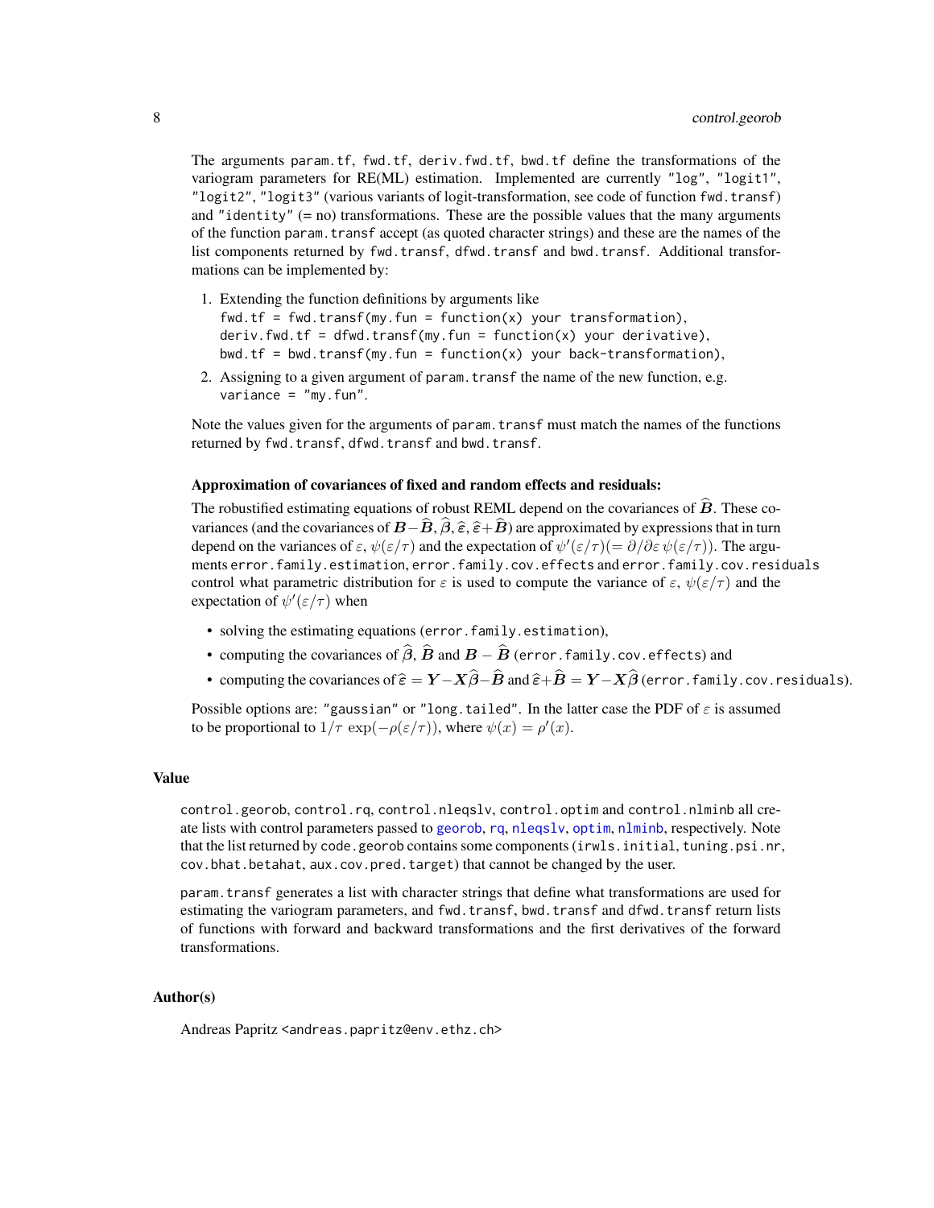The arguments `param.tf`, `fwd.tf`, `deriv.fwd.tf`, `bwd.tf` define the transformations of the variogram parameters for RE(ML) estimation. Implemented are currently `"log"`, `"logit1"`, `"logit2"`, `"logit3"` (various variants of logit-transformation, see code of function `fwd.transf`) and `"identity"` (= no) transformations. These are the possible values that the many arguments of the function `param.transf` accept (as quoted character strings) and these are the names of the list components returned by `fwd.transf`, `dfwd.transf` and `bwd.transf`. Additional transformations can be implemented by:

1. Extending the function definitions by arguments like
   `fwd.tf = fwd.transf(my.fun = function(x) your transformation),`
   `deriv.fwd.tf = dfwd.transf(my.fun = function(x) your derivative),`
   `bwd.tf = bwd.transf(my.fun = function(x) your back-transformation),`
2. Assigning to a given argument of `param.transf` the name of the new function, e.g.
   `variance = "my.fun"`.

Note the values given for the arguments of `param.transf` must match the names of the functions returned by `fwd.transf`, `dfwd.transf` and `bwd.transf`.

**Approximation of covariances of fixed and random effects and residuals:**

The robustified estimating equations of robust REML depend on the covariances of $\widehat{\boldsymbol{B}}$. These covariances (and the covariances of $\boldsymbol{B}-\widehat{\boldsymbol{B}}$, $\widehat{\boldsymbol{\beta}}$, $\widehat{\varepsilon}$, $\widehat{\varepsilon}+\widehat{\boldsymbol{B}}$) are approximated by expressions that in turn depend on the variances of $\varepsilon$, $\psi(\varepsilon/\tau)$ and the expectation of $\psi'(\varepsilon/\tau)(=\partial/\partial\varepsilon\,\psi(\varepsilon/\tau))$. The arguments `error.family.estimation`, `error.family.cov.effects` and `error.family.cov.residuals` control what parametric distribution for $\varepsilon$ is used to compute the variance of $\varepsilon$, $\psi(\varepsilon/\tau)$ and the expectation of $\psi'(\varepsilon/\tau)$ when

- solving the estimating equations (`error.family.estimation`),
- computing the covariances of $\widehat{\boldsymbol{\beta}}$, $\widehat{\boldsymbol{B}}$ and $\boldsymbol{B}-\widehat{\boldsymbol{B}}$ (`error.family.cov.effects`) and
- computing the covariances of $\widehat{\varepsilon}=\boldsymbol{Y}-\boldsymbol{X}\widehat{\boldsymbol{\beta}}-\widehat{\boldsymbol{B}}$ and $\widehat{\varepsilon}+\widehat{\boldsymbol{B}}=\boldsymbol{Y}-\boldsymbol{X}\widehat{\boldsymbol{\beta}}$ (`error.family.cov.residuals`).

Possible options are: `"gaussian"` or `"long.tailed"`. In the latter case the PDF of $\varepsilon$ is assumed to be proportional to $1/\tau\,\exp(-\rho(\varepsilon/\tau))$, where $\psi(x)=\rho'(x)$.

## Value

`control.georob`, `control.rq`, `control.nleqslv`, `control.optim` and `control.nlminb` all create lists with control parameters passed to `georob`, `rq`, `nleqslv`, `optim`, `nlminb`, respectively. Note that the list returned by `code.georob` contains some components (`irwls.initial`, `tuning.psi.nr`, `cov.bhat.betahat`, `aux.cov.pred.target`) that cannot be changed by the user.

`param.transf` generates a list with character strings that define what transformations are used for estimating the variogram parameters, and `fwd.transf`, `bwd.transf` and `dfwd.transf` return lists of functions with forward and backward transformations and the first derivatives of the forward transformations.

## Author(s)

Andreas Papritz <andreas.papritz@env.ethz.ch>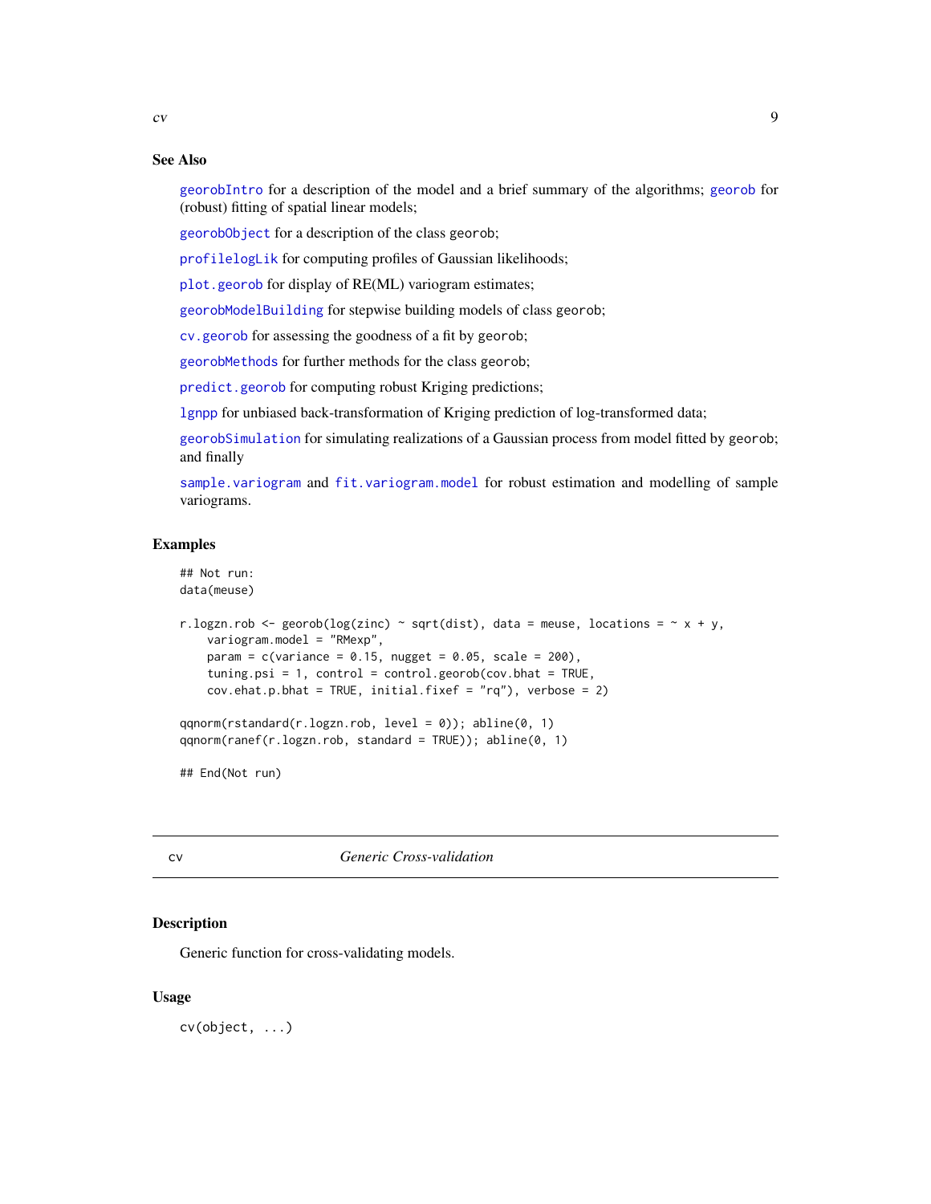### See Also

georobIntro for a description of the model and a brief summary of the algorithms; georob for (robust) fitting of spatial linear models;

georobObject for a description of the class georob;

profilelogLik for computing profiles of Gaussian likelihoods;

plot.georob for display of RE(ML) variogram estimates;

georobModelBuilding for stepwise building models of class georob;

cv.georob for assessing the goodness of a fit by georob;

georobMethods for further methods for the class georob;

predict.georob for computing robust Kriging predictions;

lgnpp for unbiased back-transformation of Kriging prediction of log-transformed data;

georobSimulation for simulating realizations of a Gaussian process from model fitted by georob; and finally

sample.variogram and fit.variogram.model for robust estimation and modelling of sample variograms.

### Examples

```
## Not run:
data(meuse)

r.logzn.rob <- georob(log(zinc) ~ sqrt(dist), data = meuse, locations = ~ x + y,
    variogram.model = "RMexp",
    param = c(variance = 0.15, nugget = 0.05, scale = 200),
    tuning.psi = 1, control = control.georob(cov.bhat = TRUE,
    cov.ehat.p.bhat = TRUE, initial.fixef = "rq"), verbose = 2)

qqnorm(rstandard(r.logzn.rob, level = 0)); abline(0, 1)
qqnorm(ranef(r.logzn.rob, standard = TRUE)); abline(0, 1)

## End(Not run)
```

---

## cv — *Generic Cross-validation*

### Description

Generic function for cross-validating models.

### Usage

```
cv(object, ...)
```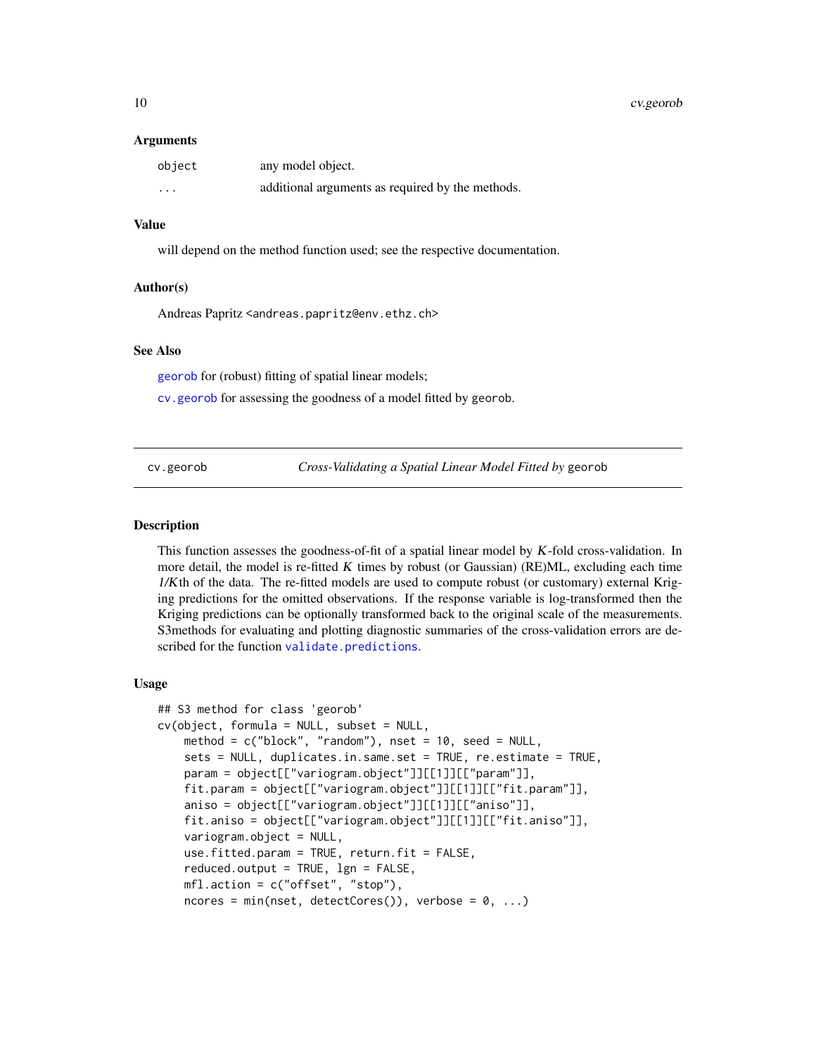### Arguments

| | |
|---|---|
| `object` | any model object. |
| `...` | additional arguments as required by the methods. |

### Value

will depend on the method function used; see the respective documentation.

### Author(s)

Andreas Papritz <andreas.papritz@env.ethz.ch>

### See Also

`georob` for (robust) fitting of spatial linear models;

`cv.georob` for assessing the goodness of a model fitted by `georob`.

---

## cv.georob — *Cross-Validating a Spatial Linear Model Fitted by* `georob`

---

### Description

This function assesses the goodness-of-fit of a spatial linear model by $K$-fold cross-validation. In more detail, the model is re-fitted $K$ times by robust (or Gaussian) (RE)ML, excluding each time $1/K$th of the data. The re-fitted models are used to compute robust (or customary) external Kriging predictions for the omitted observations. If the response variable is log-transformed then the Kriging predictions can be optionally transformed back to the original scale of the measurements. S3methods for evaluating and plotting diagnostic summaries of the cross-validation errors are described for the function `validate.predictions`.

### Usage

```
## S3 method for class 'georob'
cv(object, formula = NULL, subset = NULL,
    method = c("block", "random"), nset = 10, seed = NULL,
    sets = NULL, duplicates.in.same.set = TRUE, re.estimate = TRUE,
    param = object[["variogram.object"]][[1]][["param"]],
    fit.param = object[["variogram.object"]][[1]][["fit.param"]],
    aniso = object[["variogram.object"]][[1]][["aniso"]],
    fit.aniso = object[["variogram.object"]][[1]][["fit.aniso"]],
    variogram.object = NULL,
    use.fitted.param = TRUE, return.fit = FALSE,
    reduced.output = TRUE, lgn = FALSE,
    mfl.action = c("offset", "stop"),
    ncores = min(nset, detectCores()), verbose = 0, ...)
```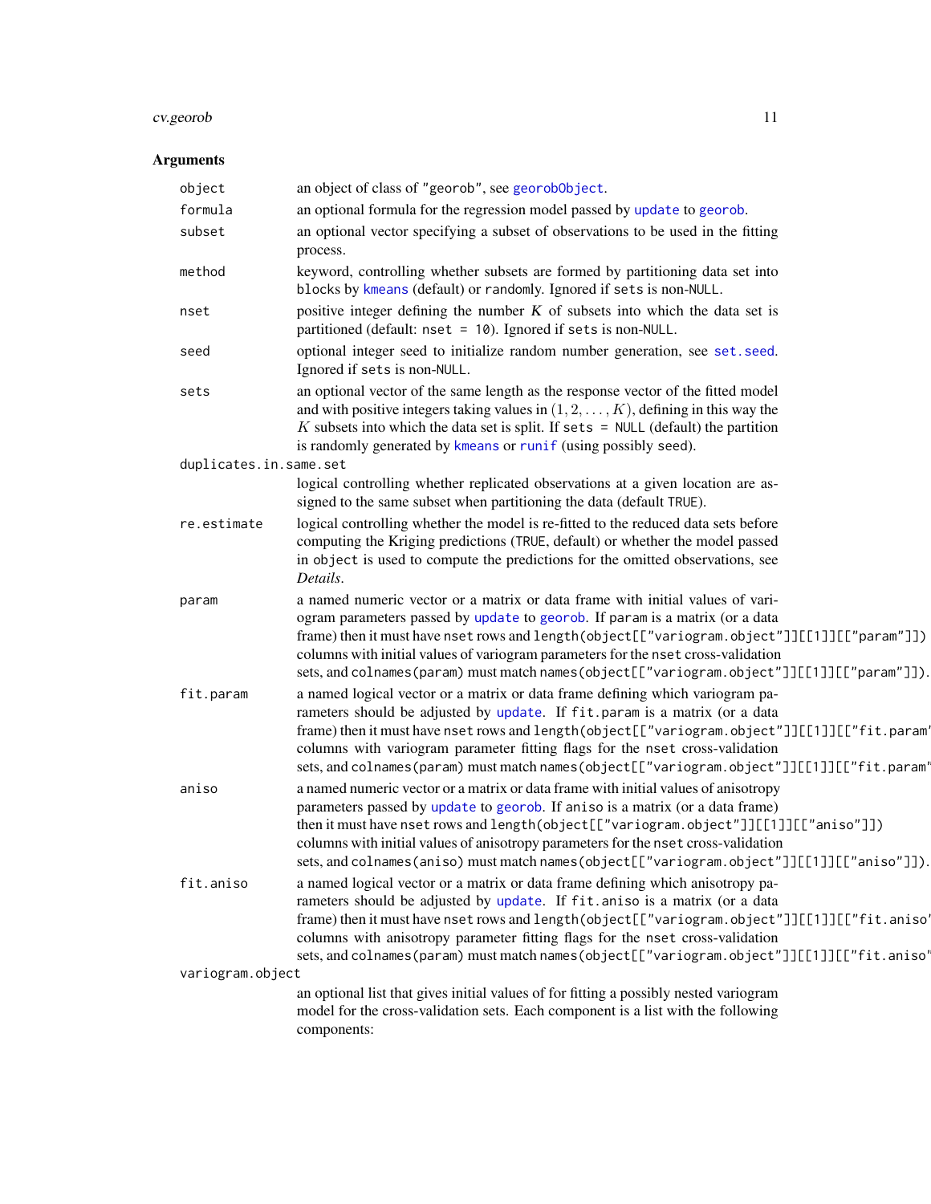## Arguments

`object` an object of class of "georob", see `georobObject`.

`formula` an optional formula for the regression model passed by `update` to `georob`.

`subset` an optional vector specifying a subset of observations to be used in the fitting process.

`method` keyword, controlling whether subsets are formed by partitioning data set into blocks by `kmeans` (default) or randomly. Ignored if `sets` is non-NULL.

`nset` positive integer defining the number $K$ of subsets into which the data set is partitioned (default: `nset = 10`). Ignored if `sets` is non-NULL.

`seed` optional integer seed to initialize random number generation, see `set.seed`. Ignored if `sets` is non-NULL.

`sets` an optional vector of the same length as the response vector of the fitted model and with positive integers taking values in $(1, 2, \ldots, K)$, defining in this way the $K$ subsets into which the data set is split. If `sets = NULL` (default) the partition is randomly generated by `kmeans` or `runif` (using possibly seed).

`duplicates.in.same.set` logical controlling whether replicated observations at a given location are assigned to the same subset when partitioning the data (default `TRUE`).

`re.estimate` logical controlling whether the model is re-fitted to the reduced data sets before computing the Kriging predictions (`TRUE`, default) or whether the model passed in `object` is used to compute the predictions for the omitted observations, see *Details*.

`param` a named numeric vector or a matrix or data frame with initial values of variogram parameters passed by `update` to `georob`. If `param` is a matrix (or a data frame) then it must have `nset` rows and `length(object[["variogram.object"]][[1]][["param"]])` columns with initial values of variogram parameters for the `nset` cross-validation sets, and `colnames(param)` must match `names(object[["variogram.object"]][[1]][["param"]])`.

`fit.param` a named logical vector or a matrix or data frame defining which variogram parameters should be adjusted by `update`. If `fit.param` is a matrix (or a data frame) then it must have `nset` rows and `length(object[["variogram.object"]][[1]][["fit.param"]])` columns with variogram parameter fitting flags for the `nset` cross-validation sets, and `colnames(param)` must match `names(object[["variogram.object"]][[1]][["fit.param"]])`.

`aniso` a named numeric vector or a matrix or data frame with initial values of anisotropy parameters passed by `update` to `georob`. If `aniso` is a matrix (or a data frame) then it must have `nset` rows and `length(object[["variogram.object"]][[1]][["aniso"]])` columns with initial values of anisotropy parameters for the `nset` cross-validation sets, and `colnames(aniso)` must match `names(object[["variogram.object"]][[1]][["aniso"]])`.

`fit.aniso` a named logical vector or a matrix or data frame defining which anisotropy parameters should be adjusted by `update`. If `fit.aniso` is a matrix (or a data frame) then it must have `nset` rows and `length(object[["variogram.object"]][[1]][["fit.aniso"]])` columns with anisotropy parameter fitting flags for the `nset` cross-validation sets, and `colnames(param)` must match `names(object[["variogram.object"]][[1]][["fit.aniso"]])`.

`variogram.object` an optional list that gives initial values of for fitting a possibly nested variogram model for the cross-validation sets. Each component is a list with the following components: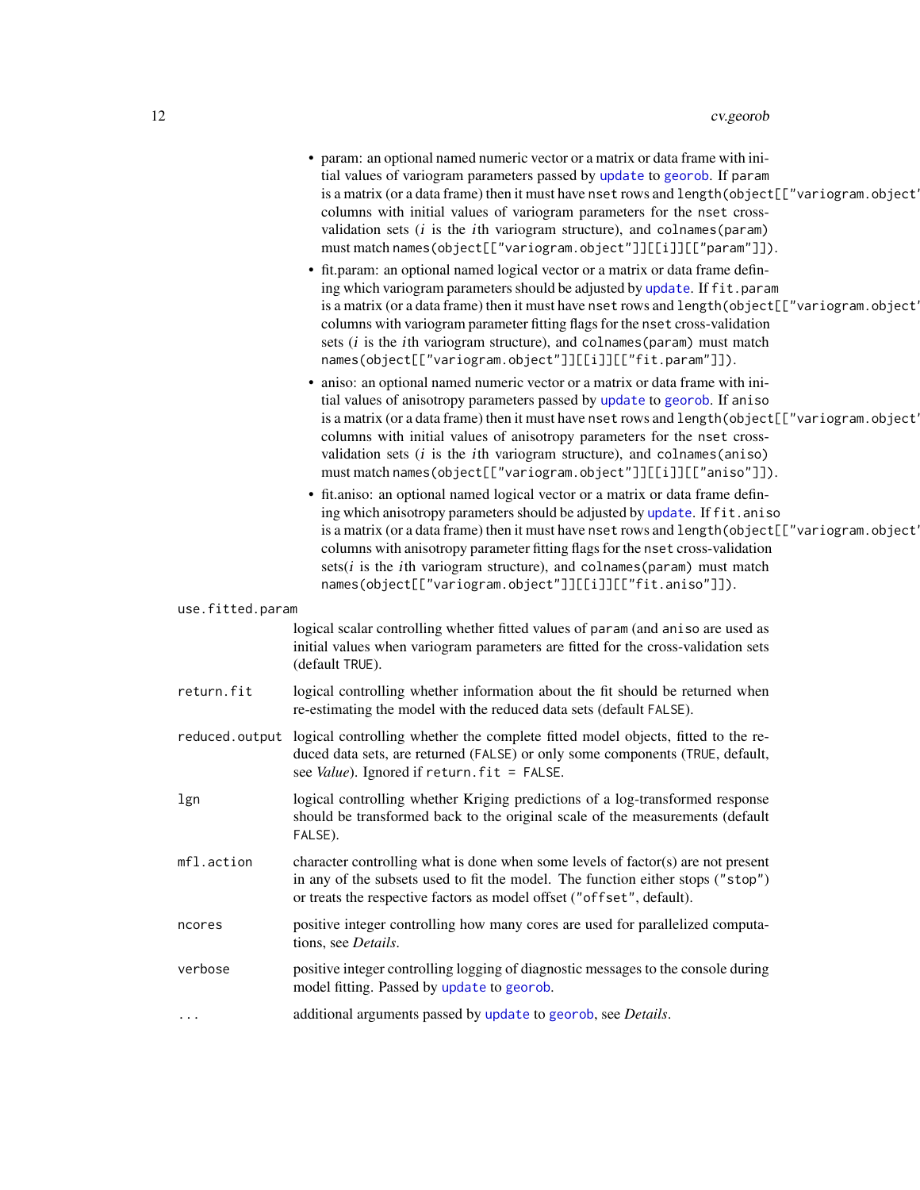- param: an optional named numeric vector or a matrix or data frame with initial values of variogram parameters passed by `update` to `georob`. If `param` is a matrix (or a data frame) then it must have `nset` rows and `length(object[["variogram.object"]])` columns with initial values of variogram parameters for the `nset` cross-validation sets (*i* is the *i*th variogram structure), and `colnames(param)` must match `names(object[["variogram.object"]][[i]][["param"]])`.
- fit.param: an optional named logical vector or a matrix or data frame defining which variogram parameters should be adjusted by `update`. If `fit.param` is a matrix (or a data frame) then it must have `nset` rows and `length(object[["variogram.object"]])` columns with variogram parameter fitting flags for the `nset` cross-validation sets (*i* is the *i*th variogram structure), and `colnames(param)` must match `names(object[["variogram.object"]][[i]][["fit.param"]])`.
- aniso: an optional named numeric vector or a matrix or data frame with initial values of anisotropy parameters passed by `update` to `georob`. If `aniso` is a matrix (or a data frame) then it must have `nset` rows and `length(object[["variogram.object"]])` columns with initial values of anisotropy parameters for the `nset` cross-validation sets (*i* is the *i*th variogram structure), and `colnames(aniso)` must match `names(object[["variogram.object"]][[i]][["aniso"]])`.
- fit.aniso: an optional named logical vector or a matrix or data frame defining which anisotropy parameters should be adjusted by `update`. If `fit.aniso` is a matrix (or a data frame) then it must have `nset` rows and `length(object[["variogram.object"]])` columns with anisotropy parameter fitting flags for the `nset` cross-validation sets(*i* is the *i*th variogram structure), and `colnames(param)` must match `names(object[["variogram.object"]][[i]][["fit.aniso"]])`.

`use.fitted.param`
: logical scalar controlling whether fitted values of `param` (and `aniso` are used as initial values when variogram parameters are fitted for the cross-validation sets (default `TRUE`).

`return.fit`
: logical controlling whether information about the fit should be returned when re-estimating the model with the reduced data sets (default `FALSE`).

`reduced.output`
: logical controlling whether the complete fitted model objects, fitted to the reduced data sets, are returned (`FALSE`) or only some components (`TRUE`, default, see *Value*). Ignored if `return.fit = FALSE`.

`lgn`
: logical controlling whether Kriging predictions of a log-transformed response should be transformed back to the original scale of the measurements (default `FALSE`).

`mfl.action`
: character controlling what is done when some levels of factor(s) are not present in any of the subsets used to fit the model. The function either stops (`"stop"`) or treats the respective factors as model offset (`"offset"`, default).

`ncores`
: positive integer controlling how many cores are used for parallelized computations, see *Details*.

`verbose`
: positive integer controlling logging of diagnostic messages to the console during model fitting. Passed by `update` to `georob`.

`...`
: additional arguments passed by `update` to `georob`, see *Details*.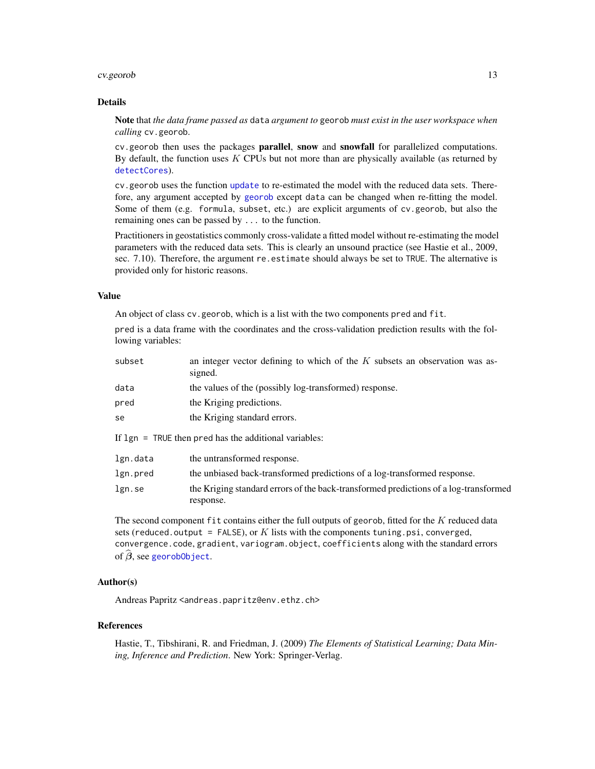## Details

**Note** that *the data frame passed as* `data` *argument to* `georob` *must exist in the user workspace when calling* `cv.georob`.

`cv.georob` then uses the packages **parallel**, **snow** and **snowfall** for parallelized computations. By default, the function uses $K$ CPUs but not more than are physically available (as returned by `detectCores`).

`cv.georob` uses the function `update` to re-estimated the model with the reduced data sets. Therefore, any argument accepted by `georob` except `data` can be changed when re-fitting the model. Some of them (e.g. `formula`, `subset`, etc.) are explicit arguments of `cv.georob`, but also the remaining ones can be passed by `...` to the function.

Practitioners in geostatistics commonly cross-validate a fitted model without re-estimating the model parameters with the reduced data sets. This is clearly an unsound practice (see Hastie et al., 2009, sec. 7.10). Therefore, the argument `re.estimate` should always be set to `TRUE`. The alternative is provided only for historic reasons.

## Value

An object of class `cv.georob`, which is a list with the two components `pred` and `fit`.

`pred` is a data frame with the coordinates and the cross-validation prediction results with the following variables:

| | |
|---|---|
| `subset` | an integer vector defining to which of the $K$ subsets an observation was assigned. |
| `data` | the values of the (possibly log-transformed) response. |
| `pred` | the Kriging predictions. |
| `se` | the Kriging standard errors. |

If `lgn = TRUE` then `pred` has the additional variables:

| | |
|---|---|
| `lgn.data` | the untransformed response. |
| `lgn.pred` | the unbiased back-transformed predictions of a log-transformed response. |
| `lgn.se` | the Kriging standard errors of the back-transformed predictions of a log-transformed response. |

The second component `fit` contains either the full outputs of `georob`, fitted for the $K$ reduced data sets (`reduced.output = FALSE`), or $K$ lists with the components `tuning.psi`, `converged`, `convergence.code`, `gradient`, `variogram.object`, `coefficients` along with the standard errors of $\widehat{\boldsymbol{\beta}}$, see `georobObject`.

## Author(s)

Andreas Papritz <andreas.papritz@env.ethz.ch>

## References

Hastie, T., Tibshirani, R. and Friedman, J. (2009) *The Elements of Statistical Learning; Data Mining, Inference and Prediction*. New York: Springer-Verlag.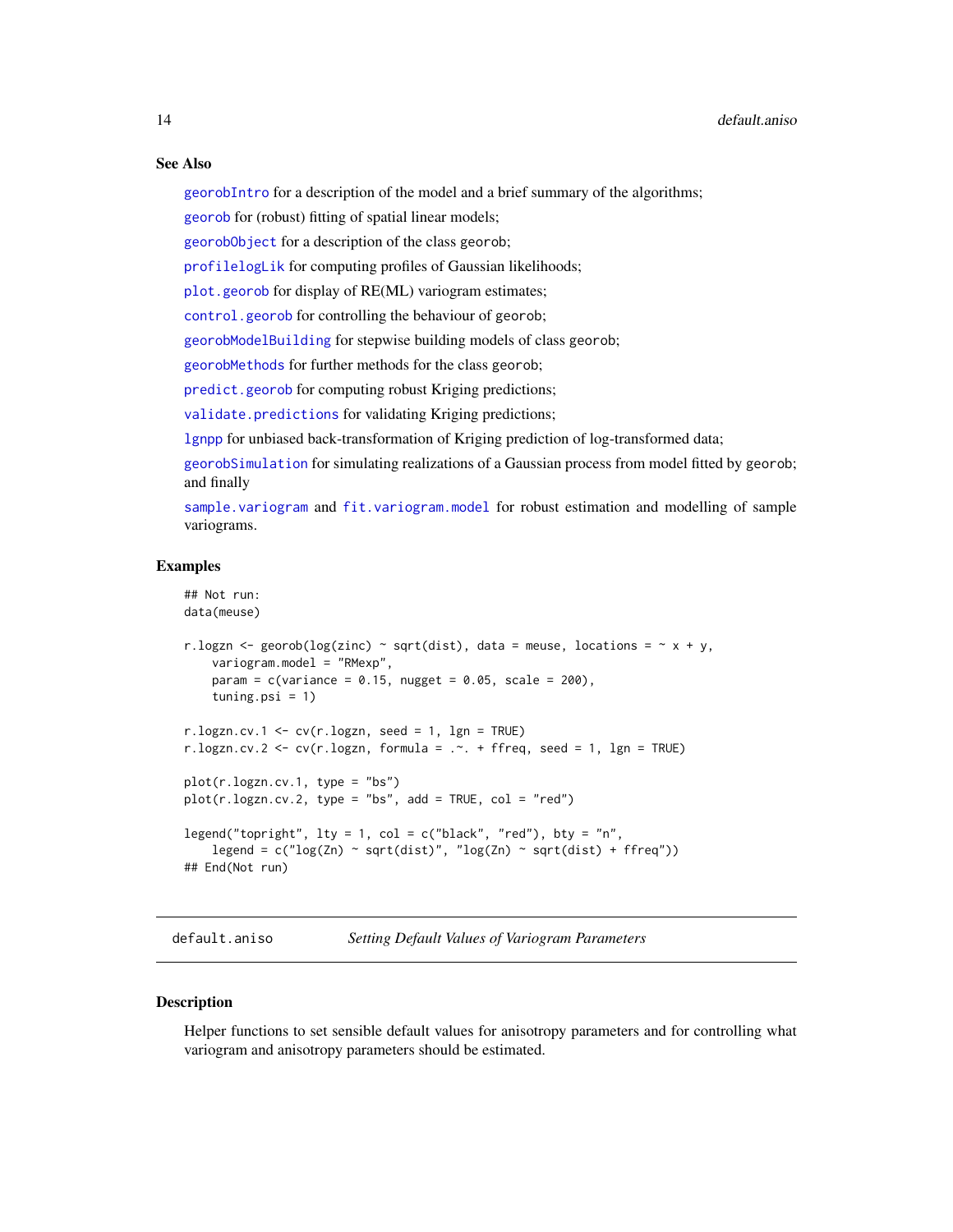### See Also

georobIntro for a description of the model and a brief summary of the algorithms;

georob for (robust) fitting of spatial linear models;

georobObject for a description of the class georob;

profilelogLik for computing profiles of Gaussian likelihoods;

plot.georob for display of RE(ML) variogram estimates;

control.georob for controlling the behaviour of georob;

georobModelBuilding for stepwise building models of class georob;

georobMethods for further methods for the class georob;

predict.georob for computing robust Kriging predictions;

validate.predictions for validating Kriging predictions;

lgnpp for unbiased back-transformation of Kriging prediction of log-transformed data;

georobSimulation for simulating realizations of a Gaussian process from model fitted by georob; and finally

sample.variogram and fit.variogram.model for robust estimation and modelling of sample variograms.

### Examples

```
## Not run:
data(meuse)

r.logzn <- georob(log(zinc) ~ sqrt(dist), data = meuse, locations = ~ x + y,
    variogram.model = "RMexp",
    param = c(variance = 0.15, nugget = 0.05, scale = 200),
    tuning.psi = 1)

r.logzn.cv.1 <- cv(r.logzn, seed = 1, lgn = TRUE)
r.logzn.cv.2 <- cv(r.logzn, formula = .~. + ffreq, seed = 1, lgn = TRUE)

plot(r.logzn.cv.1, type = "bs")
plot(r.logzn.cv.2, type = "bs", add = TRUE, col = "red")

legend("topright", lty = 1, col = c("black", "red"), bty = "n",
    legend = c("log(Zn) ~ sqrt(dist)", "log(Zn) ~ sqrt(dist) + ffreq"))
## End(Not run)
```

---

## default.aniso *Setting Default Values of Variogram Parameters*

### Description

Helper functions to set sensible default values for anisotropy parameters and for controlling what variogram and anisotropy parameters should be estimated.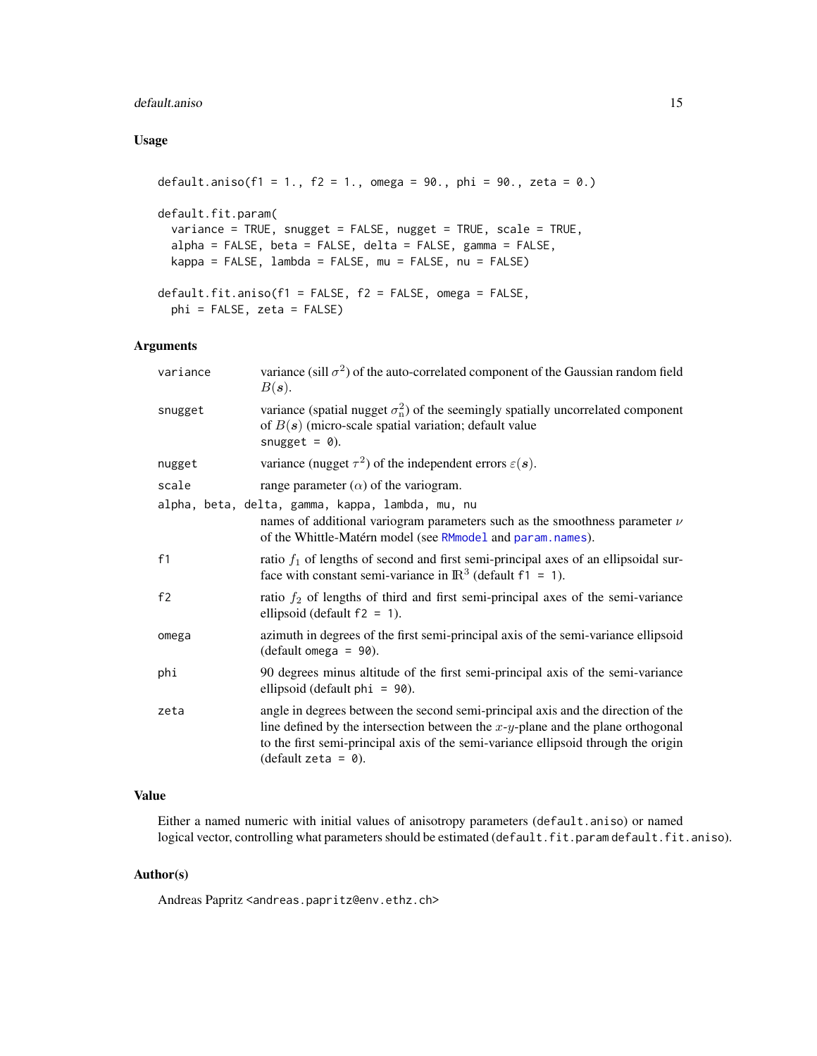## Usage

```
default.aniso(f1 = 1., f2 = 1., omega = 90., phi = 90., zeta = 0.)

default.fit.param(
  variance = TRUE, snugget = FALSE, nugget = TRUE, scale = TRUE,
  alpha = FALSE, beta = FALSE, delta = FALSE, gamma = FALSE,
  kappa = FALSE, lambda = FALSE, mu = FALSE, nu = FALSE)

default.fit.aniso(f1 = FALSE, f2 = FALSE, omega = FALSE,
  phi = FALSE, zeta = FALSE)
```

## Arguments

| | |
|---|---|
| `variance` | variance (sill $\sigma^2$) of the auto-correlated component of the Gaussian random field $B(\boldsymbol{s})$. |
| `snugget` | variance (spatial nugget $\sigma^2_{\mathrm{n}}$) of the seemingly spatially uncorrelated component of $B(\boldsymbol{s})$ (micro-scale spatial variation; default value `snugget = 0`). |
| `nugget` | variance (nugget $\tau^2$) of the independent errors $\varepsilon(\boldsymbol{s})$. |
| `scale` | range parameter ($\alpha$) of the variogram. |
| `alpha, beta, delta, gamma, kappa, lambda, mu, nu` | names of additional variogram parameters such as the smoothness parameter $\nu$ of the Whittle-Matérn model (see `RMmodel` and `param.names`). |
| `f1` | ratio $f_1$ of lengths of second and first semi-principal axes of an ellipsoidal surface with constant semi-variance in $\mathbb{R}^3$ (default `f1 = 1`). |
| `f2` | ratio $f_2$ of lengths of third and first semi-principal axes of the semi-variance ellipsoid (default `f2 = 1`). |
| `omega` | azimuth in degrees of the first semi-principal axis of the semi-variance ellipsoid (default `omega = 90`). |
| `phi` | 90 degrees minus altitude of the first semi-principal axis of the semi-variance ellipsoid (default `phi = 90`). |
| `zeta` | angle in degrees between the second semi-principal axis and the direction of the line defined by the intersection between the $x$-$y$-plane and the plane orthogonal to the first semi-principal axis of the semi-variance ellipsoid through the origin (default `zeta = 0`). |

## Value

Either a named numeric with initial values of anisotropy parameters (`default.aniso`) or named logical vector, controlling what parameters should be estimated (`default.fit.param` `default.fit.aniso`).

## Author(s)

Andreas Papritz <andreas.papritz@env.ethz.ch>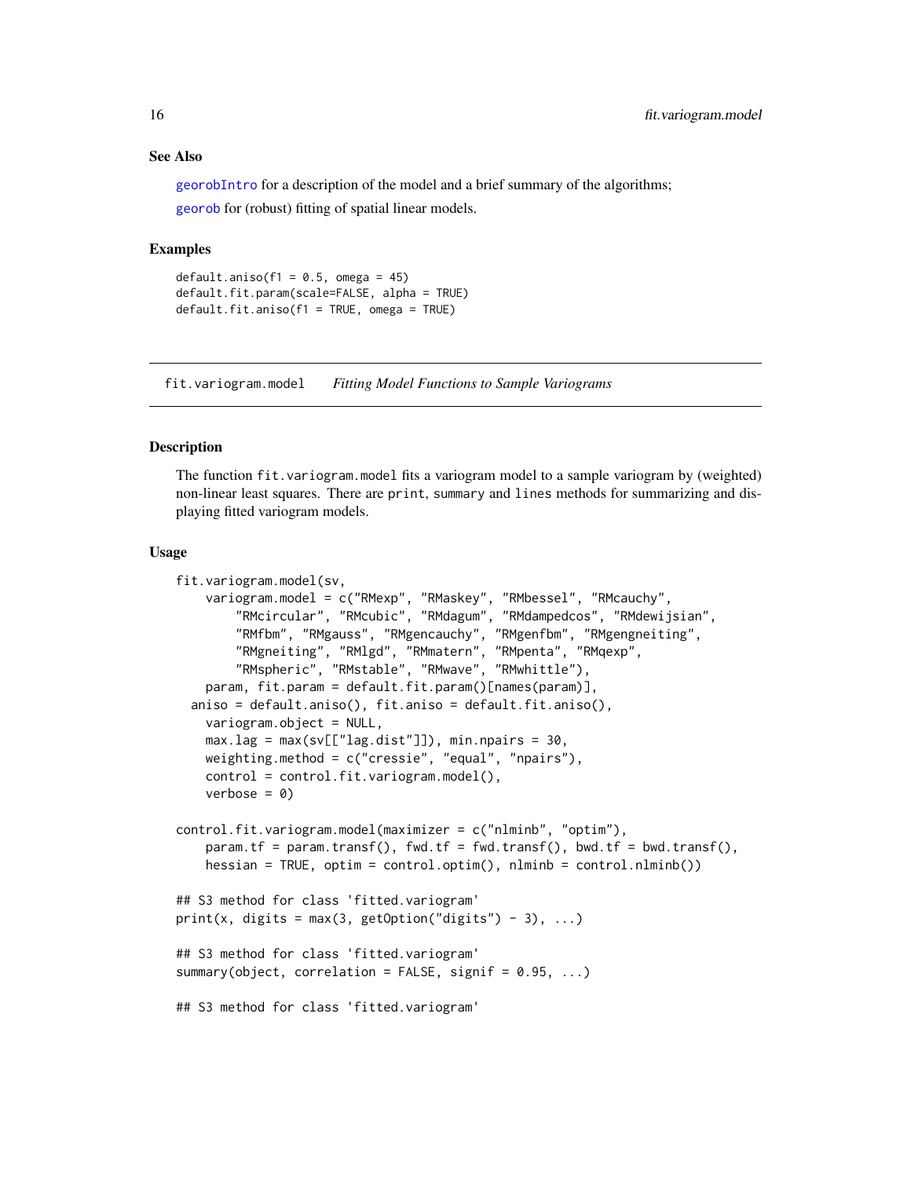## See Also

georobIntro for a description of the model and a brief summary of the algorithms;

georob for (robust) fitting of spatial linear models.

## Examples

```
default.aniso(f1 = 0.5, omega = 45)
default.fit.param(scale=FALSE, alpha = TRUE)
default.fit.aniso(f1 = TRUE, omega = TRUE)
```

---

# fit.variogram.model — *Fitting Model Functions to Sample Variograms*

---

## Description

The function fit.variogram.model fits a variogram model to a sample variogram by (weighted) non-linear least squares. There are print, summary and lines methods for summarizing and displaying fitted variogram models.

## Usage

```
fit.variogram.model(sv,
    variogram.model = c("RMexp", "RMaskey", "RMbessel", "RMcauchy",
        "RMcircular", "RMcubic", "RMdagum", "RMdampedcos", "RMdewijsian",
        "RMfbm", "RMgauss", "RMgencauchy", "RMgenfbm", "RMgengneiting",
        "RMgneiting", "RMlgd", "RMmatern", "RMpenta", "RMqexp",
        "RMspheric", "RMstable", "RMwave", "RMwhittle"),
    param, fit.param = default.fit.param()[names(param)],
  aniso = default.aniso(), fit.aniso = default.fit.aniso(),
    variogram.object = NULL,
    max.lag = max(sv[["lag.dist"]]), min.npairs = 30,
    weighting.method = c("cressie", "equal", "npairs"),
    control = control.fit.variogram.model(),
    verbose = 0)

control.fit.variogram.model(maximizer = c("nlminb", "optim"),
    param.tf = param.transf(), fwd.tf = fwd.transf(), bwd.tf = bwd.transf(),
    hessian = TRUE, optim = control.optim(), nlminb = control.nlminb())

## S3 method for class 'fitted.variogram'
print(x, digits = max(3, getOption("digits") - 3), ...)

## S3 method for class 'fitted.variogram'
summary(object, correlation = FALSE, signif = 0.95, ...)

## S3 method for class 'fitted.variogram'
```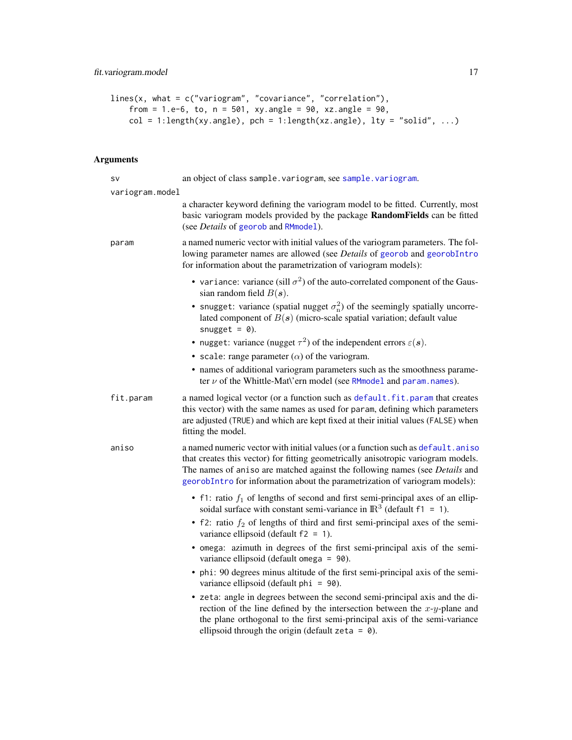```
lines(x, what = c("variogram", "covariance", "correlation"),
    from = 1.e-6, to, n = 501, xy.angle = 90, xz.angle = 90,
    col = 1:length(xy.angle), pch = 1:length(xz.angle), lty = "solid", ...)
```

## Arguments

`sv` an object of class `sample.variogram`, see `sample.variogram`.

`variogram.model` a character keyword defining the variogram model to be fitted. Currently, most basic variogram models provided by the package **RandomFields** can be fitted (see *Details* of `georob` and `RMmodel`).

`param` a named numeric vector with initial values of the variogram parameters. The following parameter names are allowed (see *Details* of `georob` and `georobIntro` for information about the parametrization of variogram models):

- `variance`: variance (sill $\sigma^2$) of the auto-correlated component of the Gaussian random field $B(\boldsymbol{s})$.
- `snugget`: variance (spatial nugget $\sigma^2_{\mathrm{n}}$) of the seemingly spatially uncorrelated component of $B(\boldsymbol{s})$ (micro-scale spatial variation; default value `snugget = 0`).
- `nugget`: variance (nugget $\tau^2$) of the independent errors $\varepsilon(\boldsymbol{s})$.
- `scale`: range parameter ($\alpha$) of the variogram.
- names of additional variogram parameters such as the smoothness parameter $\nu$ of the Whittle-Mat\'ern model (see `RMmodel` and `param.names`).

`fit.param` a named logical vector (or a function such as `default.fit.param` that creates this vector) with the same names as used for `param`, defining which parameters are adjusted (`TRUE`) and which are kept fixed at their initial values (`FALSE`) when fitting the model.

`aniso` a named numeric vector with initial values (or a function such as `default.aniso` that creates this vector) for fitting geometrically anisotropic variogram models. The names of `aniso` are matched against the following names (see *Details* and `georobIntro` for information about the parametrization of variogram models):

- `f1`: ratio $f_1$ of lengths of second and first semi-principal axes of an ellipsoidal surface with constant semi-variance in $\mathbb{R}^3$ (default `f1 = 1`).
- `f2`: ratio $f_2$ of lengths of third and first semi-principal axes of the semi-variance ellipsoid (default `f2 = 1`).
- `omega`: azimuth in degrees of the first semi-principal axis of the semi-variance ellipsoid (default `omega = 90`).
- `phi`: 90 degrees minus altitude of the first semi-principal axis of the semi-variance ellipsoid (default `phi = 90`).
- `zeta`: angle in degrees between the second semi-principal axis and the direction of the line defined by the intersection between the $x$-$y$-plane and the plane orthogonal to the first semi-principal axis of the semi-variance ellipsoid through the origin (default `zeta = 0`).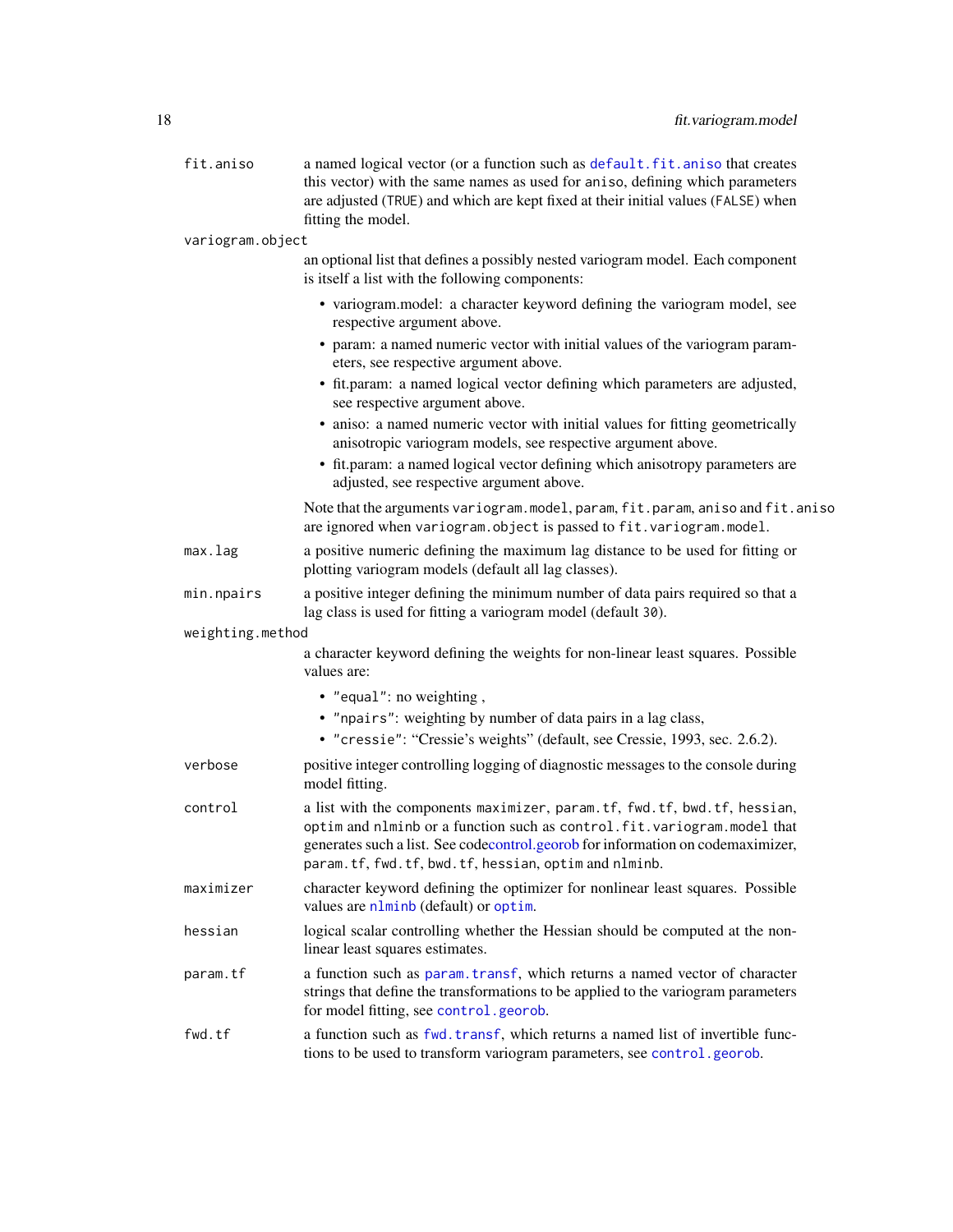`fit.aniso`
: a named logical vector (or a function such as `default.fit.aniso` that creates this vector) with the same names as used for `aniso`, defining which parameters are adjusted (`TRUE`) and which are kept fixed at their initial values (`FALSE`) when fitting the model.

`variogram.object`
: an optional list that defines a possibly nested variogram model. Each component is itself a list with the following components:

  - variogram.model: a character keyword defining the variogram model, see respective argument above.
  - param: a named numeric vector with initial values of the variogram parameters, see respective argument above.
  - fit.param: a named logical vector defining which parameters are adjusted, see respective argument above.
  - aniso: a named numeric vector with initial values for fitting geometrically anisotropic variogram models, see respective argument above.
  - fit.param: a named logical vector defining which anisotropy parameters are adjusted, see respective argument above.

  Note that the arguments `variogram.model`, `param`, `fit.param`, `aniso` and `fit.aniso` are ignored when `variogram.object` is passed to `fit.variogram.model`.

`max.lag`
: a positive numeric defining the maximum lag distance to be used for fitting or plotting variogram models (default all lag classes).

`min.npairs`
: a positive integer defining the minimum number of data pairs required so that a lag class is used for fitting a variogram model (default `30`).

`weighting.method`
: a character keyword defining the weights for non-linear least squares. Possible values are:

  - `"equal"`: no weighting ,
  - `"npairs"`: weighting by number of data pairs in a lag class,
  - `"cressie"`: "Cressie's weights" (default, see Cressie, 1993, sec. 2.6.2).

`verbose`
: positive integer controlling logging of diagnostic messages to the console during model fitting.

`control`
: a list with the components `maximizer`, `param.tf`, `fwd.tf`, `bwd.tf`, `hessian`, `optim` and `nlminb` or a function such as `control.fit.variogram.model` that generates such a list. See codecontrol.georob for information on codemaximizer, `param.tf`, `fwd.tf`, `bwd.tf`, `hessian`, `optim` and `nlminb`.

`maximizer`
: character keyword defining the optimizer for nonlinear least squares. Possible values are `nlminb` (default) or `optim`.

`hessian`
: logical scalar controlling whether the Hessian should be computed at the nonlinear least squares estimates.

`param.tf`
: a function such as `param.transf`, which returns a named vector of character strings that define the transformations to be applied to the variogram parameters for model fitting, see `control.georob`.

`fwd.tf`
: a function such as `fwd.transf`, which returns a named list of invertible functions to be used to transform variogram parameters, see `control.georob`.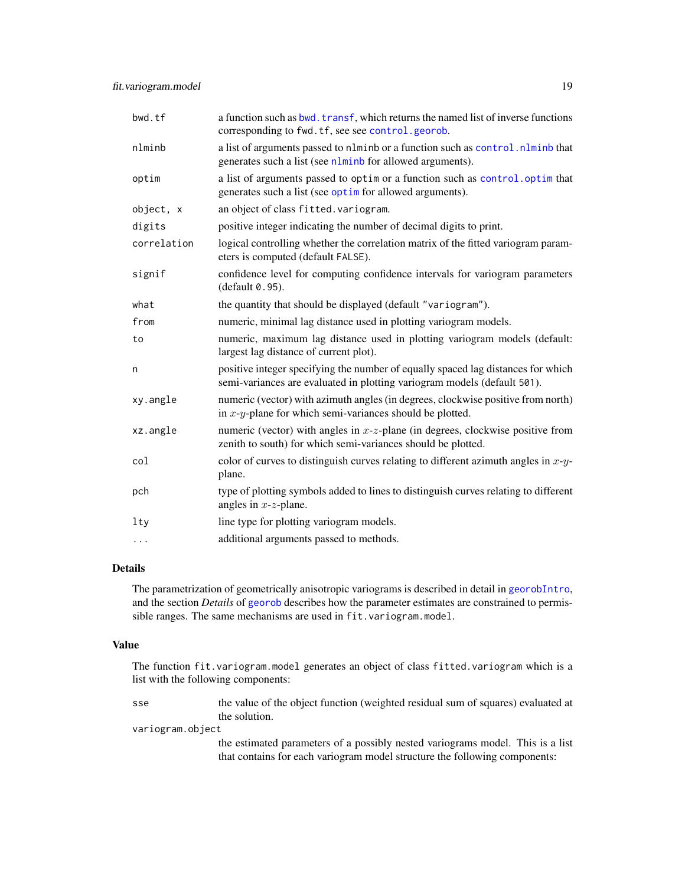| | |
|---|---|
| `bwd.tf` | a function such as `bwd.transf`, which returns the named list of inverse functions corresponding to `fwd.tf`, see see `control.georob`. |
| `nlminb` | a list of arguments passed to `nlminb` or a function such as `control.nlminb` that generates such a list (see `nlminb` for allowed arguments). |
| `optim` | a list of arguments passed to `optim` or a function such as `control.optim` that generates such a list (see `optim` for allowed arguments). |
| `object, x` | an object of class `fitted.variogram`. |
| `digits` | positive integer indicating the number of decimal digits to print. |
| `correlation` | logical controlling whether the correlation matrix of the fitted variogram parameters is computed (default `FALSE`). |
| `signif` | confidence level for computing confidence intervals for variogram parameters (default `0.95`). |
| `what` | the quantity that should be displayed (default `"variogram"`). |
| `from` | numeric, minimal lag distance used in plotting variogram models. |
| `to` | numeric, maximum lag distance used in plotting variogram models (default: largest lag distance of current plot). |
| `n` | positive integer specifying the number of equally spaced lag distances for which semi-variances are evaluated in plotting variogram models (default `501`). |
| `xy.angle` | numeric (vector) with azimuth angles (in degrees, clockwise positive from north) in $x$-$y$-plane for which semi-variances should be plotted. |
| `xz.angle` | numeric (vector) with angles in $x$-$z$-plane (in degrees, clockwise positive from zenith to south) for which semi-variances should be plotted. |
| `col` | color of curves to distinguish curves relating to different azimuth angles in $x$-$y$-plane. |
| `pch` | type of plotting symbols added to lines to distinguish curves relating to different angles in $x$-$z$-plane. |
| `lty` | line type for plotting variogram models. |
| `...` | additional arguments passed to methods. |

## Details

The parametrization of geometrically anisotropic variograms is described in detail in `georobIntro`, and the section *Details* of `georob` describes how the parameter estimates are constrained to permissible ranges. The same mechanisms are used in `fit.variogram.model`.

## Value

The function `fit.variogram.model` generates an object of class `fitted.variogram` which is a list with the following components:

`sse`
: the value of the object function (weighted residual sum of squares) evaluated at the solution.

`variogram.object`
: the estimated parameters of a possibly nested variograms model. This is a list that contains for each variogram model structure the following components: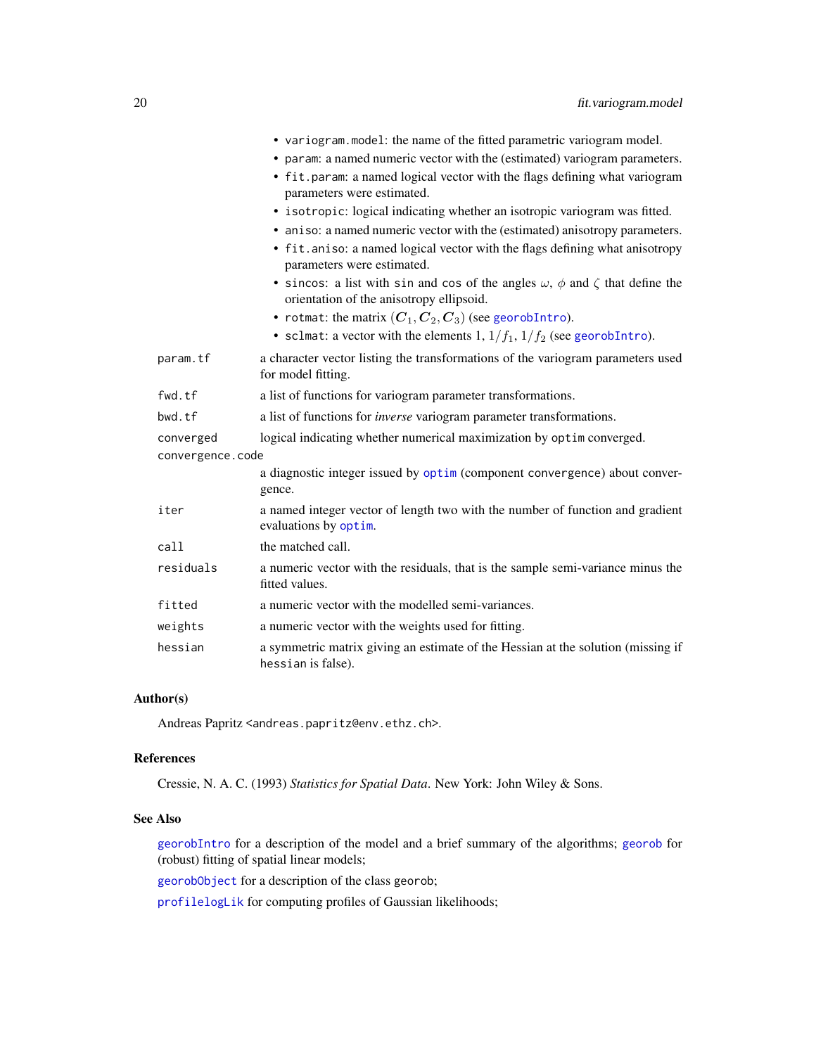- `variogram.model`: the name of the fitted parametric variogram model.
- `param`: a named numeric vector with the (estimated) variogram parameters.
- `fit.param`: a named logical vector with the flags defining what variogram parameters were estimated.
- `isotropic`: logical indicating whether an isotropic variogram was fitted.
- `aniso`: a named numeric vector with the (estimated) anisotropy parameters.
- `fit.aniso`: a named logical vector with the flags defining what anisotropy parameters were estimated.
- `sincos`: a list with `sin` and `cos` of the angles $\omega$, $\phi$ and $\zeta$ that define the orientation of the anisotropy ellipsoid.
- `rotmat`: the matrix $(\boldsymbol{C}_1, \boldsymbol{C}_2, \boldsymbol{C}_3)$ (see `georobIntro`).
- `sclmat`: a vector with the elements 1, $1/f_1$, $1/f_2$ (see `georobIntro`).

`param.tf`
: a character vector listing the transformations of the variogram parameters used for model fitting.

`fwd.tf`
: a list of functions for variogram parameter transformations.

`bwd.tf`
: a list of functions for *inverse* variogram parameter transformations.

`converged`
: logical indicating whether numerical maximization by `optim` converged.

`convergence.code`
: a diagnostic integer issued by `optim` (component `convergence`) about convergence.

`iter`
: a named integer vector of length two with the number of function and gradient evaluations by `optim`.

`call`
: the matched call.

`residuals`
: a numeric vector with the residuals, that is the sample semi-variance minus the fitted values.

`fitted`
: a numeric vector with the modelled semi-variances.

`weights`
: a numeric vector with the weights used for fitting.

`hessian`
: a symmetric matrix giving an estimate of the Hessian at the solution (missing if `hessian` is false).

### Author(s)

Andreas Papritz <andreas.papritz@env.ethz.ch>.

### References

Cressie, N. A. C. (1993) *Statistics for Spatial Data*. New York: John Wiley & Sons.

### See Also

`georobIntro` for a description of the model and a brief summary of the algorithms; `georob` for (robust) fitting of spatial linear models;

`georobObject` for a description of the class `georob`;

`profilelogLik` for computing profiles of Gaussian likelihoods;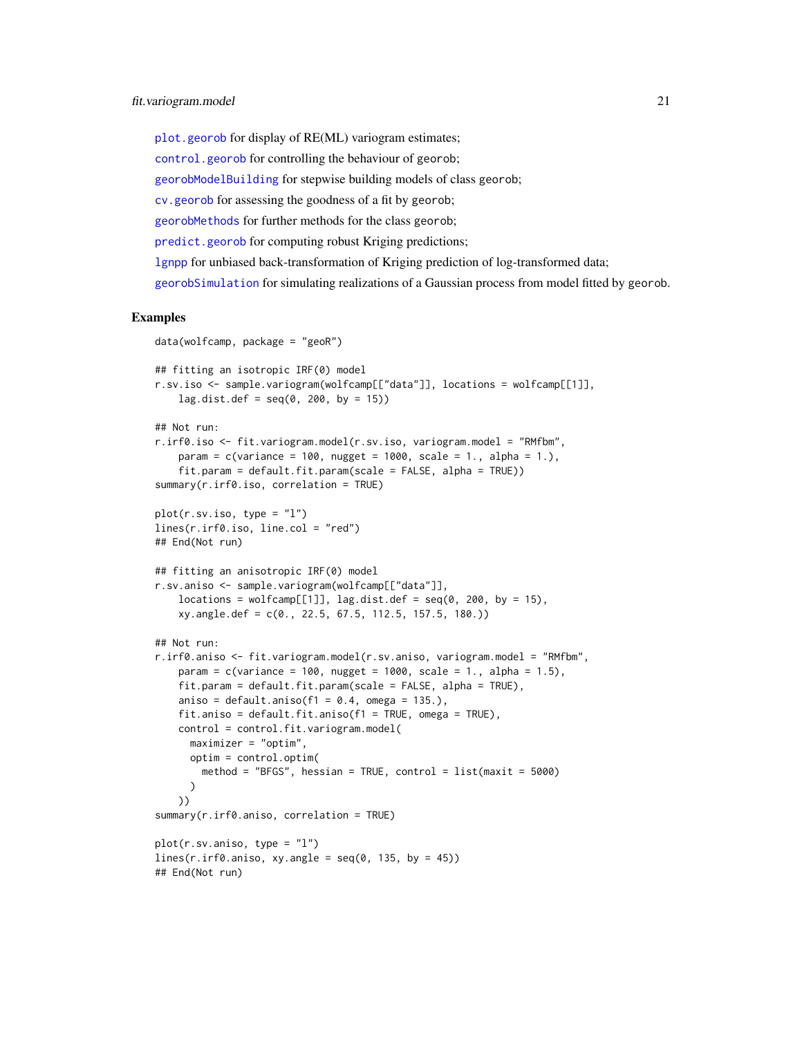`plot.georob` for display of RE(ML) variogram estimates;

`control.georob` for controlling the behaviour of `georob`;

`georobModelBuilding` for stepwise building models of class `georob`;

`cv.georob` for assessing the goodness of a fit by `georob`;

`georobMethods` for further methods for the class `georob`;

`predict.georob` for computing robust Kriging predictions;

`lgnpp` for unbiased back-transformation of Kriging prediction of log-transformed data;

`georobSimulation` for simulating realizations of a Gaussian process from model fitted by `georob`.

## Examples

```
data(wolfcamp, package = "geoR")

## fitting an isotropic IRF(0) model
r.sv.iso <- sample.variogram(wolfcamp[["data"]], locations = wolfcamp[[1]],
    lag.dist.def = seq(0, 200, by = 15))

## Not run:
r.irf0.iso <- fit.variogram.model(r.sv.iso, variogram.model = "RMfbm",
    param = c(variance = 100, nugget = 1000, scale = 1., alpha = 1.),
    fit.param = default.fit.param(scale = FALSE, alpha = TRUE))
summary(r.irf0.iso, correlation = TRUE)

plot(r.sv.iso, type = "l")
lines(r.irf0.iso, line.col = "red")
## End(Not run)

## fitting an anisotropic IRF(0) model
r.sv.aniso <- sample.variogram(wolfcamp[["data"]],
    locations = wolfcamp[[1]], lag.dist.def = seq(0, 200, by = 15),
    xy.angle.def = c(0., 22.5, 67.5, 112.5, 157.5, 180.))

## Not run:
r.irf0.aniso <- fit.variogram.model(r.sv.aniso, variogram.model = "RMfbm",
    param = c(variance = 100, nugget = 1000, scale = 1., alpha = 1.5),
    fit.param = default.fit.param(scale = FALSE, alpha = TRUE),
    aniso = default.aniso(f1 = 0.4, omega = 135.),
    fit.aniso = default.fit.aniso(f1 = TRUE, omega = TRUE),
    control = control.fit.variogram.model(
      maximizer = "optim",
      optim = control.optim(
        method = "BFGS", hessian = TRUE, control = list(maxit = 5000)
      )
    ))
summary(r.irf0.aniso, correlation = TRUE)

plot(r.sv.aniso, type = "l")
lines(r.irf0.aniso, xy.angle = seq(0, 135, by = 45))
## End(Not run)
```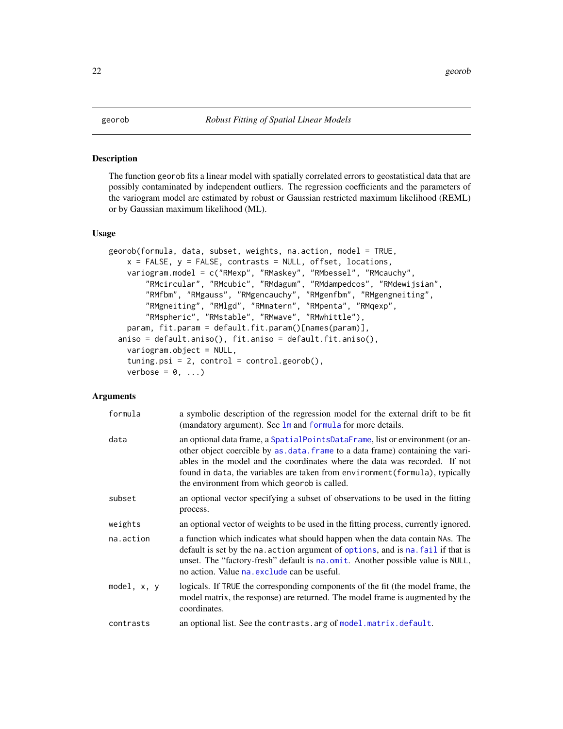# georob — *Robust Fitting of Spatial Linear Models*

## Description

The function `georob` fits a linear model with spatially correlated errors to geostatistical data that are possibly contaminated by independent outliers. The regression coefficients and the parameters of the variogram model are estimated by robust or Gaussian restricted maximum likelihood (REML) or by Gaussian maximum likelihood (ML).

## Usage

```
georob(formula, data, subset, weights, na.action, model = TRUE,
    x = FALSE, y = FALSE, contrasts = NULL, offset, locations,
    variogram.model = c("RMexp", "RMaskey", "RMbessel", "RMcauchy",
        "RMcircular", "RMcubic", "RMdagum", "RMdampedcos", "RMdewijsian",
        "RMfbm", "RMgauss", "RMgencauchy", "RMgenfbm", "RMgengneiting",
        "RMgneiting", "RMlgd", "RMmatern", "RMpenta", "RMqexp",
        "RMspheric", "RMstable", "RMwave", "RMwhittle"),
    param, fit.param = default.fit.param()[names(param)],
  aniso = default.aniso(), fit.aniso = default.fit.aniso(),
    variogram.object = NULL,
    tuning.psi = 2, control = control.georob(),
    verbose = 0, ...)
```

## Arguments

| | |
|---|---|
| `formula` | a symbolic description of the regression model for the external drift to be fit (mandatory argument). See `lm` and `formula` for more details. |
| `data` | an optional data frame, a `SpatialPointsDataFrame`, list or environment (or another object coercible by `as.data.frame` to a data frame) containing the variables in the model and the coordinates where the data was recorded. If not found in `data`, the variables are taken from `environment(formula)`, typically the environment from which `georob` is called. |
| `subset` | an optional vector specifying a subset of observations to be used in the fitting process. |
| `weights` | an optional vector of weights to be used in the fitting process, currently ignored. |
| `na.action` | a function which indicates what should happen when the data contain `NA`s. The default is set by the `na.action` argument of `options`, and is `na.fail` if that is unset. The "factory-fresh" default is `na.omit`. Another possible value is `NULL`, no action. Value `na.exclude` can be useful. |
| `model, x, y` | logicals. If `TRUE` the corresponding components of the fit (the model frame, the model matrix, the response) are returned. The model frame is augmented by the coordinates. |
| `contrasts` | an optional list. See the `contrasts.arg` of `model.matrix.default`. |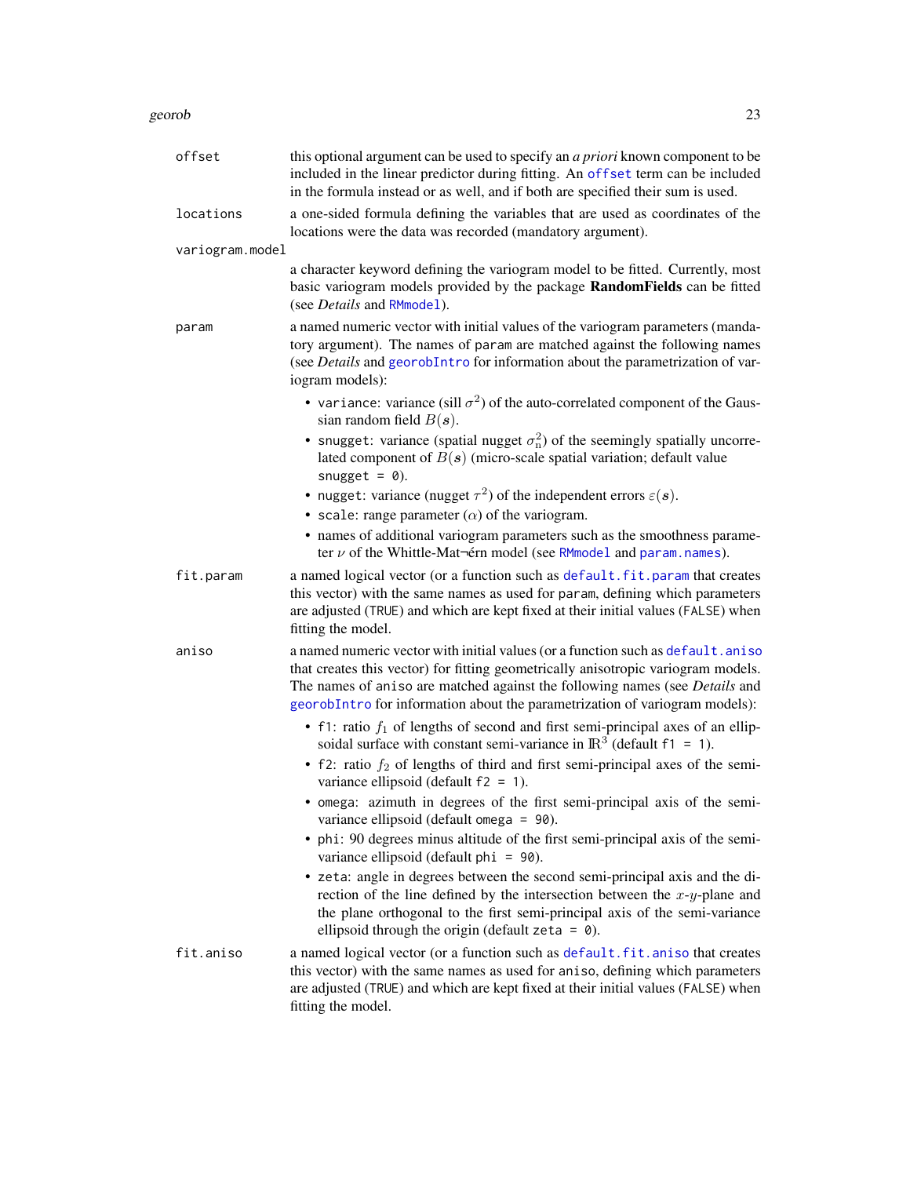`offset`
: this optional argument can be used to specify an *a priori* known component to be included in the linear predictor during fitting. An `offset` term can be included in the formula instead or as well, and if both are specified their sum is used.

`locations`
: a one-sided formula defining the variables that are used as coordinates of the locations were the data was recorded (mandatory argument).

`variogram.model`
: a character keyword defining the variogram model to be fitted. Currently, most basic variogram models provided by the package **RandomFields** can be fitted (see *Details* and `RMmodel`).

`param`
: a named numeric vector with initial values of the variogram parameters (mandatory argument). The names of `param` are matched against the following names (see *Details* and `georobIntro` for information about the parametrization of variogram models):

  - `variance`: variance (sill $\sigma^2$) of the auto-correlated component of the Gaussian random field $B(\boldsymbol{s})$.
  - `snugget`: variance (spatial nugget $\sigma^2_{\mathrm{n}}$) of the seemingly spatially uncorrelated component of $B(\boldsymbol{s})$ (micro-scale spatial variation; default value `snugget = 0`).
  - `nugget`: variance (nugget $\tau^2$) of the independent errors $\varepsilon(\boldsymbol{s})$.
  - `scale`: range parameter ($\alpha$) of the variogram.
  - names of additional variogram parameters such as the smoothness parameter $\nu$ of the Whittle-Mat¬érn model (see `RMmodel` and `param.names`).

`fit.param`
: a named logical vector (or a function such as `default.fit.param` that creates this vector) with the same names as used for `param`, defining which parameters are adjusted (`TRUE`) and which are kept fixed at their initial values (`FALSE`) when fitting the model.

`aniso`
: a named numeric vector with initial values (or a function such as `default.aniso` that creates this vector) for fitting geometrically anisotropic variogram models. The names of `aniso` are matched against the following names (see *Details* and `georobIntro` for information about the parametrization of variogram models):

  - `f1`: ratio $f_1$ of lengths of second and first semi-principal axes of an ellipsoidal surface with constant semi-variance in $\mathbb{R}^3$ (default `f1 = 1`).
  - `f2`: ratio $f_2$ of lengths of third and first semi-principal axes of the semi-variance ellipsoid (default `f2 = 1`).
  - `omega`: azimuth in degrees of the first semi-principal axis of the semi-variance ellipsoid (default `omega = 90`).
  - `phi`: 90 degrees minus altitude of the first semi-principal axis of the semi-variance ellipsoid (default `phi = 90`).
  - `zeta`: angle in degrees between the second semi-principal axis and the direction of the line defined by the intersection between the $x$-$y$-plane and the plane orthogonal to the first semi-principal axis of the semi-variance ellipsoid through the origin (default `zeta = 0`).

`fit.aniso`
: a named logical vector (or a function such as `default.fit.aniso` that creates this vector) with the same names as used for `aniso`, defining which parameters are adjusted (`TRUE`) and which are kept fixed at their initial values (`FALSE`) when fitting the model.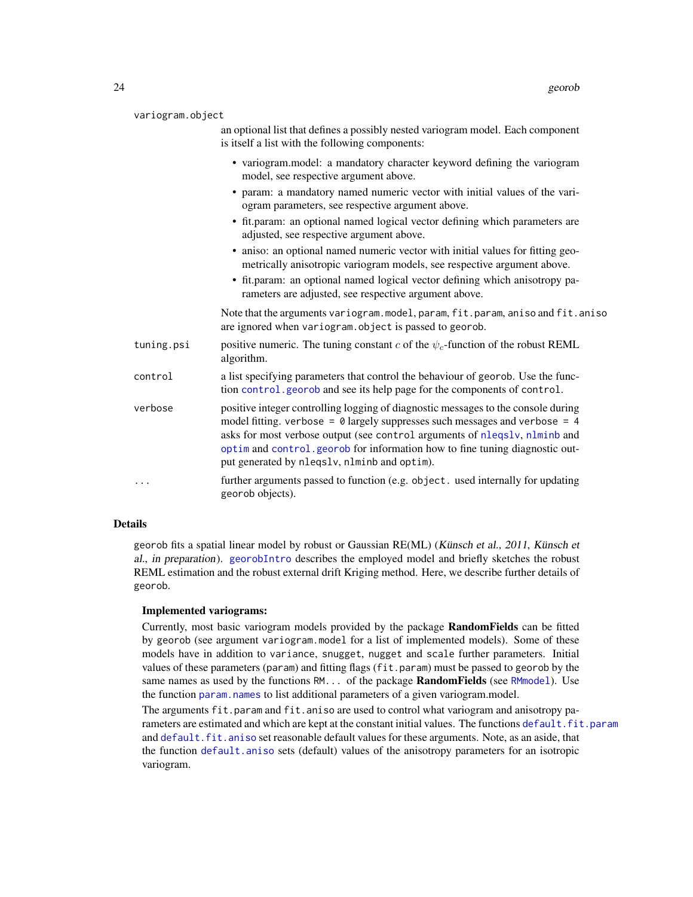variogram.object

an optional list that defines a possibly nested variogram model. Each component is itself a list with the following components:

- variogram.model: a mandatory character keyword defining the variogram model, see respective argument above.
- param: a mandatory named numeric vector with initial values of the variogram parameters, see respective argument above.
- fit.param: an optional named logical vector defining which parameters are adjusted, see respective argument above.
- aniso: an optional named numeric vector with initial values for fitting geometrically anisotropic variogram models, see respective argument above.
- fit.param: an optional named logical vector defining which anisotropy parameters are adjusted, see respective argument above.

Note that the arguments `variogram.model`, `param`, `fit.param`, `aniso` and `fit.aniso` are ignored when `variogram.object` is passed to `georob`.

tuning.psi

positive numeric. The tuning constant $c$ of the $\psi_c$-function of the robust REML algorithm.

control

a list specifying parameters that control the behaviour of `georob`. Use the function `control.georob` and see its help page for the components of `control`.

verbose

positive integer controlling logging of diagnostic messages to the console during model fitting. `verbose = 0` largely suppresses such messages and `verbose = 4` asks for most verbose output (see `control` arguments of `nleqslv`, `nlminb` and `optim` and `control.georob` for information how to fine tuning diagnostic output generated by `nleqslv`, `nlminb` and `optim`).

...

further arguments passed to function (e.g. `object.` used internally for updating `georob` objects).

## Details

`georob` fits a spatial linear model by robust or Gaussian RE(ML) (*Künsch et al., 2011*, *Künsch et al., in preparation*). `georobIntro` describes the employed model and briefly sketches the robust REML estimation and the robust external drift Kriging method. Here, we describe further details of `georob`.

**Implemented variograms:**

Currently, most basic variogram models provided by the package **RandomFields** can be fitted by `georob` (see argument `variogram.model` for a list of implemented models). Some of these models have in addition to `variance`, `snugget`, `nugget` and `scale` further parameters. Initial values of these parameters (`param`) and fitting flags (`fit.param`) must be passed to `georob` by the same names as used by the functions `RM...` of the package **RandomFields** (see `RMmodel`). Use the function `param.names` to list additional parameters of a given variogram.model.

The arguments `fit.param` and `fit.aniso` are used to control what variogram and anisotropy parameters are estimated and which are kept at the constant initial values. The functions `default.fit.param` and `default.fit.aniso` set reasonable default values for these arguments. Note, as an aside, that the function `default.aniso` sets (default) values of the anisotropy parameters for an isotropic variogram.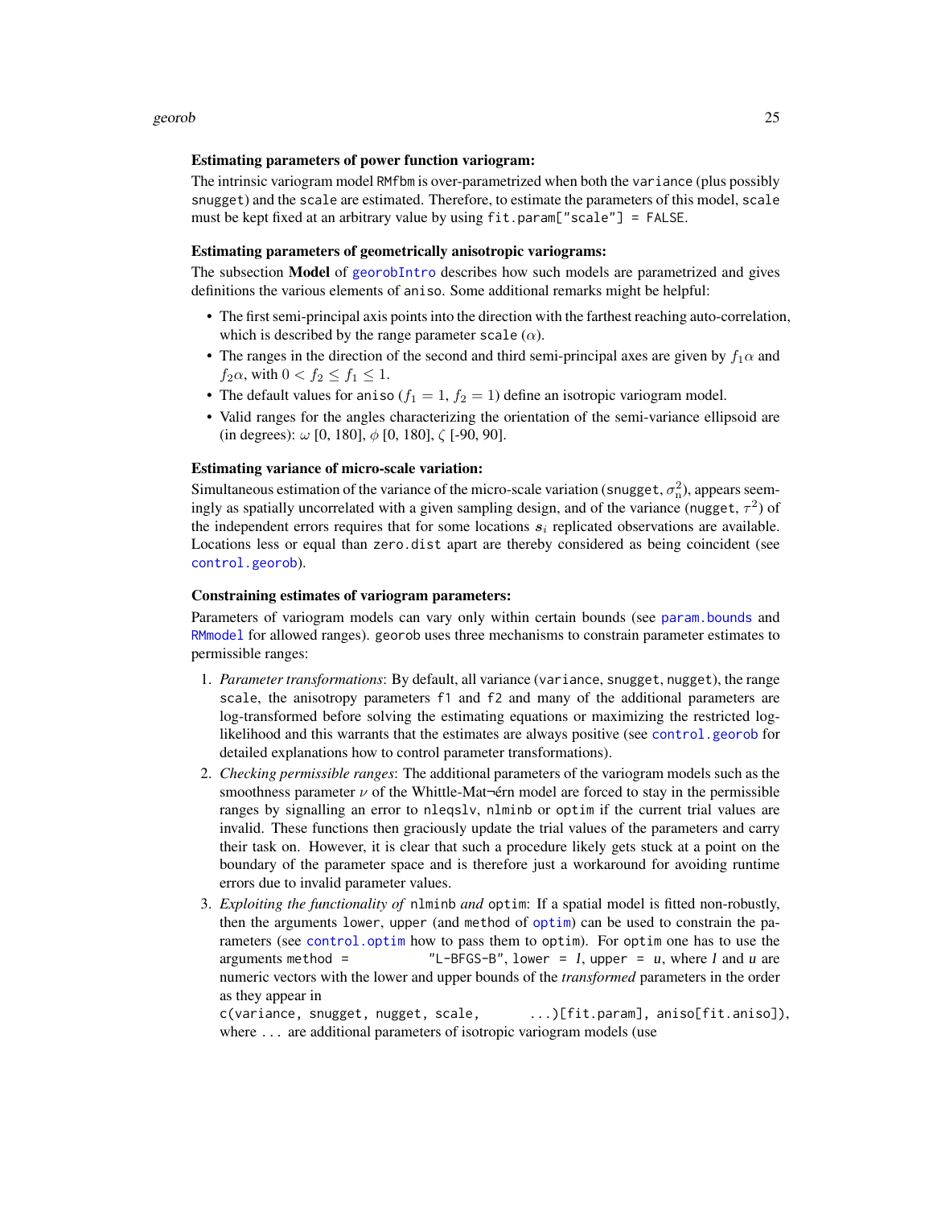**Estimating parameters of power function variogram:**

The intrinsic variogram model `RMfbm` is over-parametrized when both the `variance` (plus possibly `snugget`) and the `scale` are estimated. Therefore, to estimate the parameters of this model, `scale` must be kept fixed at an arbitrary value by using `fit.param["scale"] = FALSE`.

**Estimating parameters of geometrically anisotropic variograms:**

The subsection **Model** of `georobIntro` describes how such models are parametrized and gives definitions the various elements of `aniso`. Some additional remarks might be helpful:

- The first semi-principal axis points into the direction with the farthest reaching auto-correlation, which is described by the range parameter `scale` ($\alpha$).
- The ranges in the direction of the second and third semi-principal axes are given by $f_1\alpha$ and $f_2\alpha$, with $0 < f_2 \leq f_1 \leq 1$.
- The default values for `aniso` ($f_1 = 1$, $f_2 = 1$) define an isotropic variogram model.
- Valid ranges for the angles characterizing the orientation of the semi-variance ellipsoid are (in degrees): $\omega$ [0, 180], $\phi$ [0, 180], $\zeta$ [-90, 90].

**Estimating variance of micro-scale variation:**

Simultaneous estimation of the variance of the micro-scale variation (`snugget`, $\sigma_{\mathrm{n}}^2$), appears seemingly as spatially uncorrelated with a given sampling design, and of the variance (`nugget`, $\tau^2$) of the independent errors requires that for some locations $\boldsymbol{s}_i$ replicated observations are available. Locations less or equal than `zero.dist` apart are thereby considered as being coincident (see `control.georob`).

**Constraining estimates of variogram parameters:**

Parameters of variogram models can vary only within certain bounds (see `param.bounds` and `RMmodel` for allowed ranges). `georob` uses three mechanisms to constrain parameter estimates to permissible ranges:

1. *Parameter transformations*: By default, all variance (`variance`, `snugget`, `nugget`), the range `scale`, the anisotropy parameters `f1` and `f2` and many of the additional parameters are log-transformed before solving the estimating equations or maximizing the restricted log-likelihood and this warrants that the estimates are always positive (see `control.georob` for detailed explanations how to control parameter transformations).
2. *Checking permissible ranges*: The additional parameters of the variogram models such as the smoothness parameter $\nu$ of the Whittle-Mat¬érn model are forced to stay in the permissible ranges by signalling an error to `nleqslv`, `nlminb` or `optim` if the current trial values are invalid. These functions then graciously update the trial values of the parameters and carry their task on. However, it is clear that such a procedure likely gets stuck at a point on the boundary of the parameter space and is therefore just a workaround for avoiding runtime errors due to invalid parameter values.
3. *Exploiting the functionality of* `nlminb` *and* `optim`: If a spatial model is fitted non-robustly, then the arguments `lower`, `upper` (and `method` of `optim`) can be used to constrain the parameters (see `control.optim` how to pass them to `optim`). For `optim` one has to use the arguments `method = "L-BFGS-B"`, `lower = l`, `upper = u`, where *l* and *u* are numeric vectors with the lower and upper bounds of the *transformed* parameters in the order as they appear in
   `c(variance, snugget, nugget, scale, ...)[fit.param], aniso[fit.aniso])`,
   where `...` are additional parameters of isotropic variogram models (use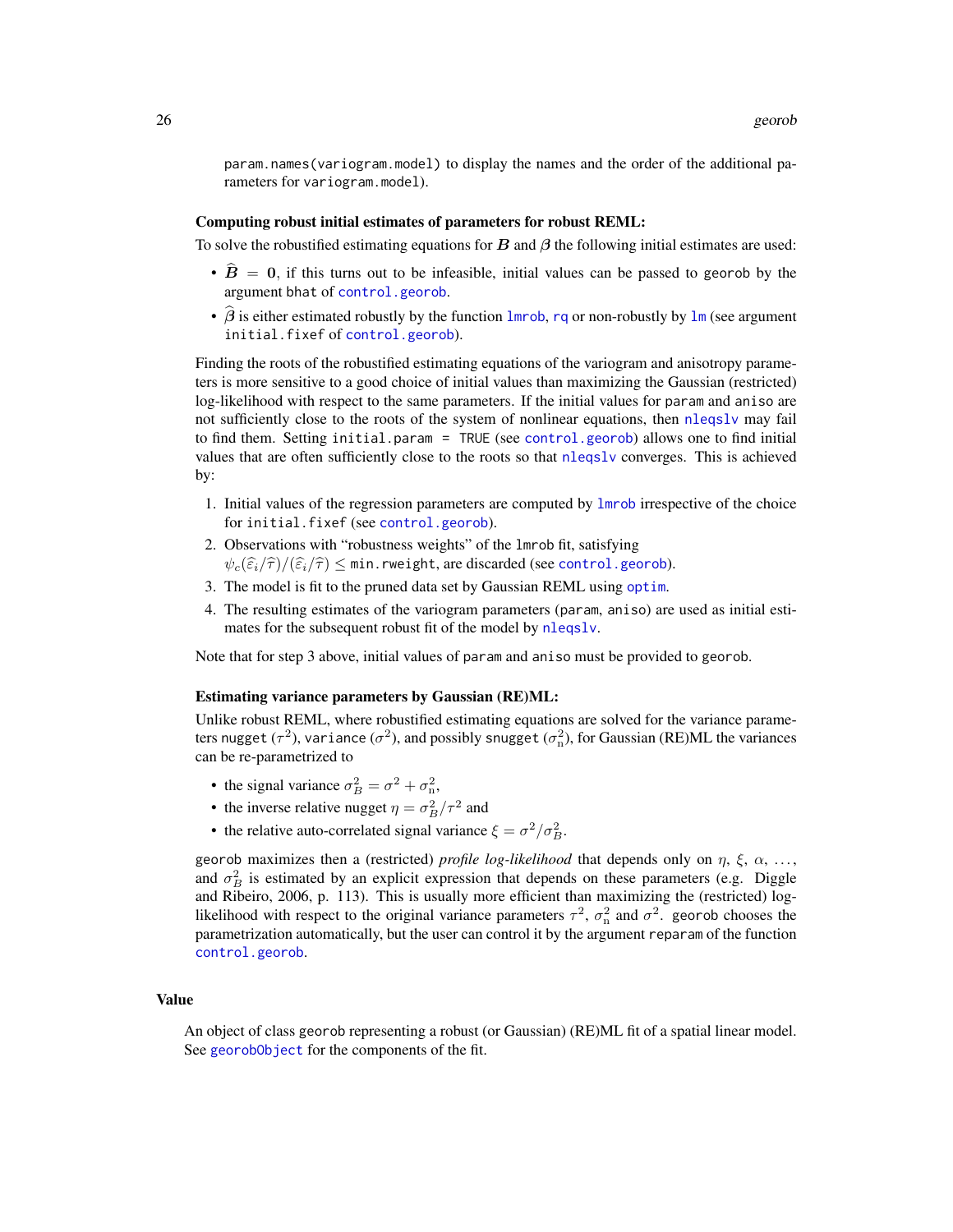`param.names(variogram.model)` to display the names and the order of the additional parameters for `variogram.model`).

**Computing robust initial estimates of parameters for robust REML:**

To solve the robustified estimating equations for $\boldsymbol{B}$ and $\boldsymbol{\beta}$ the following initial estimates are used:

- $\widehat{\boldsymbol{B}} = \mathbf{0}$, if this turns out to be infeasible, initial values can be passed to `georob` by the argument `bhat` of `control.georob`.
- $\widehat{\boldsymbol{\beta}}$ is either estimated robustly by the function `lmrob`, `rq` or non-robustly by `lm` (see argument `initial.fixef` of `control.georob`).

Finding the roots of the robustified estimating equations of the variogram and anisotropy parameters is more sensitive to a good choice of initial values than maximizing the Gaussian (restricted) log-likelihood with respect to the same parameters. If the initial values for `param` and `aniso` are not sufficiently close to the roots of the system of nonlinear equations, then `nleqslv` may fail to find them. Setting `initial.param = TRUE` (see `control.georob`) allows one to find initial values that are often sufficiently close to the roots so that `nleqslv` converges. This is achieved by:

1. Initial values of the regression parameters are computed by `lmrob` irrespective of the choice for `initial.fixef` (see `control.georob`).
2. Observations with "robustness weights" of the `lmrob` fit, satisfying $\psi_c(\widehat{\varepsilon}_i/\widehat{\tau})/(\widehat{\varepsilon}_i/\widehat{\tau}) \leq$ `min.rweight`, are discarded (see `control.georob`).
3. The model is fit to the pruned data set by Gaussian REML using `optim`.
4. The resulting estimates of the variogram parameters (`param`, `aniso`) are used as initial estimates for the subsequent robust fit of the model by `nleqslv`.

Note that for step 3 above, initial values of `param` and `aniso` must be provided to `georob`.

**Estimating variance parameters by Gaussian (RE)ML:**

Unlike robust REML, where robustified estimating equations are solved for the variance parameters `nugget` ($\tau^2$), `variance` ($\sigma^2$), and possibly `snugget` ($\sigma^2_{\mathrm{n}}$), for Gaussian (RE)ML the variances can be re-parametrized to

- the signal variance $\sigma^2_B = \sigma^2 + \sigma^2_{\mathrm{n}}$,
- the inverse relative nugget $\eta = \sigma^2_B/\tau^2$ and
- the relative auto-correlated signal variance $\xi = \sigma^2/\sigma^2_B$.

`georob` maximizes then a (restricted) *profile log-likelihood* that depends only on $\eta$, $\xi$, $\alpha$, ..., and $\sigma^2_B$ is estimated by an explicit expression that depends on these parameters (e.g. Diggle and Ribeiro, 2006, p. 113). This is usually more efficient than maximizing the (restricted) log-likelihood with respect to the original variance parameters $\tau^2$, $\sigma^2_{\mathrm{n}}$ and $\sigma^2$. `georob` chooses the parametrization automatically, but the user can control it by the argument `reparam` of the function `control.georob`.

## Value

An object of class `georob` representing a robust (or Gaussian) (RE)ML fit of a spatial linear model. See `georobObject` for the components of the fit.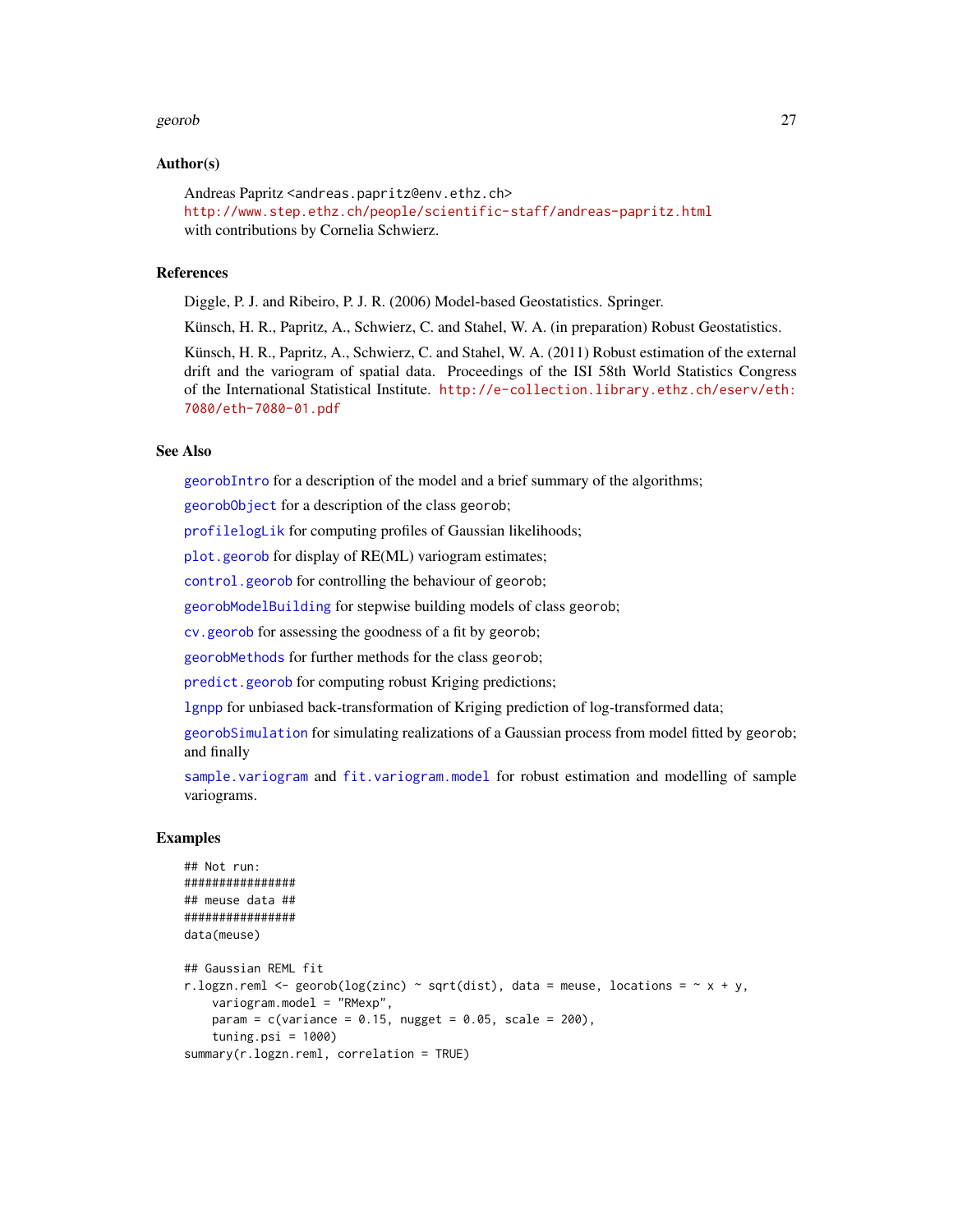### Author(s)

Andreas Papritz <andreas.papritz@env.ethz.ch>
http://www.step.ethz.ch/people/scientific-staff/andreas-papritz.html
with contributions by Cornelia Schwierz.

### References

Diggle, P. J. and Ribeiro, P. J. R. (2006) Model-based Geostatistics. Springer.

Künsch, H. R., Papritz, A., Schwierz, C. and Stahel, W. A. (in preparation) Robust Geostatistics.

Künsch, H. R., Papritz, A., Schwierz, C. and Stahel, W. A. (2011) Robust estimation of the external drift and the variogram of spatial data. Proceedings of the ISI 58th World Statistics Congress of the International Statistical Institute. http://e-collection.library.ethz.ch/eserv/eth:7080/eth-7080-01.pdf

### See Also

georobIntro for a description of the model and a brief summary of the algorithms;

georobObject for a description of the class georob;

profilelogLik for computing profiles of Gaussian likelihoods;

plot.georob for display of RE(ML) variogram estimates;

control.georob for controlling the behaviour of georob;

georobModelBuilding for stepwise building models of class georob;

cv.georob for assessing the goodness of a fit by georob;

georobMethods for further methods for the class georob;

predict.georob for computing robust Kriging predictions;

lgnpp for unbiased back-transformation of Kriging prediction of log-transformed data;

georobSimulation for simulating realizations of a Gaussian process from model fitted by georob; and finally

sample.variogram and fit.variogram.model for robust estimation and modelling of sample variograms.

### Examples

```
## Not run:
################
## meuse data ##
################
data(meuse)

## Gaussian REML fit
r.logzn.reml <- georob(log(zinc) ~ sqrt(dist), data = meuse, locations = ~ x + y,
    variogram.model = "RMexp",
    param = c(variance = 0.15, nugget = 0.05, scale = 200),
    tuning.psi = 1000)
summary(r.logzn.reml, correlation = TRUE)
```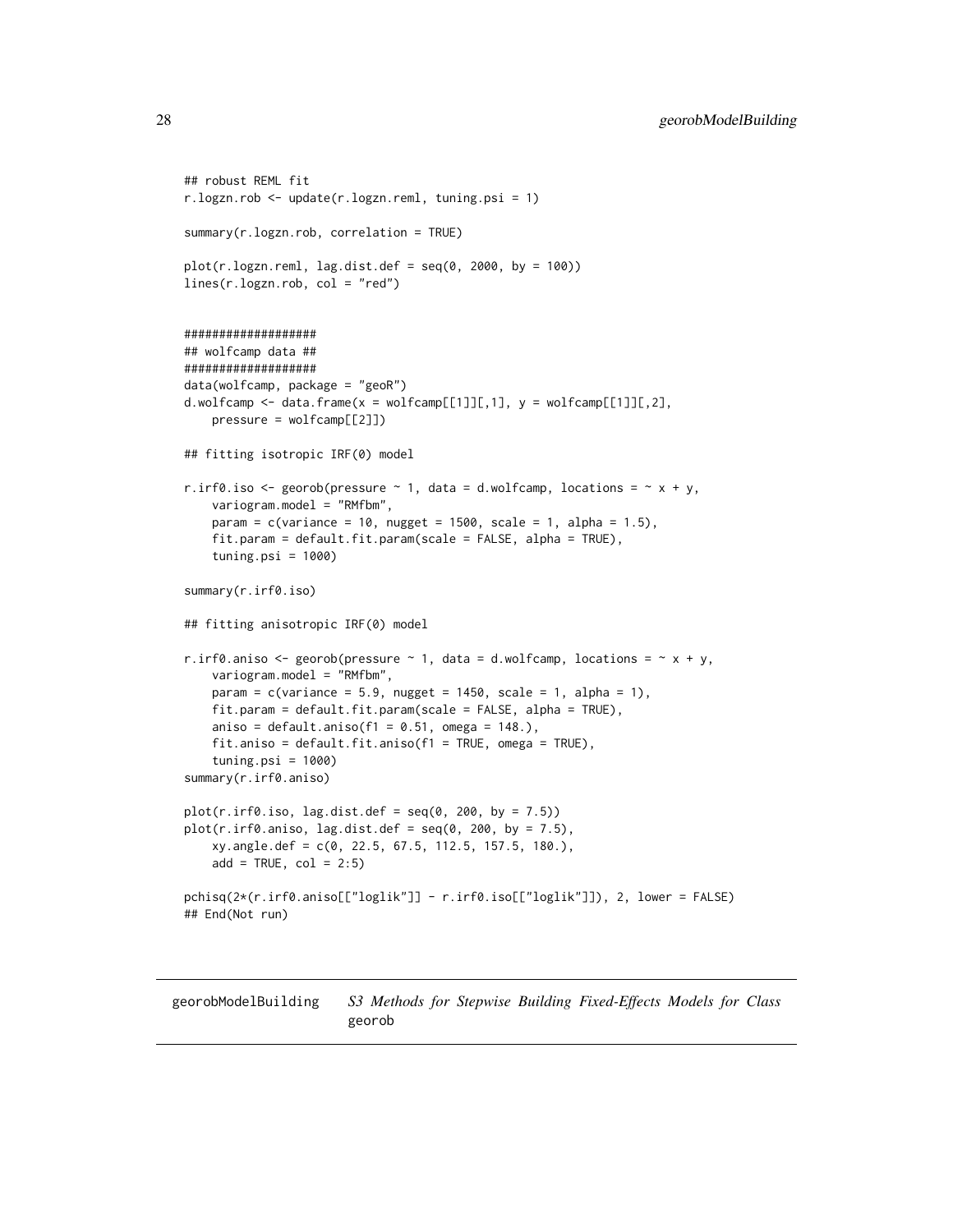```
## robust REML fit
r.logzn.rob <- update(r.logzn.reml, tuning.psi = 1)

summary(r.logzn.rob, correlation = TRUE)

plot(r.logzn.reml, lag.dist.def = seq(0, 2000, by = 100))
lines(r.logzn.rob, col = "red")


###################
## wolfcamp data ##
###################
data(wolfcamp, package = "geoR")
d.wolfcamp <- data.frame(x = wolfcamp[[1]][,1], y = wolfcamp[[1]][,2],
    pressure = wolfcamp[[2]])

## fitting isotropic IRF(0) model

r.irf0.iso <- georob(pressure ~ 1, data = d.wolfcamp, locations = ~ x + y,
    variogram.model = "RMfbm",
    param = c(variance = 10, nugget = 1500, scale = 1, alpha = 1.5),
    fit.param = default.fit.param(scale = FALSE, alpha = TRUE),
    tuning.psi = 1000)

summary(r.irf0.iso)

## fitting anisotropic IRF(0) model

r.irf0.aniso <- georob(pressure ~ 1, data = d.wolfcamp, locations = ~ x + y,
    variogram.model = "RMfbm",
    param = c(variance = 5.9, nugget = 1450, scale = 1, alpha = 1),
    fit.param = default.fit.param(scale = FALSE, alpha = TRUE),
    aniso = default.aniso(f1 = 0.51, omega = 148.),
    fit.aniso = default.fit.aniso(f1 = TRUE, omega = TRUE),
    tuning.psi = 1000)
summary(r.irf0.aniso)

plot(r.irf0.iso, lag.dist.def = seq(0, 200, by = 7.5))
plot(r.irf0.aniso, lag.dist.def = seq(0, 200, by = 7.5),
    xy.angle.def = c(0, 22.5, 67.5, 112.5, 157.5, 180.),
    add = TRUE, col = 2:5)

pchisq(2*(r.irf0.aniso[["loglik"]] - r.irf0.iso[["loglik"]]), 2, lower = FALSE)
## End(Not run)
```

---

georobModelBuilding *S3 Methods for Stepwise Building Fixed-Effects Models for Class* georob

---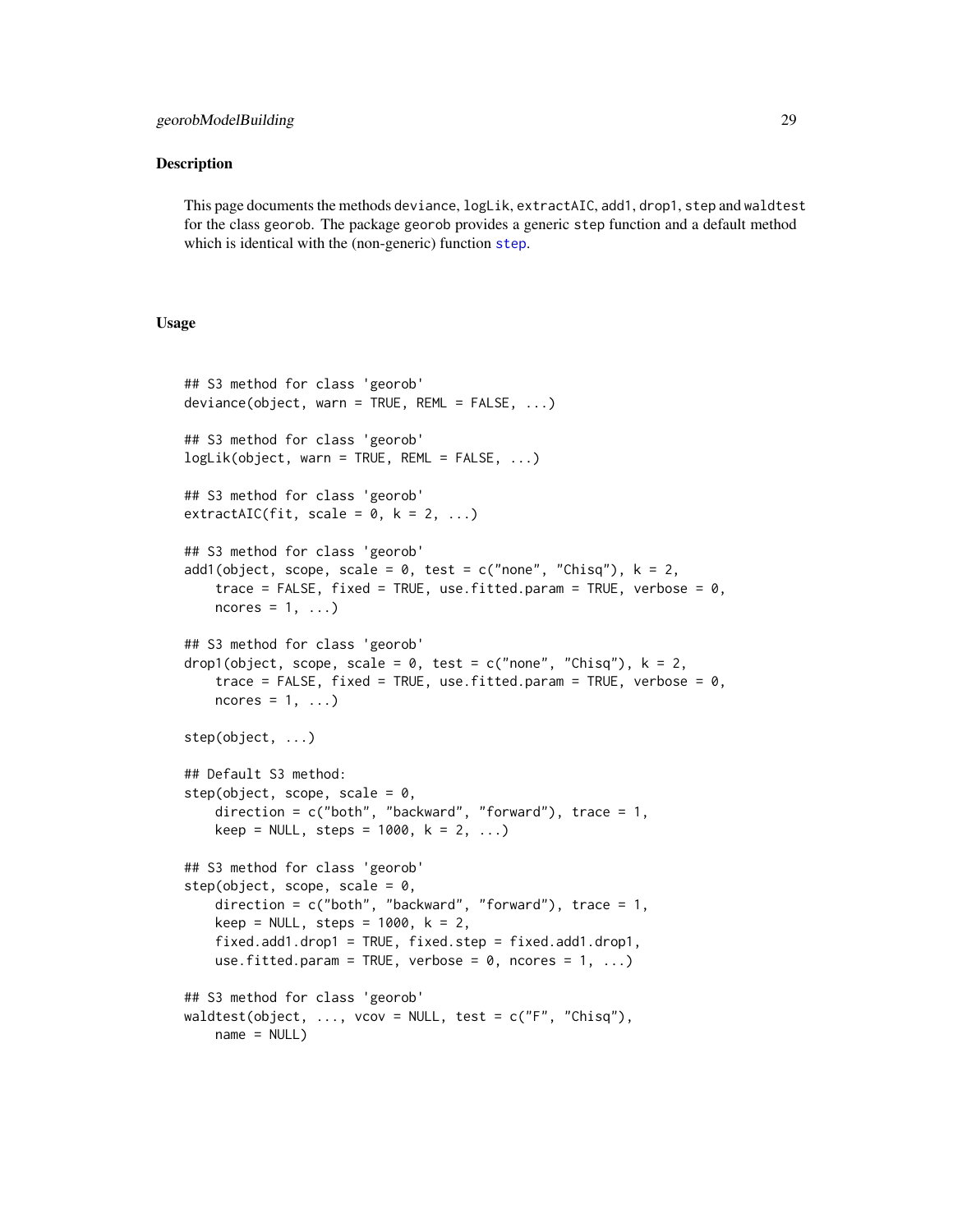## Description

This page documents the methods `deviance`, `logLik`, `extractAIC`, `add1`, `drop1`, `step` and `waldtest` for the class `georob`. The package `georob` provides a generic `step` function and a default method which is identical with the (non-generic) function `step`.

## Usage

```
## S3 method for class 'georob'
deviance(object, warn = TRUE, REML = FALSE, ...)

## S3 method for class 'georob'
logLik(object, warn = TRUE, REML = FALSE, ...)

## S3 method for class 'georob'
extractAIC(fit, scale = 0, k = 2, ...)

## S3 method for class 'georob'
add1(object, scope, scale = 0, test = c("none", "Chisq"), k = 2,
    trace = FALSE, fixed = TRUE, use.fitted.param = TRUE, verbose = 0,
    ncores = 1, ...)

## S3 method for class 'georob'
drop1(object, scope, scale = 0, test = c("none", "Chisq"), k = 2,
    trace = FALSE, fixed = TRUE, use.fitted.param = TRUE, verbose = 0,
    ncores = 1, ...)

step(object, ...)

## Default S3 method:
step(object, scope, scale = 0,
    direction = c("both", "backward", "forward"), trace = 1,
    keep = NULL, steps = 1000, k = 2, ...)

## S3 method for class 'georob'
step(object, scope, scale = 0,
    direction = c("both", "backward", "forward"), trace = 1,
    keep = NULL, steps = 1000, k = 2,
    fixed.add1.drop1 = TRUE, fixed.step = fixed.add1.drop1,
    use.fitted.param = TRUE, verbose = 0, ncores = 1, ...)

## S3 method for class 'georob'
waldtest(object, ..., vcov = NULL, test = c("F", "Chisq"),
    name = NULL)
```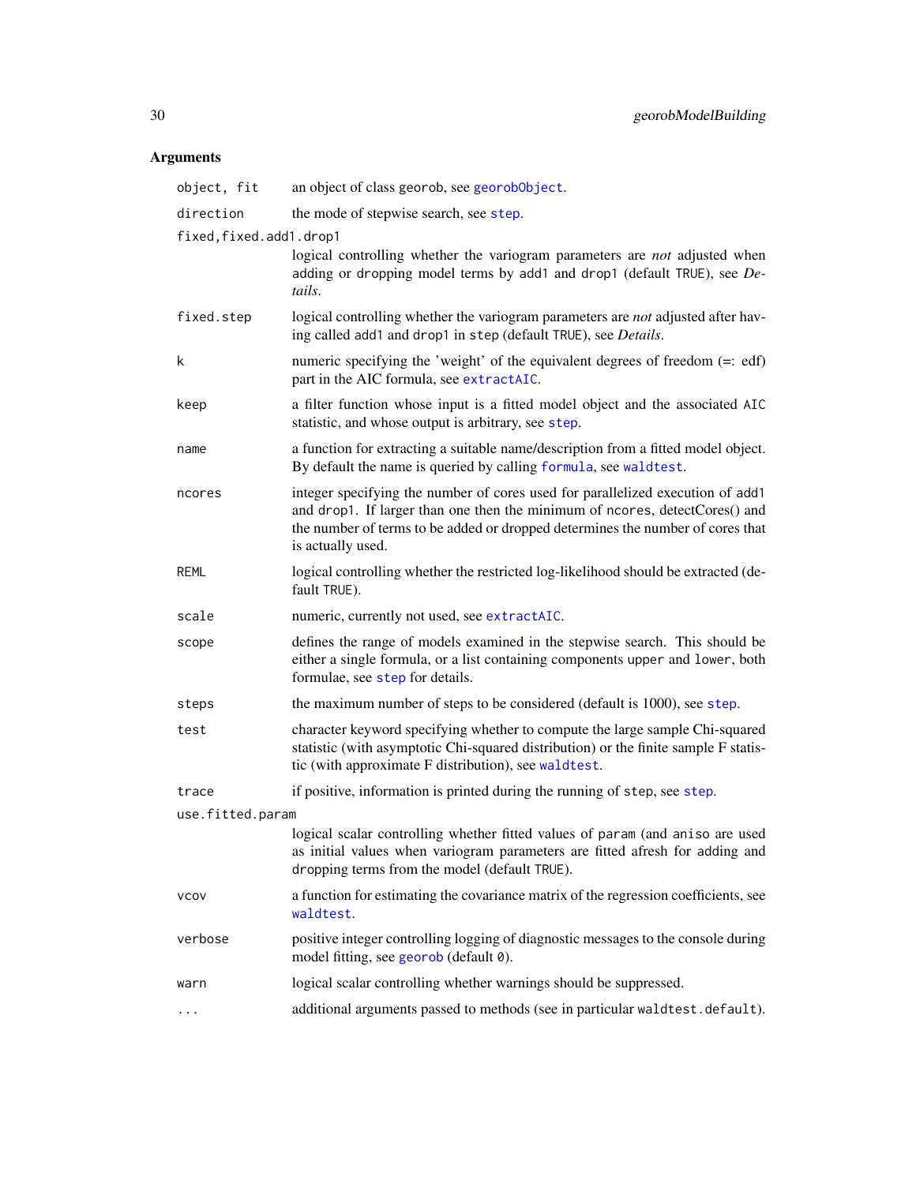## Arguments

| | |
|---|---|
| `object, fit` | an object of class `georob`, see `georobObject`. |
| `direction` | the mode of stepwise search, see `step`. |
| `fixed,fixed.add1.drop1` | logical controlling whether the variogram parameters are *not* adjusted when adding or dropping model terms by `add1` and `drop1` (default `TRUE`), see *Details*. |
| `fixed.step` | logical controlling whether the variogram parameters are *not* adjusted after having called `add1` and `drop1` in `step` (default `TRUE`), see *Details*. |
| `k` | numeric specifying the 'weight' of the equivalent degrees of freedom (=: edf) part in the AIC formula, see `extractAIC`. |
| `keep` | a filter function whose input is a fitted model object and the associated `AIC` statistic, and whose output is arbitrary, see `step`. |
| `name` | a function for extracting a suitable name/description from a fitted model object. By default the name is queried by calling `formula`, see `waldtest`. |
| `ncores` | integer specifying the number of cores used for parallelized execution of `add1` and `drop1`. If larger than one then the minimum of `ncores`, detectCores() and the number of terms to be added or dropped determines the number of cores that is actually used. |
| `REML` | logical controlling whether the restricted log-likelihood should be extracted (default `TRUE`). |
| `scale` | numeric, currently not used, see `extractAIC`. |
| `scope` | defines the range of models examined in the stepwise search. This should be either a single formula, or a list containing components `upper` and `lower`, both formulae, see `step` for details. |
| `steps` | the maximum number of steps to be considered (default is 1000), see `step`. |
| `test` | character keyword specifying whether to compute the large sample Chi-squared statistic (with asymptotic Chi-squared distribution) or the finite sample F statistic (with approximate F distribution), see `waldtest`. |
| `trace` | if positive, information is printed during the running of `step`, see `step`. |
| `use.fitted.param` | logical scalar controlling whether fitted values of `param` (and `aniso` are used as initial values when variogram parameters are fitted afresh for adding and dropping terms from the model (default `TRUE`). |
| `vcov` | a function for estimating the covariance matrix of the regression coefficients, see `waldtest`. |
| `verbose` | positive integer controlling logging of diagnostic messages to the console during model fitting, see `georob` (default `0`). |
| `warn` | logical scalar controlling whether warnings should be suppressed. |
| `...` | additional arguments passed to methods (see in particular `waldtest.default`). |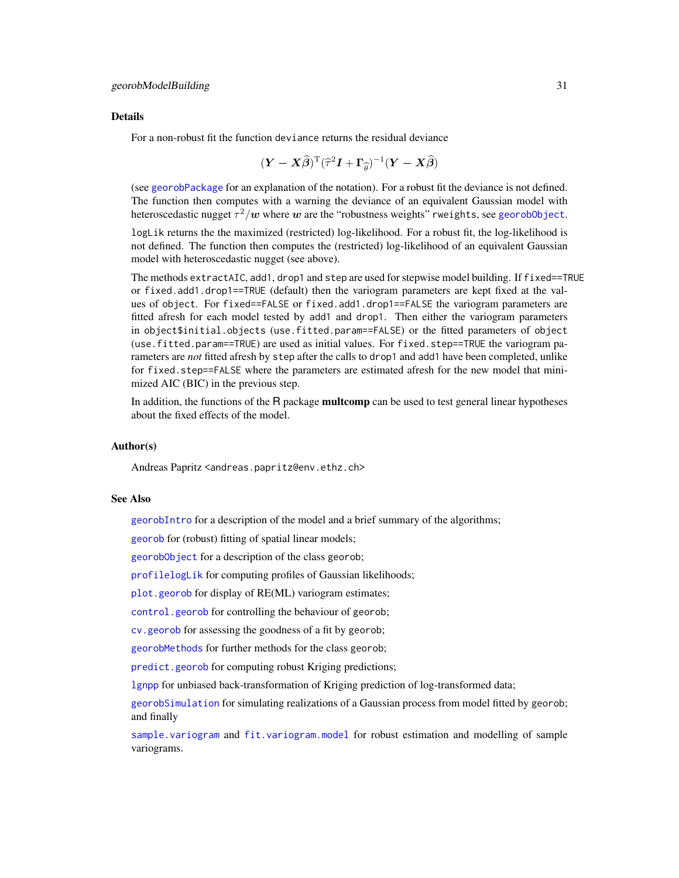### Details

For a non-robust fit the function `deviance` returns the residual deviance

$$(\boldsymbol{Y} - \boldsymbol{X}\widehat{\boldsymbol{\beta}})^{\mathrm{T}}(\widehat{\tau}^2\boldsymbol{I} + \boldsymbol{\Gamma}_{\widehat{\theta}})^{-1}(\boldsymbol{Y} - \boldsymbol{X}\widehat{\boldsymbol{\beta}})$$

(see `georobPackage` for an explanation of the notation). For a robust fit the deviance is not defined. The function then computes with a warning the deviance of an equivalent Gaussian model with heteroscedastic nugget $\tau^2/\boldsymbol{w}$ where $\boldsymbol{w}$ are the "robustness weights" `rweights`, see `georobObject`.

`logLik` returns the the maximized (restricted) log-likelihood. For a robust fit, the log-likelihood is not defined. The function then computes the (restricted) log-likelihood of an equivalent Gaussian model with heteroscedastic nugget (see above).

The methods `extractAIC`, `add1`, `drop1` and `step` are used for stepwise model building. If `fixed==TRUE` or `fixed.add1.drop1==TRUE` (default) then the variogram parameters are kept fixed at the values of `object`. For `fixed==FALSE` or `fixed.add1.drop1==FALSE` the variogram parameters are fitted afresh for each model tested by `add1` and `drop1`. Then either the variogram parameters in `object$initial.objects` (`use.fitted.param==FALSE`) or the fitted parameters of `object` (`use.fitted.param==TRUE`) are used as initial values. For `fixed.step==TRUE` the variogram parameters are *not* fitted afresh by `step` after the calls to `drop1` and `add1` have been completed, unlike for `fixed.step==FALSE` where the parameters are estimated afresh for the new model that minimized AIC (BIC) in the previous step.

In addition, the functions of the R package **multcomp** can be used to test general linear hypotheses about the fixed effects of the model.

### Author(s)

Andreas Papritz <andreas.papritz@env.ethz.ch>

### See Also

`georobIntro` for a description of the model and a brief summary of the algorithms;

`georob` for (robust) fitting of spatial linear models;

`georobObject` for a description of the class `georob`;

`profilelogLik` for computing profiles of Gaussian likelihoods;

`plot.georob` for display of RE(ML) variogram estimates;

`control.georob` for controlling the behaviour of `georob`;

`cv.georob` for assessing the goodness of a fit by `georob`;

`georobMethods` for further methods for the class `georob`;

`predict.georob` for computing robust Kriging predictions;

`lgnpp` for unbiased back-transformation of Kriging prediction of log-transformed data;

`georobSimulation` for simulating realizations of a Gaussian process from model fitted by `georob`; and finally

`sample.variogram` and `fit.variogram.model` for robust estimation and modelling of sample variograms.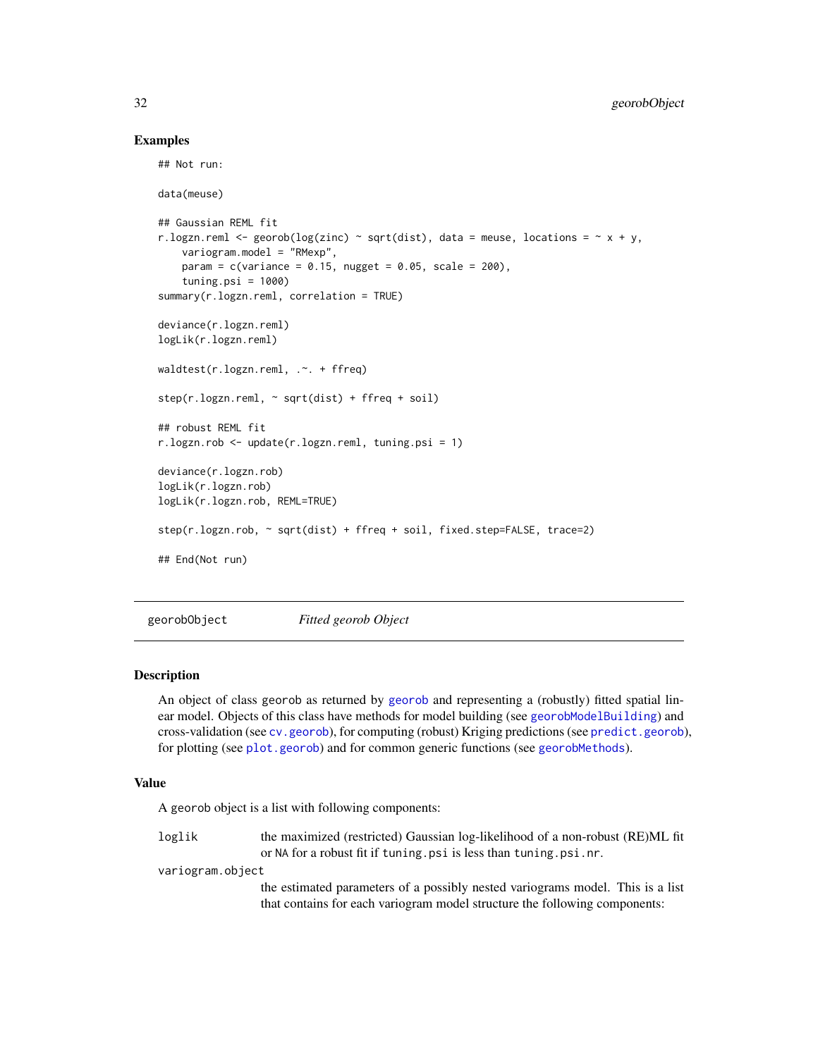### Examples

```
## Not run:

data(meuse)

## Gaussian REML fit
r.logzn.reml <- georob(log(zinc) ~ sqrt(dist), data = meuse, locations = ~ x + y,
    variogram.model = "RMexp",
    param = c(variance = 0.15, nugget = 0.05, scale = 200),
    tuning.psi = 1000)
summary(r.logzn.reml, correlation = TRUE)

deviance(r.logzn.reml)
logLik(r.logzn.reml)

waldtest(r.logzn.reml, .~. + ffreq)

step(r.logzn.reml, ~ sqrt(dist) + ffreq + soil)

## robust REML fit
r.logzn.rob <- update(r.logzn.reml, tuning.psi = 1)

deviance(r.logzn.rob)
logLik(r.logzn.rob)
logLik(r.logzn.rob, REML=TRUE)

step(r.logzn.rob, ~ sqrt(dist) + ffreq + soil, fixed.step=FALSE, trace=2)

## End(Not run)
```

---

## georobObject — *Fitted georob Object*

---

### Description

An object of class georob as returned by georob and representing a (robustly) fitted spatial linear model. Objects of this class have methods for model building (see georobModelBuilding) and cross-validation (see cv.georob), for computing (robust) Kriging predictions (see predict.georob), for plotting (see plot.georob) and for common generic functions (see georobMethods).

### Value

A georob object is a list with following components:

`loglik` — the maximized (restricted) Gaussian log-likelihood of a non-robust (RE)ML fit or NA for a robust fit if `tuning.psi` is less than `tuning.psi.nr`.

`variogram.object` — the estimated parameters of a possibly nested variograms model. This is a list that contains for each variogram model structure the following components: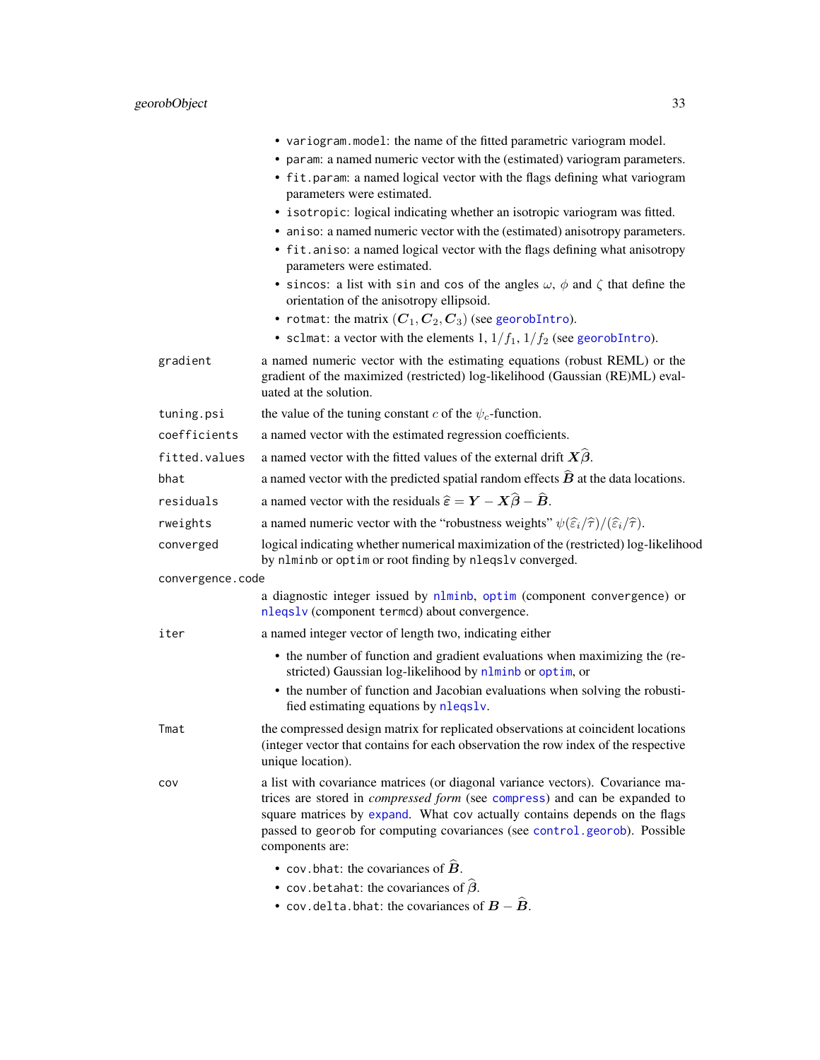- `variogram.model`: the name of the fitted parametric variogram model.
- `param`: a named numeric vector with the (estimated) variogram parameters.
- `fit.param`: a named logical vector with the flags defining what variogram parameters were estimated.
- `isotropic`: logical indicating whether an isotropic variogram was fitted.
- `aniso`: a named numeric vector with the (estimated) anisotropy parameters.
- `fit.aniso`: a named logical vector with the flags defining what anisotropy parameters were estimated.
- `sincos`: a list with `sin` and `cos` of the angles $\omega$, $\phi$ and $\zeta$ that define the orientation of the anisotropy ellipsoid.
- `rotmat`: the matrix $(\boldsymbol{C}_1, \boldsymbol{C}_2, \boldsymbol{C}_3)$ (see `georobIntro`).
- `sclmat`: a vector with the elements 1, $1/f_1$, $1/f_2$ (see `georobIntro`).

`gradient`
: a named numeric vector with the estimating equations (robust REML) or the gradient of the maximized (restricted) log-likelihood (Gaussian (RE)ML) evaluated at the solution.

`tuning.psi`
: the value of the tuning constant $c$ of the $\psi_c$-function.

`coefficients`
: a named vector with the estimated regression coefficients.

`fitted.values`
: a named vector with the fitted values of the external drift $\boldsymbol{X}\widehat{\boldsymbol{\beta}}$.

`bhat`
: a named vector with the predicted spatial random effects $\widehat{\boldsymbol{B}}$ at the data locations.

`residuals`
: a named vector with the residuals $\widehat{\boldsymbol{\varepsilon}} = \boldsymbol{Y} - \boldsymbol{X}\widehat{\boldsymbol{\beta}} - \widehat{\boldsymbol{B}}$.

`rweights`
: a named numeric vector with the "robustness weights" $\psi(\widehat{\varepsilon}_i/\widehat{\tau})/(\widehat{\varepsilon}_i/\widehat{\tau})$.

`converged`
: logical indicating whether numerical maximization of the (restricted) log-likelihood by `nlminb` or `optim` or root finding by `nleqslv` converged.

`convergence.code`
: a diagnostic integer issued by `nlminb`, `optim` (component `convergence`) or `nleqslv` (component `termcd`) about convergence.

`iter`
: a named integer vector of length two, indicating either

  - the number of function and gradient evaluations when maximizing the (restricted) Gaussian log-likelihood by `nlminb` or `optim`, or
  - the number of function and Jacobian evaluations when solving the robustified estimating equations by `nleqslv`.

`Tmat`
: the compressed design matrix for replicated observations at coincident locations (integer vector that contains for each observation the row index of the respective unique location).

`cov`
: a list with covariance matrices (or diagonal variance vectors). Covariance matrices are stored in *compressed form* (see `compress`) and can be expanded to square matrices by `expand`. What `cov` actually contains depends on the flags passed to `georob` for computing covariances (see `control.georob`). Possible components are:

  - `cov.bhat`: the covariances of $\widehat{\boldsymbol{B}}$.
  - `cov.betahat`: the covariances of $\widehat{\boldsymbol{\beta}}$.
  - `cov.delta.bhat`: the covariances of $\boldsymbol{B} - \widehat{\boldsymbol{B}}$.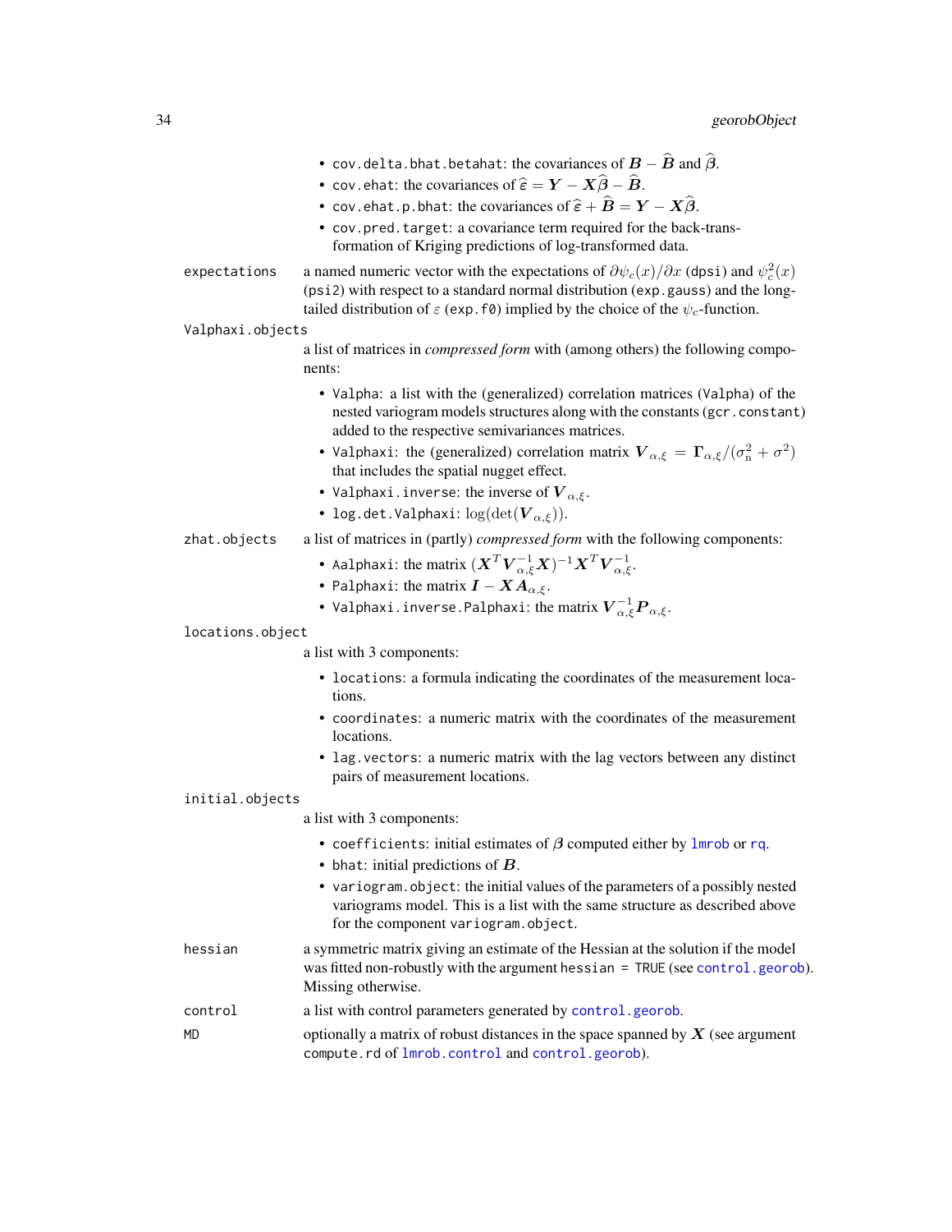- `cov.delta.bhat.betahat`: the covariances of $\boldsymbol{B} - \widehat{\boldsymbol{B}}$ and $\widehat{\boldsymbol{\beta}}$.
- `cov.ehat`: the covariances of $\widehat{\boldsymbol{\varepsilon}} = \boldsymbol{Y} - \boldsymbol{X}\widehat{\boldsymbol{\beta}} - \widehat{\boldsymbol{B}}$.
- `cov.ehat.p.bhat`: the covariances of $\widehat{\boldsymbol{\varepsilon}} + \widehat{\boldsymbol{B}} = \boldsymbol{Y} - \boldsymbol{X}\widehat{\boldsymbol{\beta}}$.
- `cov.pred.target`: a covariance term required for the back-transformation of Kriging predictions of log-transformed data.

`expectations`
: a named numeric vector with the expectations of $\partial\psi_c(x)/\partial x$ (`dpsi`) and $\psi_c^2(x)$ (`psi2`) with respect to a standard normal distribution (`exp.gauss`) and the long-tailed distribution of $\varepsilon$ (`exp.f0`) implied by the choice of the $\psi_c$-function.

`Valphaxi.objects`
: a list of matrices in *compressed form* with (among others) the following components:

- `Valpha`: a list with the (generalized) correlation matrices (`Valpha`) of the nested variogram models structures along with the constants (`gcr.constant`) added to the respective semivariances matrices.
- `Valphaxi`: the (generalized) correlation matrix $\boldsymbol{V}_{\alpha,\xi} = \boldsymbol{\Gamma}_{\alpha,\xi}/(\sigma_{\mathrm{n}}^2 + \sigma^2)$ that includes the spatial nugget effect.
- `Valphaxi.inverse`: the inverse of $\boldsymbol{V}_{\alpha,\xi}$.
- `log.det.Valphaxi`: $\log(\det(\boldsymbol{V}_{\alpha,\xi}))$.

`zhat.objects`
: a list of matrices in (partly) *compressed form* with the following components:

- `Aalphaxi`: the matrix $(\boldsymbol{X}^T\boldsymbol{V}_{\alpha,\xi}^{-1}\boldsymbol{X})^{-1}\boldsymbol{X}^T\boldsymbol{V}_{\alpha,\xi}^{-1}$.
- `Palphaxi`: the matrix $\boldsymbol{I} - \boldsymbol{X}\boldsymbol{A}_{\alpha,\xi}$.
- `Valphaxi.inverse.Palphaxi`: the matrix $\boldsymbol{V}_{\alpha,\xi}^{-1}\boldsymbol{P}_{\alpha,\xi}$.

`locations.object`
: a list with 3 components:

- `locations`: a formula indicating the coordinates of the measurement locations.
- `coordinates`: a numeric matrix with the coordinates of the measurement locations.
- `lag.vectors`: a numeric matrix with the lag vectors between any distinct pairs of measurement locations.

`initial.objects`
: a list with 3 components:

- `coefficients`: initial estimates of $\boldsymbol{\beta}$ computed either by `lmrob` or `rq`.
- `bhat`: initial predictions of $\boldsymbol{B}$.
- `variogram.object`: the initial values of the parameters of a possibly nested variograms model. This is a list with the same structure as described above for the component `variogram.object`.

`hessian`
: a symmetric matrix giving an estimate of the Hessian at the solution if the model was fitted non-robustly with the argument `hessian = TRUE` (see `control.georob`). Missing otherwise.

`control`
: a list with control parameters generated by `control.georob`.

`MD`
: optionally a matrix of robust distances in the space spanned by $\boldsymbol{X}$ (see argument `compute.rd` of `lmrob.control` and `control.georob`).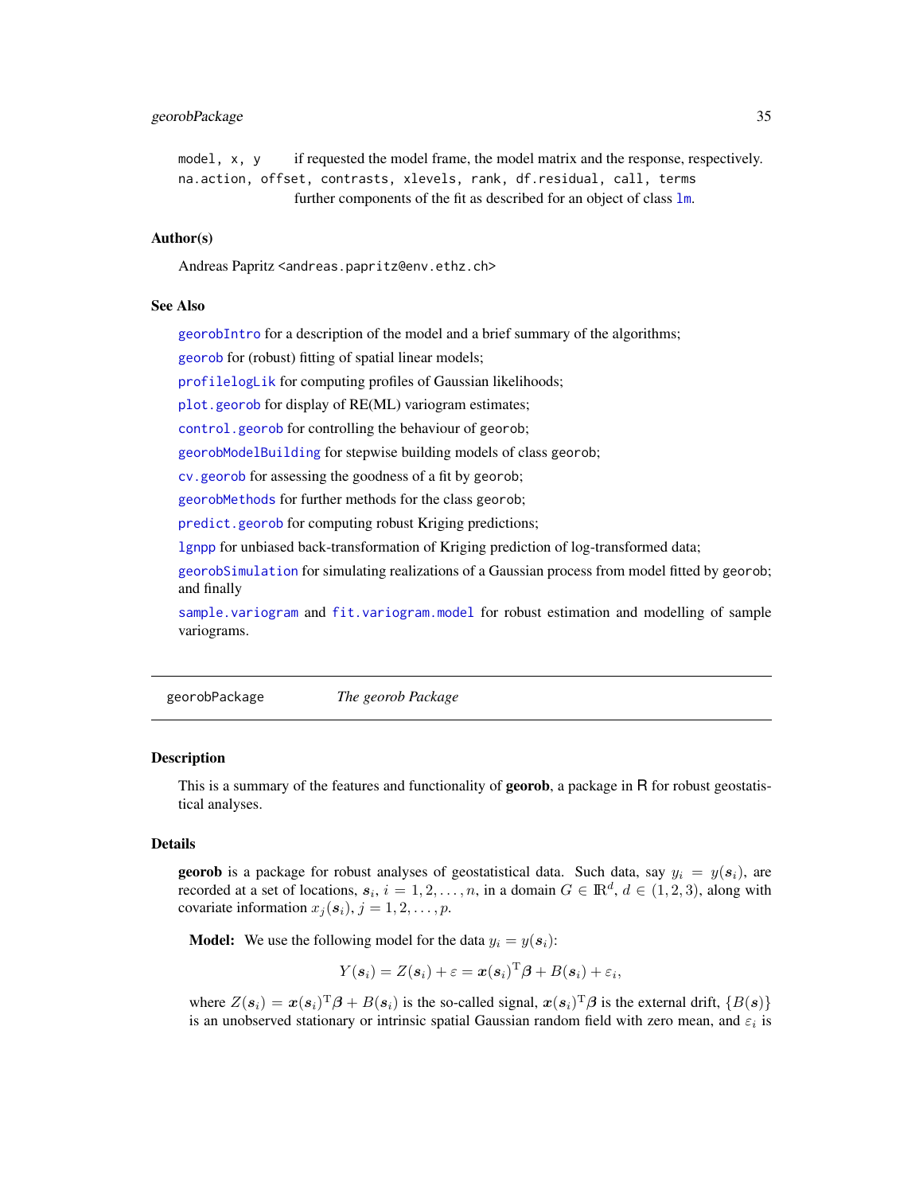`model, x, y` if requested the model frame, the model matrix and the response, respectively.

`na.action, offset, contrasts, xlevels, rank, df.residual, call, terms`
further components of the fit as described for an object of class `lm`.

### Author(s)

Andreas Papritz <andreas.papritz@env.ethz.ch>

### See Also

`georobIntro` for a description of the model and a brief summary of the algorithms;

`georob` for (robust) fitting of spatial linear models;

`profilelogLik` for computing profiles of Gaussian likelihoods;

`plot.georob` for display of RE(ML) variogram estimates;

`control.georob` for controlling the behaviour of `georob`;

`georobModelBuilding` for stepwise building models of class `georob`;

`cv.georob` for assessing the goodness of a fit by `georob`;

`georobMethods` for further methods for the class `georob`;

`predict.georob` for computing robust Kriging predictions;

`lgnpp` for unbiased back-transformation of Kriging prediction of log-transformed data;

`georobSimulation` for simulating realizations of a Gaussian process from model fitted by `georob`; and finally

`sample.variogram` and `fit.variogram.model` for robust estimation and modelling of sample variograms.

---

`georobPackage` *The georob Package*

---

### Description

This is a summary of the features and functionality of **georob**, a package in R for robust geostatistical analyses.

### Details

**georob** is a package for robust analyses of geostatistical data. Such data, say $y_i = y(\boldsymbol{s}_i)$, are recorded at a set of locations, $\boldsymbol{s}_i$, $i = 1, 2, \ldots, n$, in a domain $G \in \mathbb{R}^d$, $d \in (1, 2, 3)$, along with covariate information $x_j(\boldsymbol{s}_i)$, $j = 1, 2, \ldots, p$.

**Model:** We use the following model for the data $y_i = y(\boldsymbol{s}_i)$:

$$Y(\boldsymbol{s}_i) = Z(\boldsymbol{s}_i) + \varepsilon = \boldsymbol{x}(\boldsymbol{s}_i)^{\mathrm{T}}\boldsymbol{\beta} + B(\boldsymbol{s}_i) + \varepsilon_i,$$

where $Z(\boldsymbol{s}_i) = \boldsymbol{x}(\boldsymbol{s}_i)^{\mathrm{T}}\boldsymbol{\beta} + B(\boldsymbol{s}_i)$ is the so-called signal, $\boldsymbol{x}(\boldsymbol{s}_i)^{\mathrm{T}}\boldsymbol{\beta}$ is the external drift, $\{B(\boldsymbol{s})\}$ is an unobserved stationary or intrinsic spatial Gaussian random field with zero mean, and $\varepsilon_i$ is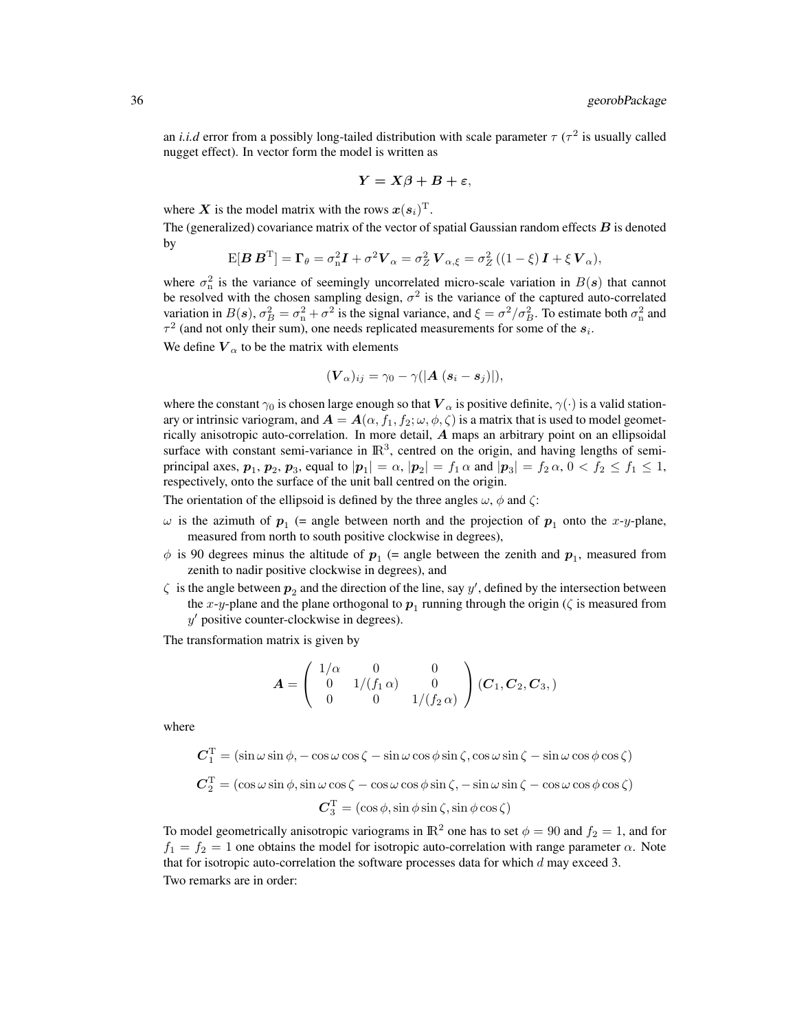an *i.i.d* error from a possibly long-tailed distribution with scale parameter $\tau$ ($\tau^2$ is usually called nugget effect). In vector form the model is written as

$$\boldsymbol{Y} = \boldsymbol{X}\beta + \boldsymbol{B} + \varepsilon,$$

where $\boldsymbol{X}$ is the model matrix with the rows $\boldsymbol{x}(\boldsymbol{s}_i)^{\mathrm{T}}$.

The (generalized) covariance matrix of the vector of spatial Gaussian random effects $\boldsymbol{B}$ is denoted by

$$\mathrm{E}[\boldsymbol{B}\,\boldsymbol{B}^{\mathrm{T}}] = \boldsymbol{\Gamma}_\theta = \sigma_{\mathrm{n}}^2 \boldsymbol{I} + \sigma^2 \boldsymbol{V}_\alpha = \sigma_Z^2\,\boldsymbol{V}_{\alpha,\xi} = \sigma_Z^2\,((1-\xi)\,\boldsymbol{I} + \xi\,\boldsymbol{V}_\alpha),$$

where $\sigma_{\mathrm{n}}^2$ is the variance of seemingly uncorrelated micro-scale variation in $B(\boldsymbol{s})$ that cannot be resolved with the chosen sampling design, $\sigma^2$ is the variance of the captured auto-correlated variation in $B(\boldsymbol{s})$, $\sigma_B^2 = \sigma_{\mathrm{n}}^2 + \sigma^2$ is the signal variance, and $\xi = \sigma^2/\sigma_B^2$. To estimate both $\sigma_{\mathrm{n}}^2$ and $\tau^2$ (and not only their sum), one needs replicated measurements for some of the $\boldsymbol{s}_i$.

We define $\boldsymbol{V}_\alpha$ to be the matrix with elements

$$(\boldsymbol{V}_\alpha)_{ij} = \gamma_0 - \gamma(|\boldsymbol{A}\,(\boldsymbol{s}_i - \boldsymbol{s}_j)|),$$

where the constant $\gamma_0$ is chosen large enough so that $\boldsymbol{V}_\alpha$ is positive definite, $\gamma(\cdot)$ is a valid stationary or intrinsic variogram, and $\boldsymbol{A} = \boldsymbol{A}(\alpha, f_1, f_2; \omega, \phi, \zeta)$ is a matrix that is used to model geometrically anisotropic auto-correlation. In more detail, $\boldsymbol{A}$ maps an arbitrary point on an ellipsoidal surface with constant semi-variance in $\mathbb{R}^3$, centred on the origin, and having lengths of semi-principal axes, $\boldsymbol{p}_1$, $\boldsymbol{p}_2$, $\boldsymbol{p}_3$, equal to $|\boldsymbol{p}_1| = \alpha$, $|\boldsymbol{p}_2| = f_1\,\alpha$ and $|\boldsymbol{p}_3| = f_2\,\alpha$, $0 < f_2 \leq f_1 \leq 1$, respectively, onto the surface of the unit ball centred on the origin.

The orientation of the ellipsoid is defined by the three angles $\omega$, $\phi$ and $\zeta$:

- $\omega$ is the azimuth of $\boldsymbol{p}_1$ (= angle between north and the projection of $\boldsymbol{p}_1$ onto the $x$-$y$-plane, measured from north to south positive clockwise in degrees),
- $\phi$ is 90 degrees minus the altitude of $\boldsymbol{p}_1$ (= angle between the zenith and $\boldsymbol{p}_1$, measured from zenith to nadir positive clockwise in degrees), and
- $\zeta$ is the angle between $\boldsymbol{p}_2$ and the direction of the line, say $y'$, defined by the intersection between the $x$-$y$-plane and the plane orthogonal to $\boldsymbol{p}_1$ running through the origin ($\zeta$ is measured from $y'$ positive counter-clockwise in degrees).

The transformation matrix is given by

$$\boldsymbol{A} = \begin{pmatrix} 1/\alpha & 0 & 0 \\ 0 & 1/(f_1\,\alpha) & 0 \\ 0 & 0 & 1/(f_2\,\alpha) \end{pmatrix} (\boldsymbol{C}_1, \boldsymbol{C}_2, \boldsymbol{C}_3,)$$

where

$$\boldsymbol{C}_1^{\mathrm{T}} = (\sin\omega\sin\phi, -\cos\omega\cos\zeta - \sin\omega\cos\phi\sin\zeta, \cos\omega\sin\zeta - \sin\omega\cos\phi\cos\zeta)$$

$$\boldsymbol{C}_2^{\mathrm{T}} = (\cos\omega\sin\phi, \sin\omega\cos\zeta - \cos\omega\cos\phi\sin\zeta, -\sin\omega\sin\zeta - \cos\omega\cos\phi\cos\zeta)$$

$$\boldsymbol{C}_3^{\mathrm{T}} = (\cos\phi, \sin\phi\sin\zeta, \sin\phi\cos\zeta)$$

To model geometrically anisotropic variograms in $\mathbb{R}^2$ one has to set $\phi = 90$ and $f_2 = 1$, and for $f_1 = f_2 = 1$ one obtains the model for isotropic auto-correlation with range parameter $\alpha$. Note that for isotropic auto-correlation the software processes data for which $d$ may exceed 3.

Two remarks are in order: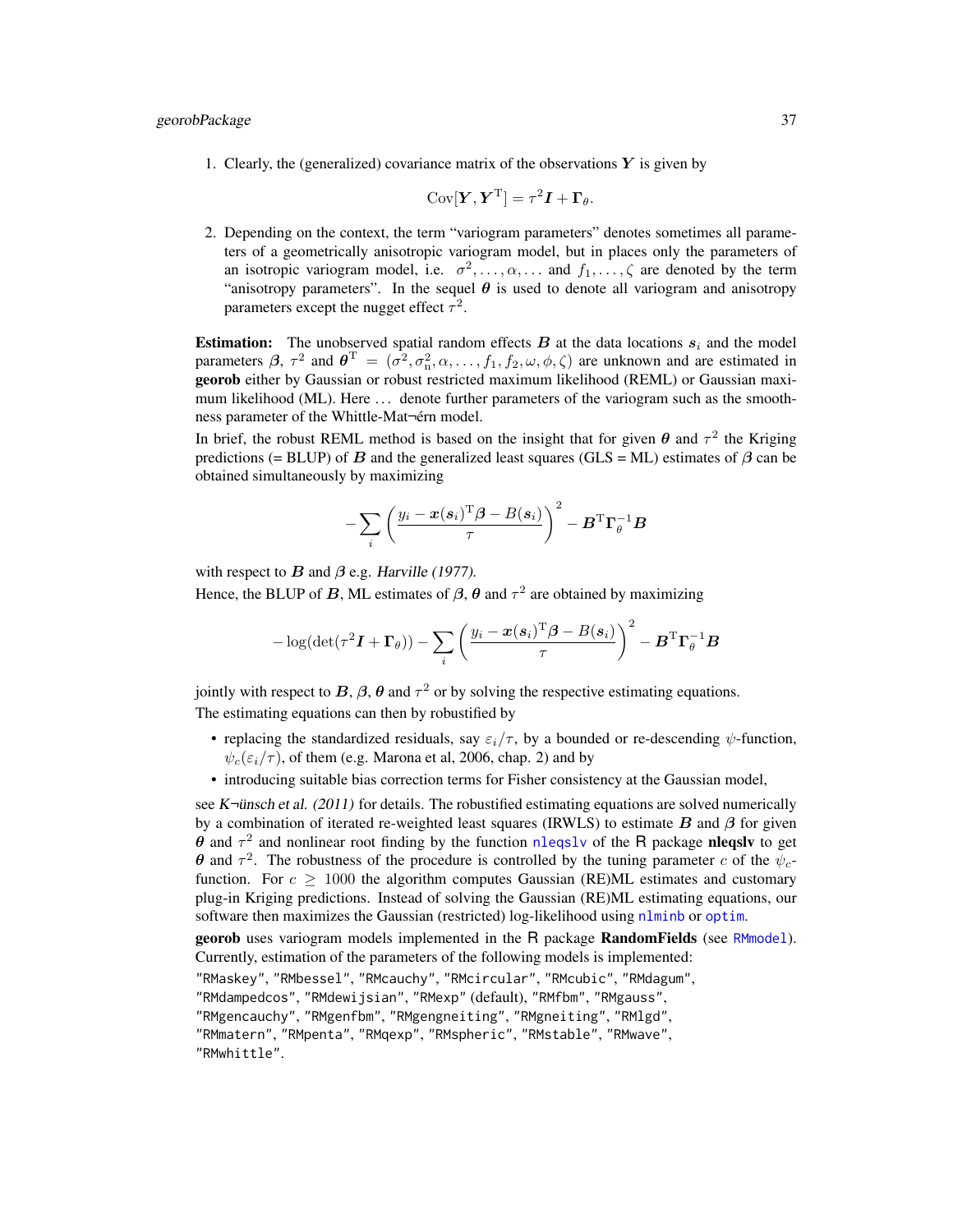1. Clearly, the (generalized) covariance matrix of the observations $\boldsymbol{Y}$ is given by

$$\mathrm{Cov}[\boldsymbol{Y}, \boldsymbol{Y}^{\mathrm{T}}] = \tau^2 \boldsymbol{I} + \boldsymbol{\Gamma}_{\theta}.$$

2. Depending on the context, the term "variogram parameters" denotes sometimes all parameters of a geometrically anisotropic variogram model, but in places only the parameters of an isotropic variogram model, i.e. $\sigma^2, \ldots, \alpha, \ldots$ and $f_1, \ldots, \zeta$ are denoted by the term "anisotropy parameters". In the sequel $\boldsymbol{\theta}$ is used to denote all variogram and anisotropy parameters except the nugget effect $\tau^2$.

**Estimation:** The unobserved spatial random effects $\boldsymbol{B}$ at the data locations $\boldsymbol{s}_i$ and the model parameters $\boldsymbol{\beta}$, $\tau^2$ and $\boldsymbol{\theta}^{\mathrm{T}} = (\sigma^2, \sigma^2_{\mathrm{n}}, \alpha, \ldots, f_1, f_2, \omega, \phi, \zeta)$ are unknown and are estimated in **georob** either by Gaussian or robust restricted maximum likelihood (REML) or Gaussian maximum likelihood (ML). Here … denote further parameters of the variogram such as the smoothness parameter of the Whittle-Mat¬érn model.

In brief, the robust REML method is based on the insight that for given $\boldsymbol{\theta}$ and $\tau^2$ the Kriging predictions (= BLUP) of $\boldsymbol{B}$ and the generalized least squares (GLS = ML) estimates of $\boldsymbol{\beta}$ can be obtained simultaneously by maximizing

$$-\sum_i \left( \frac{y_i - \boldsymbol{x}(\boldsymbol{s}_i)^{\mathrm{T}}\boldsymbol{\beta} - B(\boldsymbol{s}_i)}{\tau} \right)^2 - \boldsymbol{B}^{\mathrm{T}} \boldsymbol{\Gamma}_{\theta}^{-1} \boldsymbol{B}$$

with respect to $\boldsymbol{B}$ and $\boldsymbol{\beta}$ e.g. *Harville (1977)*.

Hence, the BLUP of $\boldsymbol{B}$, ML estimates of $\boldsymbol{\beta}$, $\boldsymbol{\theta}$ and $\tau^2$ are obtained by maximizing

$$-\log(\det(\tau^2 \boldsymbol{I} + \boldsymbol{\Gamma}_{\theta})) - \sum_i \left( \frac{y_i - \boldsymbol{x}(\boldsymbol{s}_i)^{\mathrm{T}}\boldsymbol{\beta} - B(\boldsymbol{s}_i)}{\tau} \right)^2 - \boldsymbol{B}^{\mathrm{T}} \boldsymbol{\Gamma}_{\theta}^{-1} \boldsymbol{B}$$

jointly with respect to $\boldsymbol{B}$, $\boldsymbol{\beta}$, $\boldsymbol{\theta}$ and $\tau^2$ or by solving the respective estimating equations.

The estimating equations can then by robustified by

- replacing the standardized residuals, say $\varepsilon_i/\tau$, by a bounded or re-descending $\psi$-function, $\psi_c(\varepsilon_i/\tau)$, of them (e.g. Marona et al, 2006, chap. 2) and by
- introducing suitable bias correction terms for Fisher consistency at the Gaussian model,

see *K¬ünsch et al. (2011)* for details. The robustified estimating equations are solved numerically by a combination of iterated re-weighted least squares (IRWLS) to estimate $\boldsymbol{B}$ and $\boldsymbol{\beta}$ for given $\boldsymbol{\theta}$ and $\tau^2$ and nonlinear root finding by the function `nleqslv` of the R package **nleqslv** to get $\boldsymbol{\theta}$ and $\tau^2$. The robustness of the procedure is controlled by the tuning parameter $c$ of the $\psi_c$-function. For $c \geq 1000$ the algorithm computes Gaussian (RE)ML estimates and customary plug-in Kriging predictions. Instead of solving the Gaussian (RE)ML estimating equations, our software then maximizes the Gaussian (restricted) log-likelihood using `nlminb` or `optim`.

**georob** uses variogram models implemented in the R package **RandomFields** (see `RMmodel`). Currently, estimation of the parameters of the following models is implemented:

`"RMaskey"`, `"RMbessel"`, `"RMcauchy"`, `"RMcircular"`, `"RMcubic"`, `"RMdagum"`, `"RMdampedcos"`, `"RMdewijsian"`, `"RMexp"` (default), `"RMfbm"`, `"RMgauss"`, `"RMgencauchy"`, `"RMgenfbm"`, `"RMgengneiting"`, `"RMgneiting"`, `"RMlgd"`, `"RMmatern"`, `"RMpenta"`, `"RMqexp"`, `"RMspheric"`, `"RMstable"`, `"RMwave"`, `"RMwhittle"`.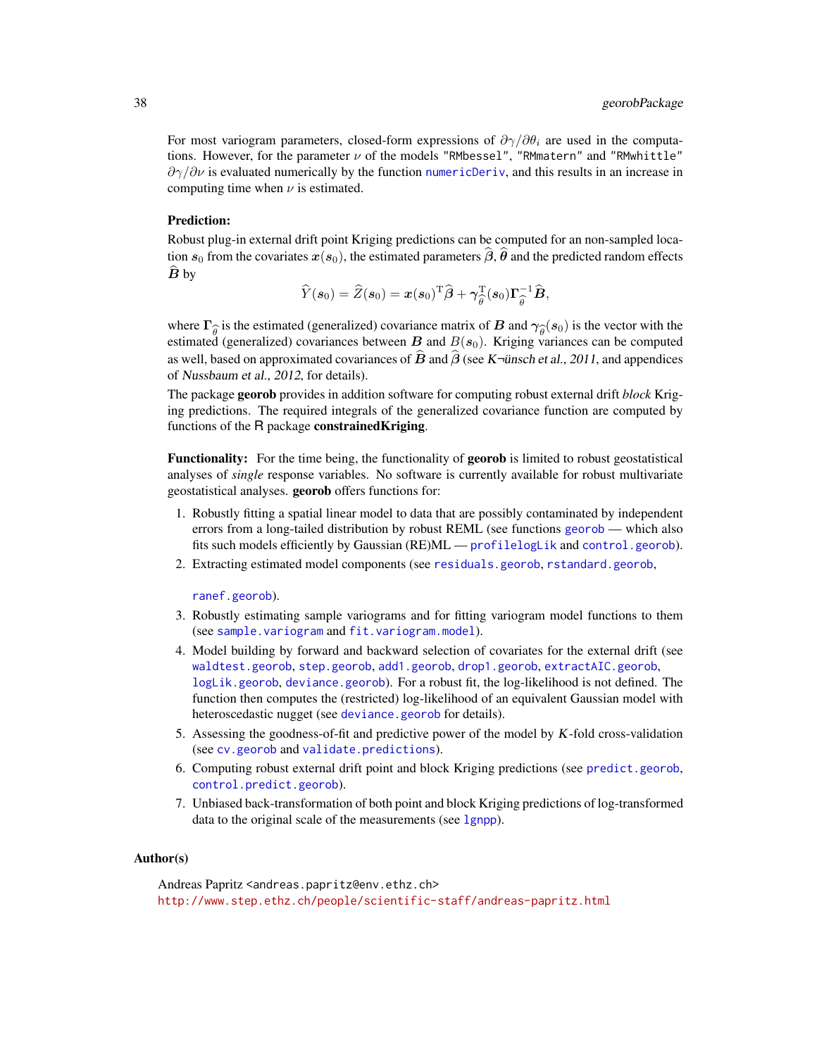For most variogram parameters, closed-form expressions of $\partial\gamma/\partial\theta_i$ are used in the computations. However, for the parameter $\nu$ of the models "RMbessel", "RMmatern" and "RMwhittle" $\partial\gamma/\partial\nu$ is evaluated numerically by the function `numericDeriv`, and this results in an increase in computing time when $\nu$ is estimated.

**Prediction:**

Robust plug-in external drift point Kriging predictions can be computed for an non-sampled location $\boldsymbol{s}_0$ from the covariates $\boldsymbol{x}(\boldsymbol{s}_0)$, the estimated parameters $\widehat{\boldsymbol{\beta}}$, $\widehat{\boldsymbol{\theta}}$ and the predicted random effects $\widehat{\boldsymbol{B}}$ by

$$\widehat{Y}(\boldsymbol{s}_0) = \widehat{Z}(\boldsymbol{s}_0) = \boldsymbol{x}(\boldsymbol{s}_0)^{\mathrm{T}}\widehat{\boldsymbol{\beta}} + \boldsymbol{\gamma}^{\mathrm{T}}_{\widehat{\theta}}(\boldsymbol{s}_0)\boldsymbol{\Gamma}^{-1}_{\widehat{\theta}}\widehat{\boldsymbol{B}},$$

where $\boldsymbol{\Gamma}_{\widehat{\theta}}$ is the estimated (generalized) covariance matrix of $\boldsymbol{B}$ and $\boldsymbol{\gamma}_{\widehat{\theta}}(\boldsymbol{s}_0)$ is the vector with the estimated (generalized) covariances between $\boldsymbol{B}$ and $B(\boldsymbol{s}_0)$. Kriging variances can be computed as well, based on approximated covariances of $\widehat{\boldsymbol{B}}$ and $\widehat{\boldsymbol{\beta}}$ (see *K¬ünsch et al., 2011*, and appendices of *Nussbaum et al., 2012*, for details).

The package **georob** provides in addition software for computing robust external drift *block* Kriging predictions. The required integrals of the generalized covariance function are computed by functions of the R package **constrainedKriging**.

**Functionality:** For the time being, the functionality of **georob** is limited to robust geostatistical analyses of *single* response variables. No software is currently available for robust multivariate geostatistical analyses. **georob** offers functions for:

1. Robustly fitting a spatial linear model to data that are possibly contaminated by independent errors from a long-tailed distribution by robust REML (see functions `georob` — which also fits such models efficiently by Gaussian (RE)ML — `profilelogLik` and `control.georob`).
2. Extracting estimated model components (see `residuals.georob`, `rstandard.georob`, `ranef.georob`).
3. Robustly estimating sample variograms and for fitting variogram model functions to them (see `sample.variogram` and `fit.variogram.model`).
4. Model building by forward and backward selection of covariates for the external drift (see `waldtest.georob`, `step.georob`, `add1.georob`, `drop1.georob`, `extractAIC.georob`, `logLik.georob`, `deviance.georob`). For a robust fit, the log-likelihood is not defined. The function then computes the (restricted) log-likelihood of an equivalent Gaussian model with heteroscedastic nugget (see `deviance.georob` for details).
5. Assessing the goodness-of-fit and predictive power of the model by $K$-fold cross-validation (see `cv.georob` and `validate.predictions`).
6. Computing robust external drift point and block Kriging predictions (see `predict.georob`, `control.predict.georob`).
7. Unbiased back-transformation of both point and block Kriging predictions of log-transformed data to the original scale of the measurements (see `lgnpp`).

## Author(s)

Andreas Papritz <andreas.papritz@env.ethz.ch>
http://www.step.ethz.ch/people/scientific-staff/andreas-papritz.html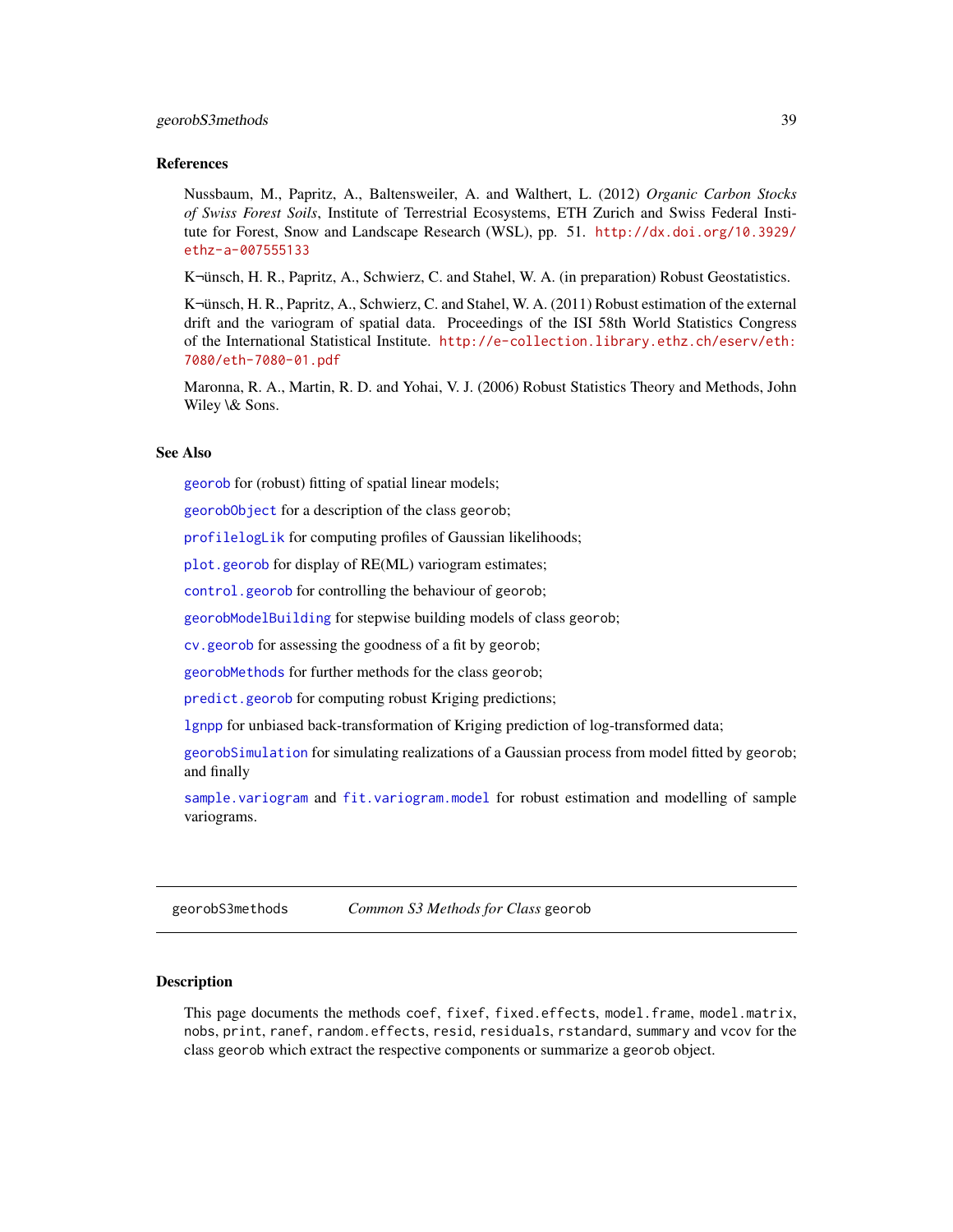## References

Nussbaum, M., Papritz, A., Baltensweiler, A. and Walthert, L. (2012) *Organic Carbon Stocks of Swiss Forest Soils*, Institute of Terrestrial Ecosystems, ETH Zurich and Swiss Federal Institute for Forest, Snow and Landscape Research (WSL), pp. 51. http://dx.doi.org/10.3929/ethz-a-007555133

K¬ünsch, H. R., Papritz, A., Schwierz, C. and Stahel, W. A. (in preparation) Robust Geostatistics.

K¬ünsch, H. R., Papritz, A., Schwierz, C. and Stahel, W. A. (2011) Robust estimation of the external drift and the variogram of spatial data. Proceedings of the ISI 58th World Statistics Congress of the International Statistical Institute. http://e-collection.library.ethz.ch/eserv/eth:7080/eth-7080-01.pdf

Maronna, R. A., Martin, R. D. and Yohai, V. J. (2006) Robust Statistics Theory and Methods, John Wiley \& Sons.

## See Also

georob for (robust) fitting of spatial linear models;

georobObject for a description of the class georob;

profilelogLik for computing profiles of Gaussian likelihoods;

plot.georob for display of RE(ML) variogram estimates;

control.georob for controlling the behaviour of georob;

georobModelBuilding for stepwise building models of class georob;

cv.georob for assessing the goodness of a fit by georob;

georobMethods for further methods for the class georob;

predict.georob for computing robust Kriging predictions;

lgnpp for unbiased back-transformation of Kriging prediction of log-transformed data;

georobSimulation for simulating realizations of a Gaussian process from model fitted by georob; and finally

sample.variogram and fit.variogram.model for robust estimation and modelling of sample variograms.

---

# georobS3methods — *Common S3 Methods for Class* georob

## Description

This page documents the methods coef, fixef, fixed.effects, model.frame, model.matrix, nobs, print, ranef, random.effects, resid, residuals, rstandard, summary and vcov for the class georob which extract the respective components or summarize a georob object.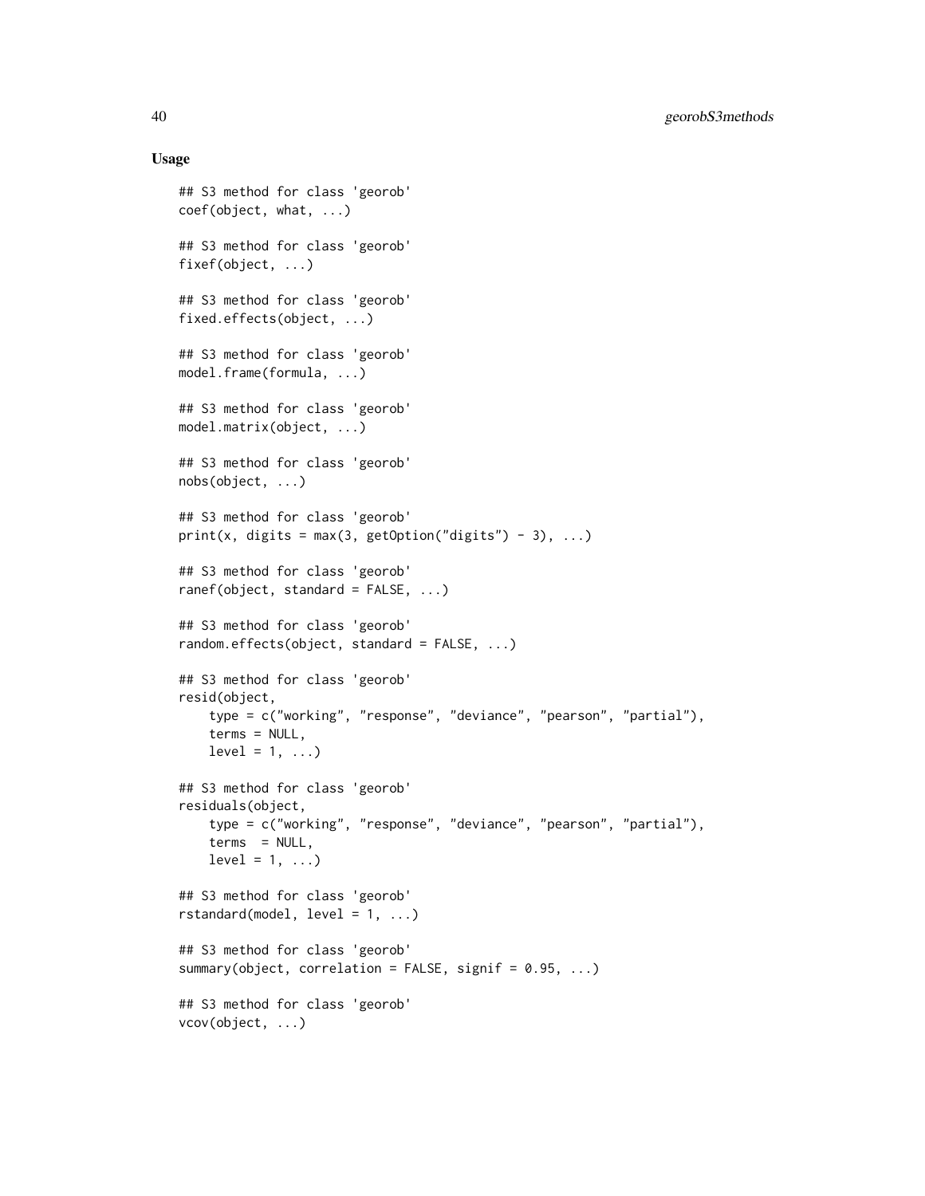## Usage

```
## S3 method for class 'georob'
coef(object, what, ...)

## S3 method for class 'georob'
fixef(object, ...)

## S3 method for class 'georob'
fixed.effects(object, ...)

## S3 method for class 'georob'
model.frame(formula, ...)

## S3 method for class 'georob'
model.matrix(object, ...)

## S3 method for class 'georob'
nobs(object, ...)

## S3 method for class 'georob'
print(x, digits = max(3, getOption("digits") - 3), ...)

## S3 method for class 'georob'
ranef(object, standard = FALSE, ...)

## S3 method for class 'georob'
random.effects(object, standard = FALSE, ...)

## S3 method for class 'georob'
resid(object,
    type = c("working", "response", "deviance", "pearson", "partial"),
    terms = NULL,
    level = 1, ...)

## S3 method for class 'georob'
residuals(object,
    type = c("working", "response", "deviance", "pearson", "partial"),
    terms  = NULL,
    level = 1, ...)

## S3 method for class 'georob'
rstandard(model, level = 1, ...)

## S3 method for class 'georob'
summary(object, correlation = FALSE, signif = 0.95, ...)

## S3 method for class 'georob'
vcov(object, ...)
```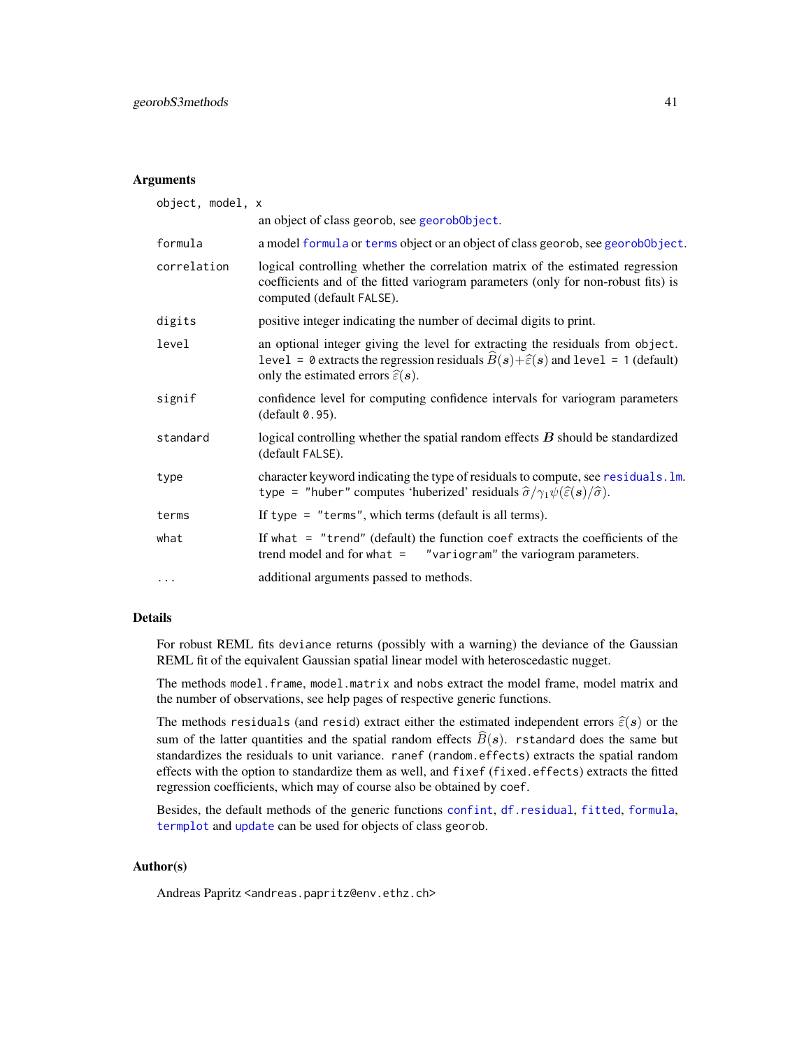### Arguments

| | |
|---|---|
| `object, model, x` | an object of class `georob`, see `georobObject`. |
| `formula` | a model `formula` or `terms` object or an object of class `georob`, see `georobObject`. |
| `correlation` | logical controlling whether the correlation matrix of the estimated regression coefficients and of the fitted variogram parameters (only for non-robust fits) is computed (default `FALSE`). |
| `digits` | positive integer indicating the number of decimal digits to print. |
| `level` | an optional integer giving the level for extracting the residuals from `object`. `level = 0` extracts the regression residuals $\widehat{B}(\boldsymbol{s})+\widehat{\varepsilon}(\boldsymbol{s})$ and `level = 1` (default) only the estimated errors $\widehat{\varepsilon}(\boldsymbol{s})$. |
| `signif` | confidence level for computing confidence intervals for variogram parameters (default `0.95`). |
| `standard` | logical controlling whether the spatial random effects $\boldsymbol{B}$ should be standardized (default `FALSE`). |
| `type` | character keyword indicating the type of residuals to compute, see `residuals.lm`. `type = "huber"` computes 'huberized' residuals $\widehat{\sigma}/\gamma_1 \psi(\widehat{\varepsilon}(\boldsymbol{s})/\widehat{\sigma})$. |
| `terms` | If `type = "terms"`, which terms (default is all terms). |
| `what` | If `what = "trend"` (default) the function `coef` extracts the coefficients of the trend model and for `what = "variogram"` the variogram parameters. |
| `...` | additional arguments passed to methods. |

### Details

For robust REML fits `deviance` returns (possibly with a warning) the deviance of the Gaussian REML fit of the equivalent Gaussian spatial linear model with heteroscedastic nugget.

The methods `model.frame`, `model.matrix` and `nobs` extract the model frame, model matrix and the number of observations, see help pages of respective generic functions.

The methods `residuals` (and `resid`) extract either the estimated independent errors $\widehat{\varepsilon}(\boldsymbol{s})$ or the sum of the latter quantities and the spatial random effects $\widehat{B}(\boldsymbol{s})$. `rstandard` does the same but standardizes the residuals to unit variance. `ranef` (`random.effects`) extracts the spatial random effects with the option to standardize them as well, and `fixef` (`fixed.effects`) extracts the fitted regression coefficients, which may of course also be obtained by `coef`.

Besides, the default methods of the generic functions `confint`, `df.residual`, `fitted`, `formula`, `termplot` and `update` can be used for objects of class `georob`.

### Author(s)

Andreas Papritz <andreas.papritz@env.ethz.ch>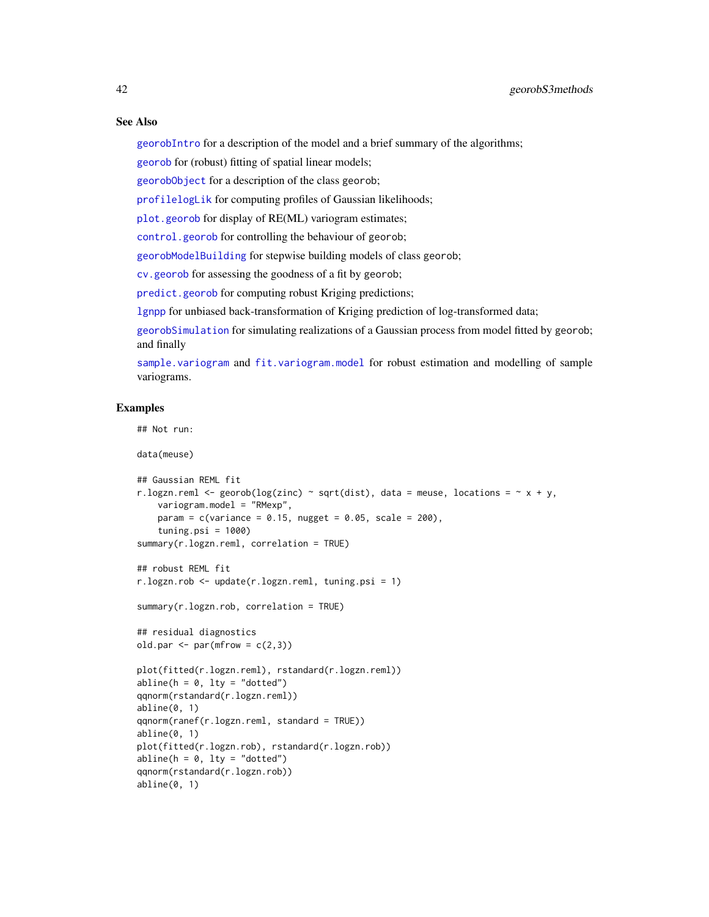## See Also

georobIntro for a description of the model and a brief summary of the algorithms;

georob for (robust) fitting of spatial linear models;

georobObject for a description of the class georob;

profilelogLik for computing profiles of Gaussian likelihoods;

plot.georob for display of RE(ML) variogram estimates;

control.georob for controlling the behaviour of georob;

georobModelBuilding for stepwise building models of class georob;

cv.georob for assessing the goodness of a fit by georob;

predict.georob for computing robust Kriging predictions;

lgnpp for unbiased back-transformation of Kriging prediction of log-transformed data;

georobSimulation for simulating realizations of a Gaussian process from model fitted by georob; and finally

sample.variogram and fit.variogram.model for robust estimation and modelling of sample variograms.

## Examples

```
## Not run:

data(meuse)

## Gaussian REML fit
r.logzn.reml <- georob(log(zinc) ~ sqrt(dist), data = meuse, locations = ~ x + y,
    variogram.model = "RMexp",
    param = c(variance = 0.15, nugget = 0.05, scale = 200),
    tuning.psi = 1000)
summary(r.logzn.reml, correlation = TRUE)

## robust REML fit
r.logzn.rob <- update(r.logzn.reml, tuning.psi = 1)

summary(r.logzn.rob, correlation = TRUE)

## residual diagnostics
old.par <- par(mfrow = c(2,3))

plot(fitted(r.logzn.reml), rstandard(r.logzn.reml))
abline(h = 0, lty = "dotted")
qqnorm(rstandard(r.logzn.reml))
abline(0, 1)
qqnorm(ranef(r.logzn.reml, standard = TRUE))
abline(0, 1)
plot(fitted(r.logzn.rob), rstandard(r.logzn.rob))
abline(h = 0, lty = "dotted")
qqnorm(rstandard(r.logzn.rob))
abline(0, 1)
```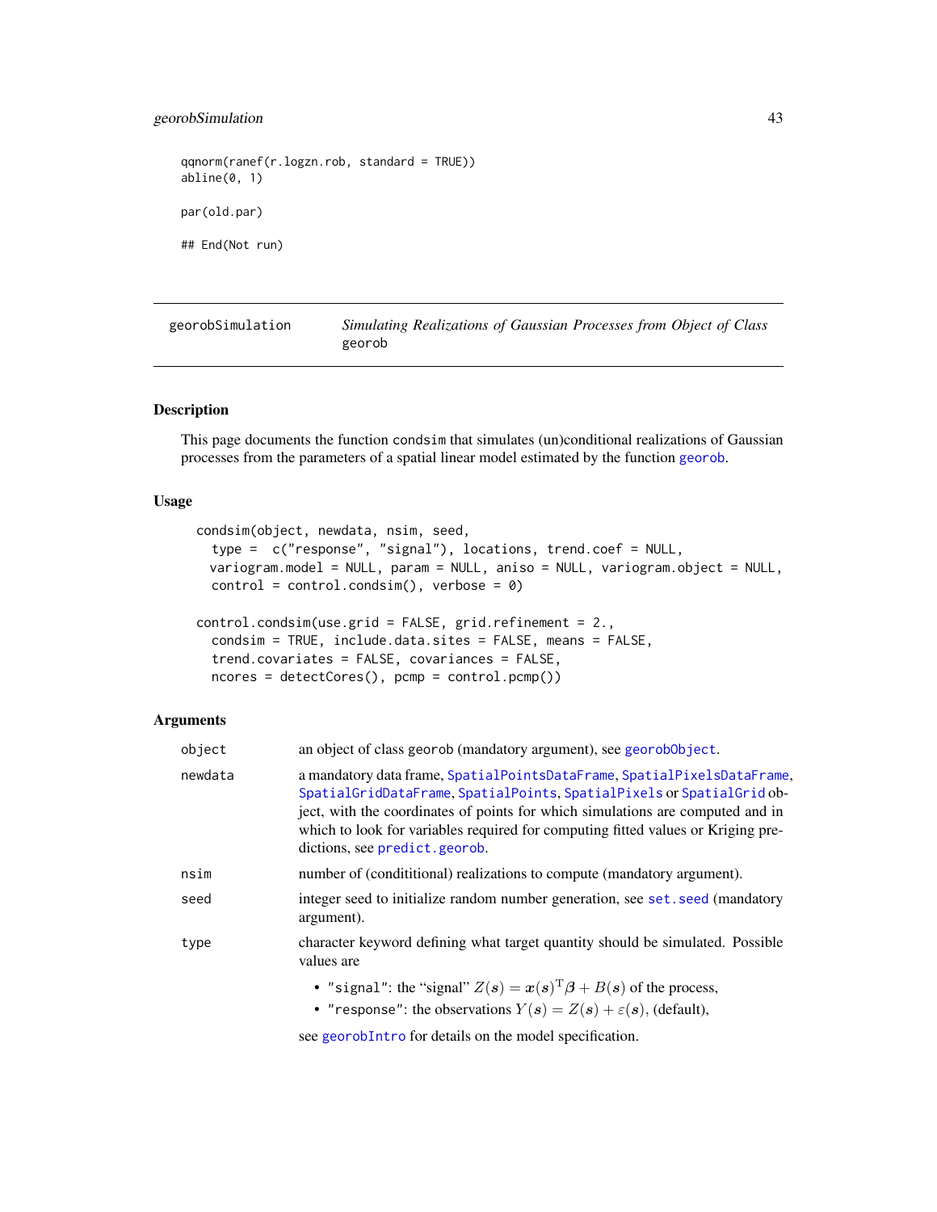```
qqnorm(ranef(r.logzn.rob, standard = TRUE))
abline(0, 1)

par(old.par)

## End(Not run)
```

---

## georobSimulation — *Simulating Realizations of Gaussian Processes from Object of Class* `georob`

---

### Description

This page documents the function `condsim` that simulates (un)conditional realizations of Gaussian processes from the parameters of a spatial linear model estimated by the function `georob`.

### Usage

```
condsim(object, newdata, nsim, seed,
  type =  c("response", "signal"), locations, trend.coef = NULL,
  variogram.model = NULL, param = NULL, aniso = NULL, variogram.object = NULL,
  control = control.condsim(), verbose = 0)

control.condsim(use.grid = FALSE, grid.refinement = 2.,
  condsim = TRUE, include.data.sites = FALSE, means = FALSE,
  trend.covariates = FALSE, covariances = FALSE,
  ncores = detectCores(), pcmp = control.pcmp())
```

### Arguments

| | |
|---|---|
| `object` | an object of class georob (mandatory argument), see `georobObject`. |
| `newdata` | a mandatory data frame, `SpatialPointsDataFrame`, `SpatialPixelsDataFrame`, `SpatialGridDataFrame`, `SpatialPoints`, `SpatialPixels` or `SpatialGrid` object, with the coordinates of points for which simulations are computed and in which to look for variables required for computing fitted values or Kriging predictions, see `predict.georob`. |
| `nsim` | number of (condititional) realizations to compute (mandatory argument). |
| `seed` | integer seed to initialize random number generation, see `set.seed` (mandatory argument). |
| `type` | character keyword defining what target quantity should be simulated. Possible values are<br>• `"signal"`: the "signal" $Z(\boldsymbol{s}) = \boldsymbol{x}(\boldsymbol{s})^{\mathrm{T}}\boldsymbol{\beta} + B(\boldsymbol{s})$ of the process,<br>• `"response"`: the observations $Y(\boldsymbol{s}) = Z(\boldsymbol{s}) + \varepsilon(\boldsymbol{s})$, (default),<br>see `georobIntro` for details on the model specification. |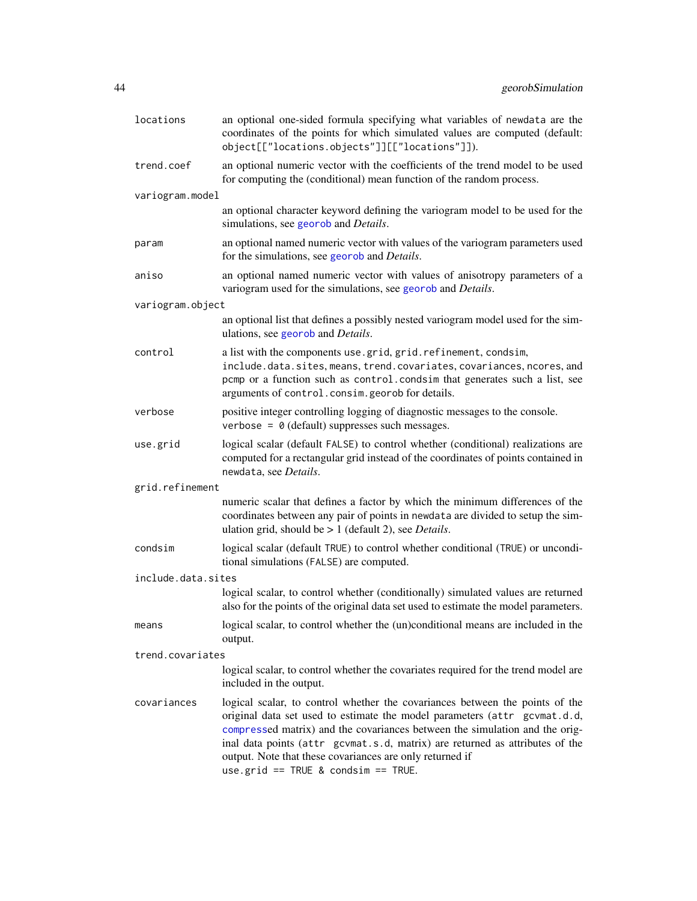`locations`
: an optional one-sided formula specifying what variables of `newdata` are the coordinates of the points for which simulated values are computed (default: `object[["locations.objects"]][["locations"]]`).

`trend.coef`
: an optional numeric vector with the coefficients of the trend model to be used for computing the (conditional) mean function of the random process.

`variogram.model`
: an optional character keyword defining the variogram model to be used for the simulations, see `georob` and *Details*.

`param`
: an optional named numeric vector with values of the variogram parameters used for the simulations, see `georob` and *Details*.

`aniso`
: an optional named numeric vector with values of anisotropy parameters of a variogram used for the simulations, see `georob` and *Details*.

`variogram.object`
: an optional list that defines a possibly nested variogram model used for the simulations, see `georob` and *Details*.

`control`
: a list with the components `use.grid`, `grid.refinement`, `condsim`, `include.data.sites`, `means`, `trend.covariates`, `covariances`, `ncores`, and `pcmp` or a function such as `control.condsim` that generates such a list, see arguments of `control.consim.georob` for details.

`verbose`
: positive integer controlling logging of diagnostic messages to the console. `verbose = 0` (default) suppresses such messages.

`use.grid`
: logical scalar (default `FALSE`) to control whether (conditional) realizations are computed for a rectangular grid instead of the coordinates of points contained in `newdata`, see *Details*.

`grid.refinement`
: numeric scalar that defines a factor by which the minimum differences of the coordinates between any pair of points in `newdata` are divided to setup the simulation grid, should be > 1 (default 2), see *Details*.

`condsim`
: logical scalar (default `TRUE`) to control whether conditional (`TRUE`) or unconditional simulations (`FALSE`) are computed.

`include.data.sites`
: logical scalar, to control whether (conditionally) simulated values are returned also for the points of the original data set used to estimate the model parameters.

`means`
: logical scalar, to control whether the (un)conditional means are included in the output.

`trend.covariates`
: logical scalar, to control whether the covariates required for the trend model are included in the output.

`covariances`
: logical scalar, to control whether the covariances between the points of the original data set used to estimate the model parameters (`attr gcvmat.d.d`, `compress`ed matrix) and the covariances between the simulation and the original data points (`attr gcvmat.s.d`, matrix) are returned as attributes of the output. Note that these covariances are only returned if `use.grid == TRUE & condsim == TRUE`.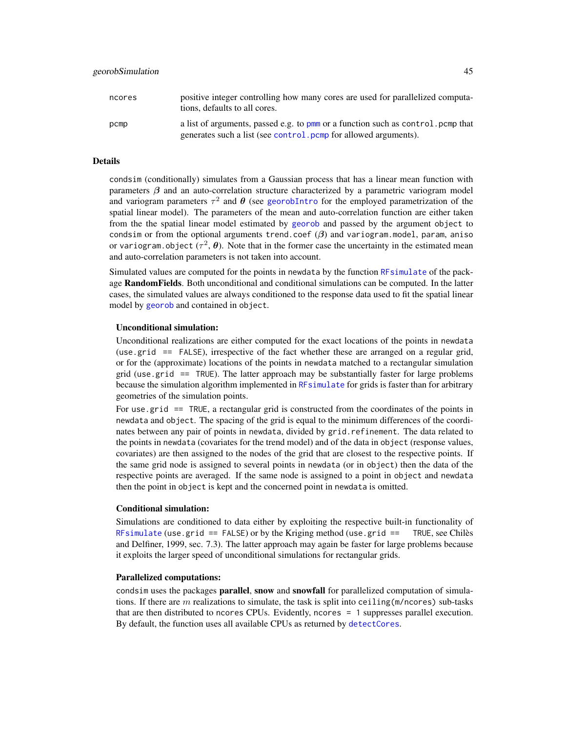ncores positive integer controlling how many cores are used for parallelized computations, defaults to all cores.

pcmp a list of arguments, passed e.g. to pmm or a function such as control.pcmp that generates such a list (see control.pcmp for allowed arguments).

## Details

condsim (conditionally) simulates from a Gaussian process that has a linear mean function with parameters $\boldsymbol{\beta}$ and an auto-correlation structure characterized by a parametric variogram model and variogram parameters $\tau^2$ and $\boldsymbol{\theta}$ (see georobIntro for the employed parametrization of the spatial linear model). The parameters of the mean and auto-correlation function are either taken from the the spatial linear model estimated by georob and passed by the argument object to condsim or from the optional arguments trend.coef ($\boldsymbol{\beta}$) and variogram.model, param, aniso or variogram.object ($\tau^2$, $\boldsymbol{\theta}$). Note that in the former case the uncertainty in the estimated mean and auto-correlation parameters is not taken into account.

Simulated values are computed for the points in newdata by the function RFsimulate of the package **RandomFields**. Both unconditional and conditional simulations can be computed. In the latter cases, the simulated values are always conditioned to the response data used to fit the spatial linear model by georob and contained in object.

**Unconditional simulation:**

Unconditional realizations are either computed for the exact locations of the points in newdata (use.grid == FALSE), irrespective of the fact whether these are arranged on a regular grid, or for the (approximate) locations of the points in newdata matched to a rectangular simulation grid (use.grid == TRUE). The latter approach may be substantially faster for large problems because the simulation algorithm implemented in RFsimulate for grids is faster than for arbitrary geometries of the simulation points.

For use.grid == TRUE, a rectangular grid is constructed from the coordinates of the points in newdata and object. The spacing of the grid is equal to the minimum differences of the coordinates between any pair of points in newdata, divided by grid.refinement. The data related to the points in newdata (covariates for the trend model) and of the data in object (response values, covariates) are then assigned to the nodes of the grid that are closest to the respective points. If the same grid node is assigned to several points in newdata (or in object) then the data of the respective points are averaged. If the same node is assigned to a point in object and newdata then the point in object is kept and the concerned point in newdata is omitted.

**Conditional simulation:**

Simulations are conditioned to data either by exploiting the respective built-in functionality of RFsimulate (use.grid == FALSE) or by the Kriging method (use.grid == TRUE, see Chilès and Delfiner, 1999, sec. 7.3). The latter approach may again be faster for large problems because it exploits the larger speed of unconditional simulations for rectangular grids.

**Parallelized computations:**

condsim uses the packages **parallel**, **snow** and **snowfall** for parallelized computation of simulations. If there are $m$ realizations to simulate, the task is split into ceiling(m/ncores) sub-tasks that are then distributed to ncores CPUs. Evidently, ncores = 1 suppresses parallel execution. By default, the function uses all available CPUs as returned by detectCores.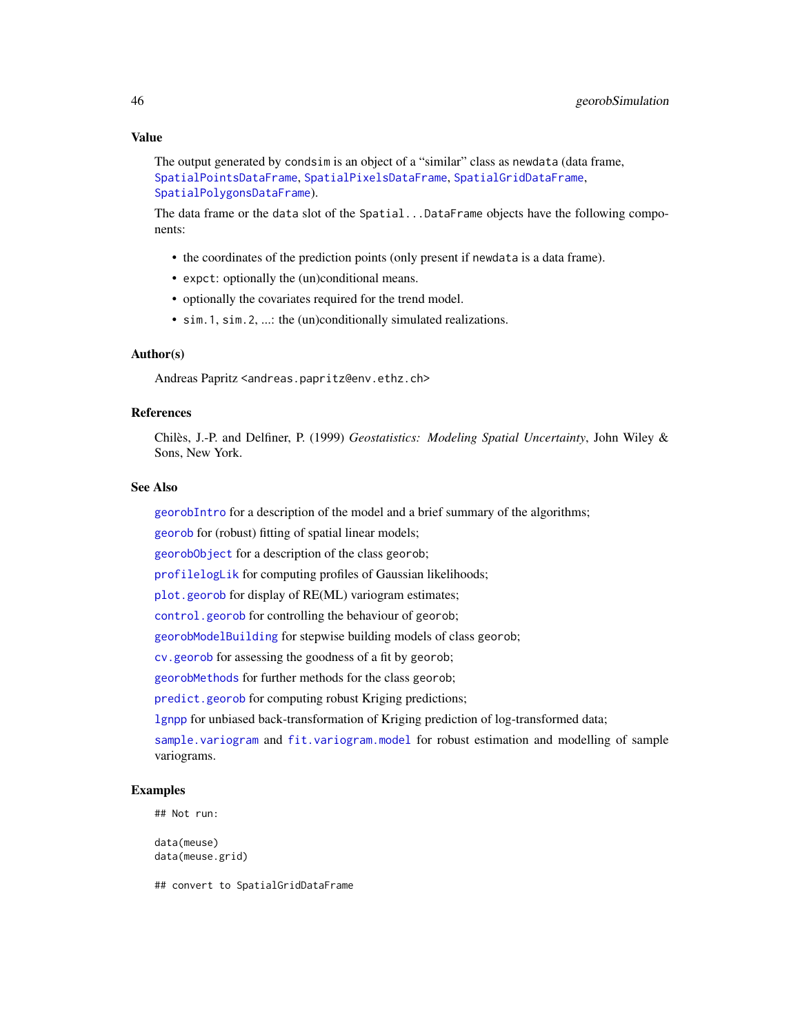## Value

The output generated by `condsim` is an object of a "similar" class as `newdata` (data frame, `SpatialPointsDataFrame`, `SpatialPixelsDataFrame`, `SpatialGridDataFrame`, `SpatialPolygonsDataFrame`).

The data frame or the `data` slot of the `Spatial...DataFrame` objects have the following components:

- the coordinates of the prediction points (only present if `newdata` is a data frame).
- `expct`: optionally the (un)conditional means.
- optionally the covariates required for the trend model.
- `sim.1`, `sim.2`, ...: the (un)conditionally simulated realizations.

## Author(s)

Andreas Papritz <andreas.papritz@env.ethz.ch>

## References

Chilès, J.-P. and Delfiner, P. (1999) *Geostatistics: Modeling Spatial Uncertainty*, John Wiley & Sons, New York.

## See Also

`georobIntro` for a description of the model and a brief summary of the algorithms;

`georob` for (robust) fitting of spatial linear models;

`georobObject` for a description of the class `georob`;

`profilelogLik` for computing profiles of Gaussian likelihoods;

`plot.georob` for display of RE(ML) variogram estimates;

`control.georob` for controlling the behaviour of `georob`;

`georobModelBuilding` for stepwise building models of class `georob`;

`cv.georob` for assessing the goodness of a fit by `georob`;

`georobMethods` for further methods for the class `georob`;

`predict.georob` for computing robust Kriging predictions;

`lgnpp` for unbiased back-transformation of Kriging prediction of log-transformed data;

`sample.variogram` and `fit.variogram.model` for robust estimation and modelling of sample variograms.

## Examples

```
## Not run:

data(meuse)
data(meuse.grid)

## convert to SpatialGridDataFrame
```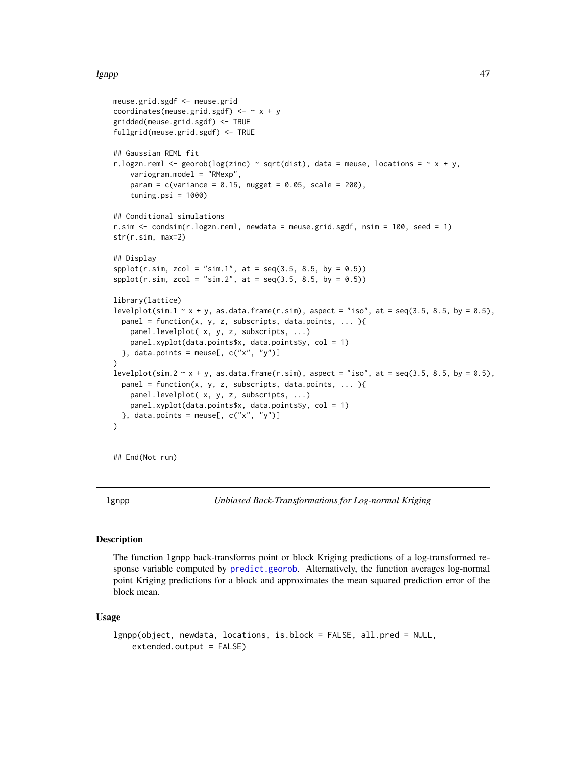```
meuse.grid.sgdf <- meuse.grid
coordinates(meuse.grid.sgdf) <- ~ x + y
gridded(meuse.grid.sgdf) <- TRUE
fullgrid(meuse.grid.sgdf) <- TRUE

## Gaussian REML fit
r.logzn.reml <- georob(log(zinc) ~ sqrt(dist), data = meuse, locations = ~ x + y,
    variogram.model = "RMexp",
    param = c(variance = 0.15, nugget = 0.05, scale = 200),
    tuning.psi = 1000)

## Conditional simulations
r.sim <- condsim(r.logzn.reml, newdata = meuse.grid.sgdf, nsim = 100, seed = 1)
str(r.sim, max=2)

## Display
spplot(r.sim, zcol = "sim.1", at = seq(3.5, 8.5, by = 0.5))
spplot(r.sim, zcol = "sim.2", at = seq(3.5, 8.5, by = 0.5))

library(lattice)
levelplot(sim.1 ~ x + y, as.data.frame(r.sim), aspect = "iso", at = seq(3.5, 8.5, by = 0.5),
  panel = function(x, y, z, subscripts, data.points, ... ){
    panel.levelplot( x, y, z, subscripts, ...)
    panel.xyplot(data.points$x, data.points$y, col = 1)
  }, data.points = meuse[, c("x", "y")]
)
levelplot(sim.2 ~ x + y, as.data.frame(r.sim), aspect = "iso", at = seq(3.5, 8.5, by = 0.5),
  panel = function(x, y, z, subscripts, data.points, ... ){
    panel.levelplot( x, y, z, subscripts, ...)
    panel.xyplot(data.points$x, data.points$y, col = 1)
  }, data.points = meuse[, c("x", "y")]
)


## End(Not run)
```

---

`lgnpp` *Unbiased Back-Transformations for Log-normal Kriging*

---

## Description

The function lgnpp back-transforms point or block Kriging predictions of a log-transformed response variable computed by predict.georob. Alternatively, the function averages log-normal point Kriging predictions for a block and approximates the mean squared prediction error of the block mean.

## Usage

```
lgnpp(object, newdata, locations, is.block = FALSE, all.pred = NULL,
    extended.output = FALSE)
```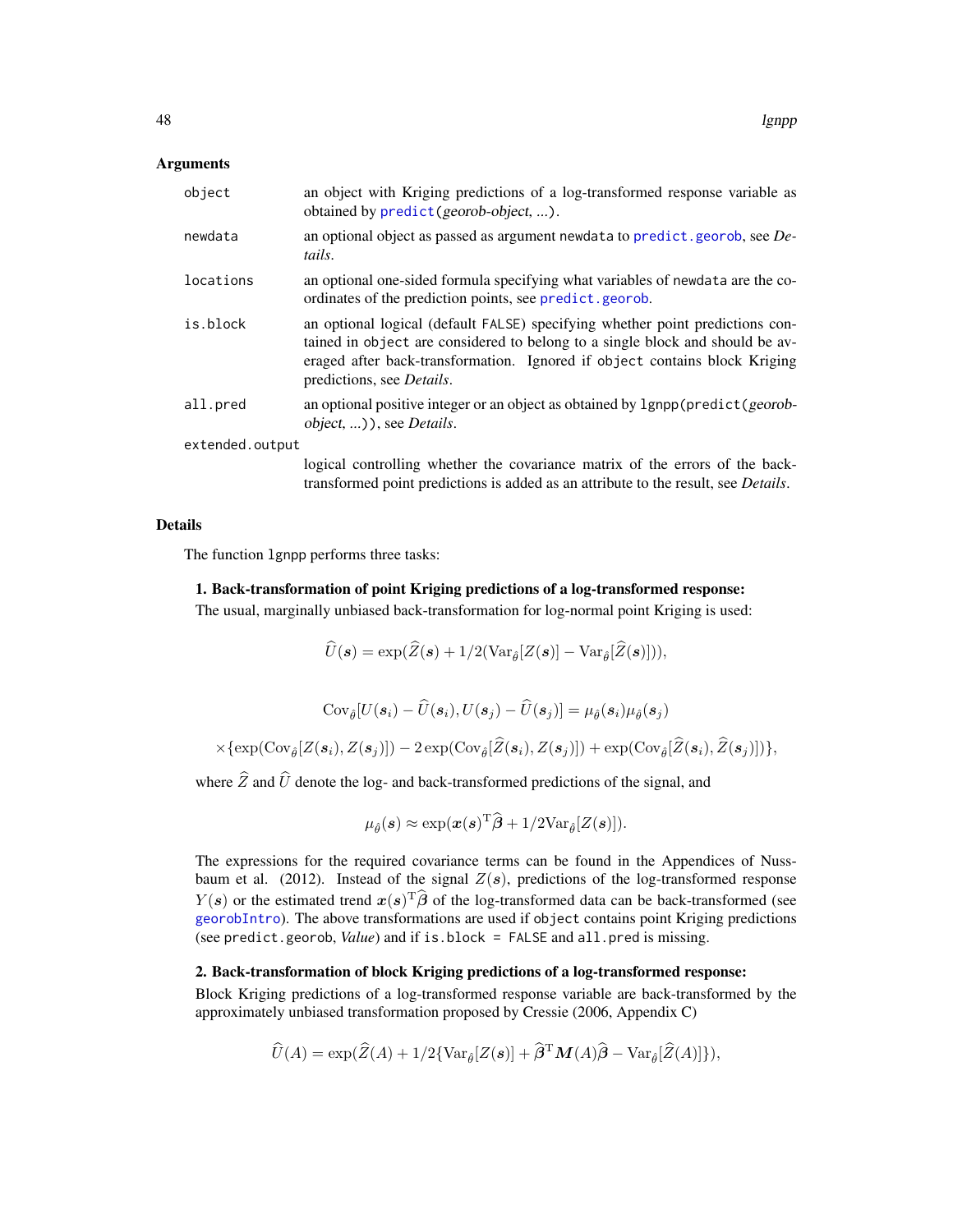### Arguments

| | |
|---|---|
| `object` | an object with Kriging predictions of a log-transformed response variable as obtained by `predict`(*georob-object, ...*). |
| `newdata` | an optional object as passed as argument `newdata` to `predict.georob`, see *Details*. |
| `locations` | an optional one-sided formula specifying what variables of `newdata` are the coordinates of the prediction points, see `predict.georob`. |
| `is.block` | an optional logical (default `FALSE`) specifying whether point predictions contained in `object` are considered to belong to a single block and should be averaged after back-transformation. Ignored if `object` contains block Kriging predictions, see *Details*. |
| `all.pred` | an optional positive integer or an object as obtained by `lgnpp(predict(`*georob-object, ...*`))`, see *Details*. |
| `extended.output` | logical controlling whether the covariance matrix of the errors of the back-transformed point predictions is added as an attribute to the result, see *Details*. |

### Details

The function `lgnpp` performs three tasks:

**1. Back-transformation of point Kriging predictions of a log-transformed response:**

The usual, marginally unbiased back-transformation for log-normal point Kriging is used:

$$\widehat{U}(\boldsymbol{s}) = \exp(\widehat{Z}(\boldsymbol{s}) + 1/2(\mathrm{Var}_{\hat{\theta}}[Z(\boldsymbol{s})] - \mathrm{Var}_{\hat{\theta}}[\widehat{Z}(\boldsymbol{s})])),$$

$$\mathrm{Cov}_{\hat{\theta}}[U(\boldsymbol{s}_i) - \widehat{U}(\boldsymbol{s}_i), U(\boldsymbol{s}_j) - \widehat{U}(\boldsymbol{s}_j)] = \mu_{\hat{\theta}}(\boldsymbol{s}_i)\mu_{\hat{\theta}}(\boldsymbol{s}_j)$$

$$\times\{\exp(\mathrm{Cov}_{\hat{\theta}}[Z(\boldsymbol{s}_i), Z(\boldsymbol{s}_j)]) - 2\exp(\mathrm{Cov}_{\hat{\theta}}[\widehat{Z}(\boldsymbol{s}_i), Z(\boldsymbol{s}_j)]) + \exp(\mathrm{Cov}_{\hat{\theta}}[\widehat{Z}(\boldsymbol{s}_i), \widehat{Z}(\boldsymbol{s}_j)])\},$$

where $\widehat{Z}$ and $\widehat{U}$ denote the log- and back-transformed predictions of the signal, and

$$\mu_{\hat{\theta}}(\boldsymbol{s}) \approx \exp(\boldsymbol{x}(\boldsymbol{s})^{\mathrm{T}}\widehat{\boldsymbol{\beta}} + 1/2\mathrm{Var}_{\hat{\theta}}[Z(\boldsymbol{s})]).$$

The expressions for the required covariance terms can be found in the Appendices of Nussbaum et al. (2012). Instead of the signal $Z(\boldsymbol{s})$, predictions of the log-transformed response $Y(\boldsymbol{s})$ or the estimated trend $\boldsymbol{x}(\boldsymbol{s})^{\mathrm{T}}\widehat{\boldsymbol{\beta}}$ of the log-transformed data can be back-transformed (see `georobIntro`). The above transformations are used if `object` contains point Kriging predictions (see `predict.georob`, *Value*) and if `is.block = FALSE` and `all.pred` is missing.

**2. Back-transformation of block Kriging predictions of a log-transformed response:**

Block Kriging predictions of a log-transformed response variable are back-transformed by the approximately unbiased transformation proposed by Cressie (2006, Appendix C)

$$\widehat{U}(A) = \exp(\widehat{Z}(A) + 1/2\{\mathrm{Var}_{\hat{\theta}}[Z(\boldsymbol{s})] + \widehat{\boldsymbol{\beta}}^{\mathrm{T}}\boldsymbol{M}(A)\widehat{\boldsymbol{\beta}} - \mathrm{Var}_{\hat{\theta}}[\widehat{Z}(A)]\}),$$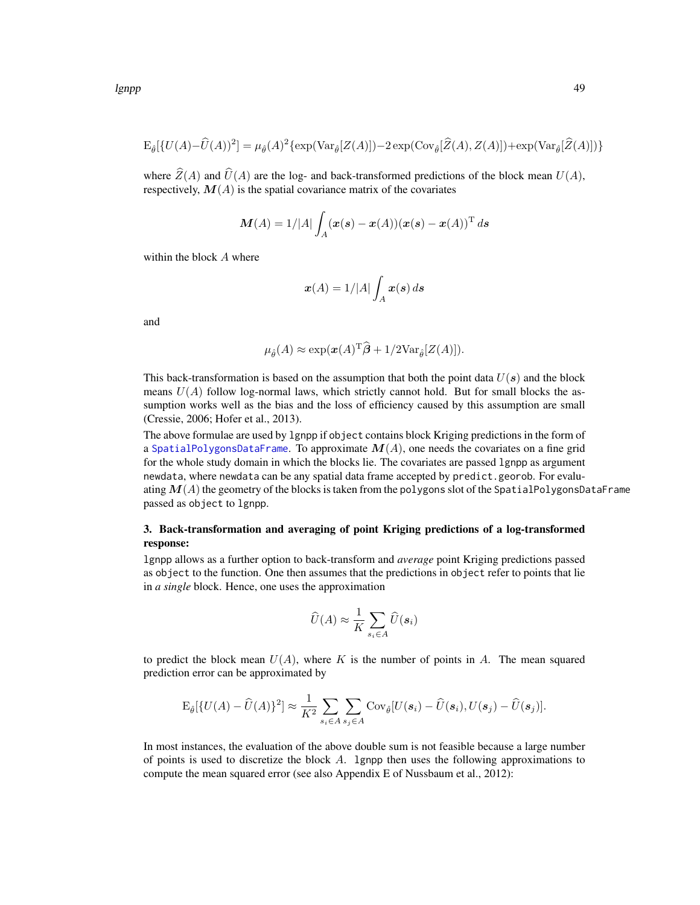$$\mathrm{E}_{\hat{\theta}}[\{U(A)-\widehat{U}(A))^2] = \mu_{\hat{\theta}}(A)^2\{\exp(\mathrm{Var}_{\hat{\theta}}[Z(A)])-2\exp(\mathrm{Cov}_{\hat{\theta}}[\widehat{Z}(A), Z(A)])+\exp(\mathrm{Var}_{\hat{\theta}}[\widehat{Z}(A)])\}$$

where $\widehat{Z}(A)$ and $\widehat{U}(A)$ are the log- and back-transformed predictions of the block mean $U(A)$, respectively, $\boldsymbol{M}(A)$ is the spatial covariance matrix of the covariates

$$\boldsymbol{M}(A) = 1/|A| \int_A (\boldsymbol{x}(\boldsymbol{s}) - \boldsymbol{x}(A))(\boldsymbol{x}(\boldsymbol{s}) - \boldsymbol{x}(A))^{\mathrm{T}} \, d\boldsymbol{s}$$

within the block $A$ where

$$\boldsymbol{x}(A) = 1/|A| \int_A \boldsymbol{x}(\boldsymbol{s}) \, d\boldsymbol{s}$$

and

$$\mu_{\hat{\theta}}(A) \approx \exp(\boldsymbol{x}(A)^{\mathrm{T}}\widehat{\boldsymbol{\beta}} + 1/2\mathrm{Var}_{\hat{\theta}}[Z(A)]).$$

This back-transformation is based on the assumption that both the point data $U(\boldsymbol{s})$ and the block means $U(A)$ follow log-normal laws, which strictly cannot hold. But for small blocks the assumption works well as the bias and the loss of efficiency caused by this assumption are small (Cressie, 2006; Hofer et al., 2013).

The above formulae are used by `lgnpp` if `object` contains block Kriging predictions in the form of a `SpatialPolygonsDataFrame`. To approximate $\boldsymbol{M}(A)$, one needs the covariates on a fine grid for the whole study domain in which the blocks lie. The covariates are passed `lgnpp` as argument `newdata`, where `newdata` can be any spatial data frame accepted by `predict.georob`. For evaluating $\boldsymbol{M}(A)$ the geometry of the blocks is taken from the `polygons` slot of the `SpatialPolygonsDataFrame` passed as `object` to `lgnpp`.

**3. Back-transformation and averaging of point Kriging predictions of a log-transformed response:**

`lgnpp` allows as a further option to back-transform and *average* point Kriging predictions passed as `object` to the function. One then assumes that the predictions in `object` refer to points that lie in *a single* block. Hence, one uses the approximation

$$\widehat{U}(A) \approx \frac{1}{K} \sum_{s_i \in A} \widehat{U}(\boldsymbol{s}_i)$$

to predict the block mean $U(A)$, where $K$ is the number of points in $A$. The mean squared prediction error can be approximated by

$$\mathrm{E}_{\hat{\theta}}[\{U(A) - \widehat{U}(A)\}^2] \approx \frac{1}{K^2} \sum_{s_i \in A} \sum_{s_j \in A} \mathrm{Cov}_{\hat{\theta}}[U(\boldsymbol{s}_i) - \widehat{U}(\boldsymbol{s}_i), U(\boldsymbol{s}_j) - \widehat{U}(\boldsymbol{s}_j)].$$

In most instances, the evaluation of the above double sum is not feasible because a large number of points is used to discretize the block $A$. `lgnpp` then uses the following approximations to compute the mean squared error (see also Appendix E of Nussbaum et al., 2012):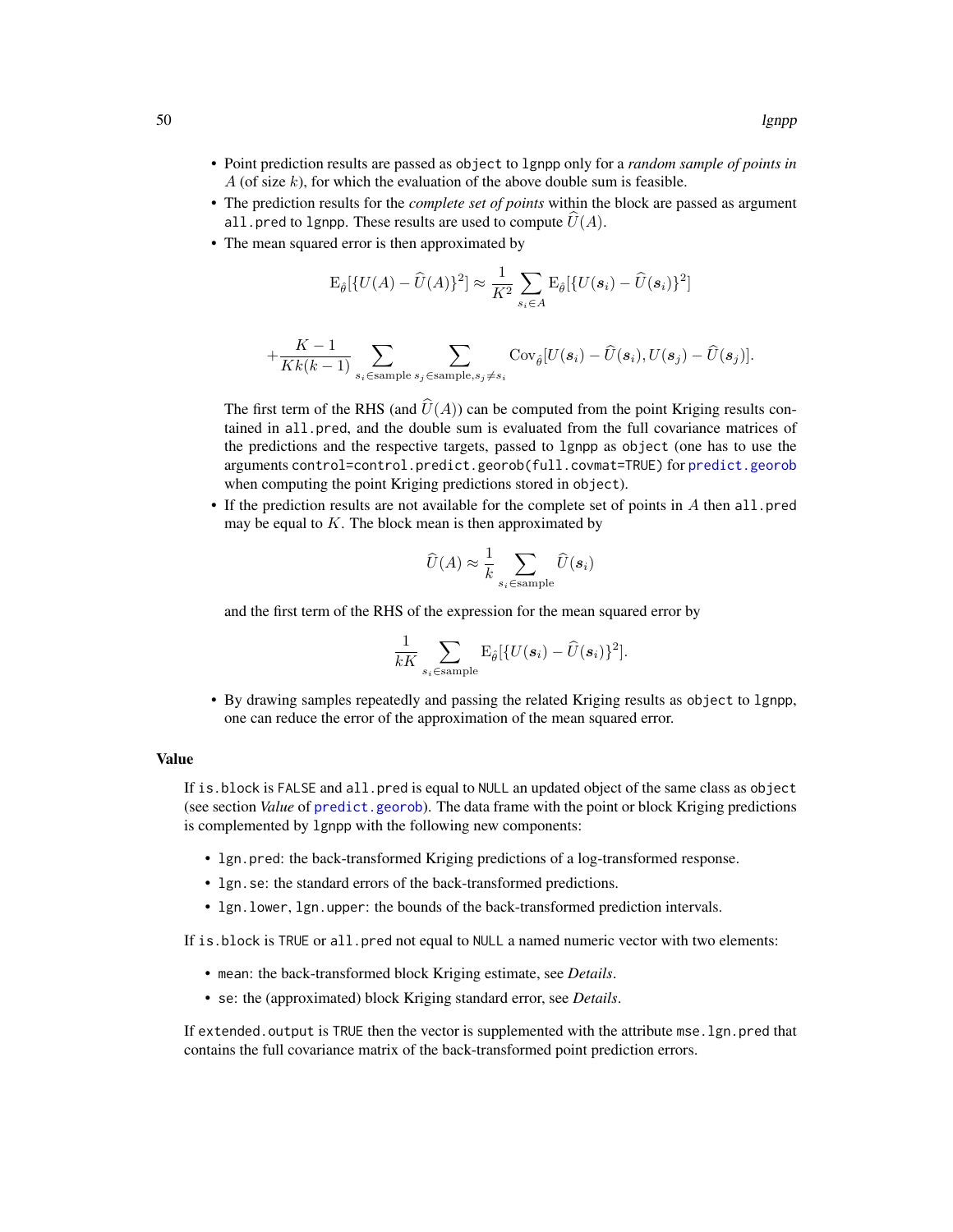- Point prediction results are passed as `object` to `lgnpp` only for a *random sample of points in* $A$ (of size $k$), for which the evaluation of the above double sum is feasible.
- The prediction results for the *complete set of points* within the block are passed as argument `all.pred` to `lgnpp`. These results are used to compute $\widehat{U}(A)$.
- The mean squared error is then approximated by

$$\mathrm{E}_{\hat{\theta}}[\{U(A) - \widehat{U}(A)\}^2] \approx \frac{1}{K^2} \sum_{s_i \in A} \mathrm{E}_{\hat{\theta}}[\{U(\boldsymbol{s}_i) - \widehat{U}(\boldsymbol{s}_i)\}^2]$$

$$+ \frac{K-1}{Kk(k-1)} \sum_{s_i \in \text{sample}} \sum_{s_j \in \text{sample}, s_j \neq s_i} \mathrm{Cov}_{\hat{\theta}}[U(\boldsymbol{s}_i) - \widehat{U}(\boldsymbol{s}_i), U(\boldsymbol{s}_j) - \widehat{U}(\boldsymbol{s}_j)].$$

  The first term of the RHS (and $\widehat{U}(A)$) can be computed from the point Kriging results contained in `all.pred`, and the double sum is evaluated from the full covariance matrices of the predictions and the respective targets, passed to `lgnpp` as `object` (one has to use the arguments `control=control.predict.georob(full.covmat=TRUE)` for `predict.georob` when computing the point Kriging predictions stored in `object`).
- If the prediction results are not available for the complete set of points in $A$ then `all.pred` may be equal to $K$. The block mean is then approximated by

$$\widehat{U}(A) \approx \frac{1}{k} \sum_{s_i \in \text{sample}} \widehat{U}(\boldsymbol{s}_i)$$

  and the first term of the RHS of the expression for the mean squared error by

$$\frac{1}{kK} \sum_{s_i \in \text{sample}} \mathrm{E}_{\hat{\theta}}[\{U(\boldsymbol{s}_i) - \widehat{U}(\boldsymbol{s}_i)\}^2].$$

- By drawing samples repeatedly and passing the related Kriging results as `object` to `lgnpp`, one can reduce the error of the approximation of the mean squared error.

## Value

If `is.block` is `FALSE` and `all.pred` is equal to `NULL` an updated object of the same class as `object` (see section *Value* of `predict.georob`). The data frame with the point or block Kriging predictions is complemented by `lgnpp` with the following new components:

- `lgn.pred`: the back-transformed Kriging predictions of a log-transformed response.
- `lgn.se`: the standard errors of the back-transformed predictions.
- `lgn.lower`, `lgn.upper`: the bounds of the back-transformed prediction intervals.

If `is.block` is `TRUE` or `all.pred` not equal to `NULL` a named numeric vector with two elements:

- `mean`: the back-transformed block Kriging estimate, see *Details*.
- `se`: the (approximated) block Kriging standard error, see *Details*.

If `extended.output` is `TRUE` then the vector is supplemented with the attribute `mse.lgn.pred` that contains the full covariance matrix of the back-transformed point prediction errors.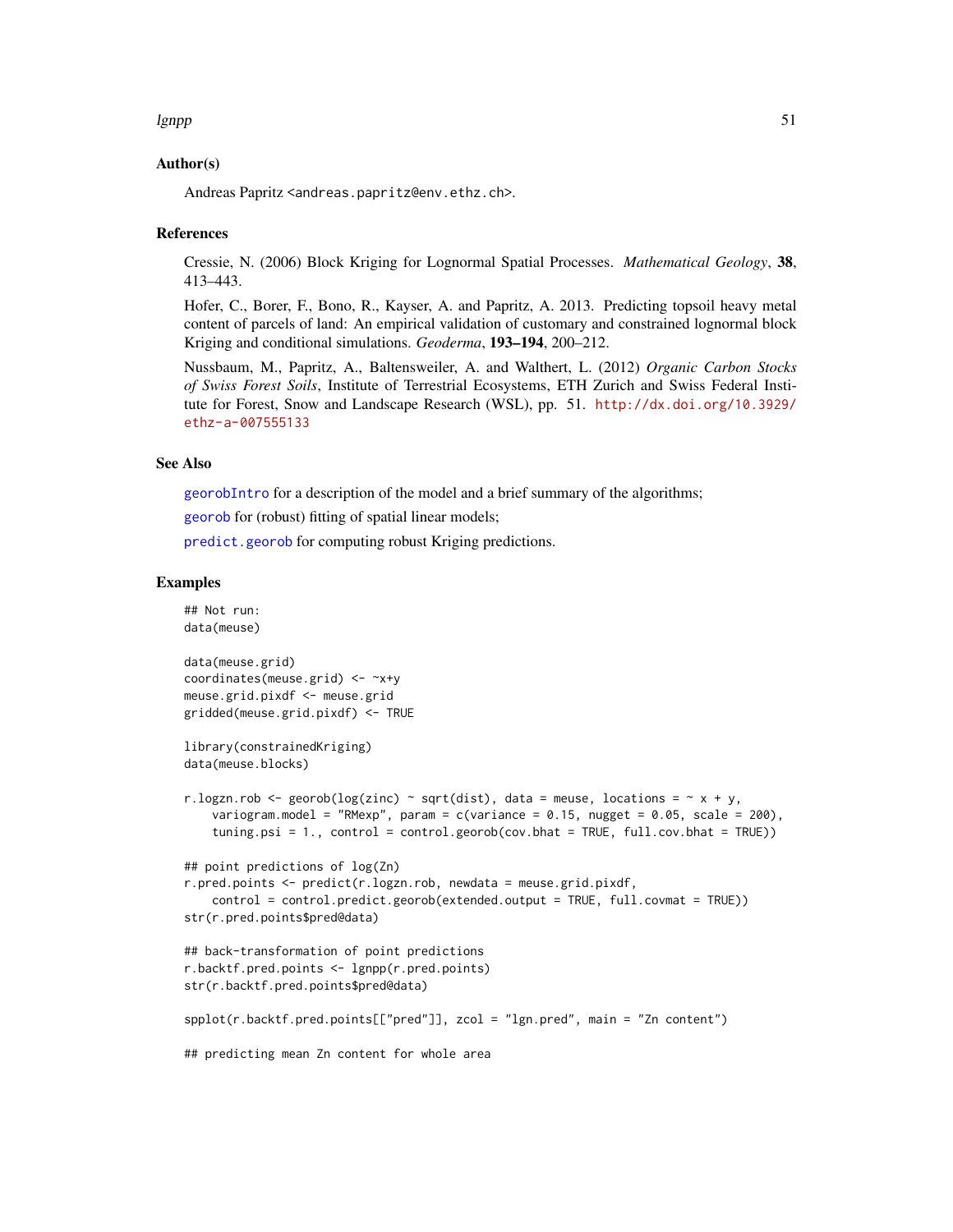## Author(s)

Andreas Papritz <andreas.papritz@env.ethz.ch>.

## References

Cressie, N. (2006) Block Kriging for Lognormal Spatial Processes. *Mathematical Geology*, **38**, 413–443.

Hofer, C., Borer, F., Bono, R., Kayser, A. and Papritz, A. 2013. Predicting topsoil heavy metal content of parcels of land: An empirical validation of customary and constrained lognormal block Kriging and conditional simulations. *Geoderma*, **193–194**, 200–212.

Nussbaum, M., Papritz, A., Baltensweiler, A. and Walthert, L. (2012) *Organic Carbon Stocks of Swiss Forest Soils*, Institute of Terrestrial Ecosystems, ETH Zurich and Swiss Federal Institute for Forest, Snow and Landscape Research (WSL), pp. 51. http://dx.doi.org/10.3929/ethz-a-007555133

## See Also

georobIntro for a description of the model and a brief summary of the algorithms;

georob for (robust) fitting of spatial linear models;

predict.georob for computing robust Kriging predictions.

## Examples

```
## Not run:
data(meuse)

data(meuse.grid)
coordinates(meuse.grid) <- ~x+y
meuse.grid.pixdf <- meuse.grid
gridded(meuse.grid.pixdf) <- TRUE

library(constrainedKriging)
data(meuse.blocks)

r.logzn.rob <- georob(log(zinc) ~ sqrt(dist), data = meuse, locations = ~ x + y,
    variogram.model = "RMexp", param = c(variance = 0.15, nugget = 0.05, scale = 200),
    tuning.psi = 1., control = control.georob(cov.bhat = TRUE, full.cov.bhat = TRUE))

## point predictions of log(Zn)
r.pred.points <- predict(r.logzn.rob, newdata = meuse.grid.pixdf,
    control = control.predict.georob(extended.output = TRUE, full.covmat = TRUE))
str(r.pred.points$pred@data)

## back-transformation of point predictions
r.backtf.pred.points <- lgnpp(r.pred.points)
str(r.backtf.pred.points$pred@data)

spplot(r.backtf.pred.points[["pred"]], zcol = "lgn.pred", main = "Zn content")

## predicting mean Zn content for whole area
```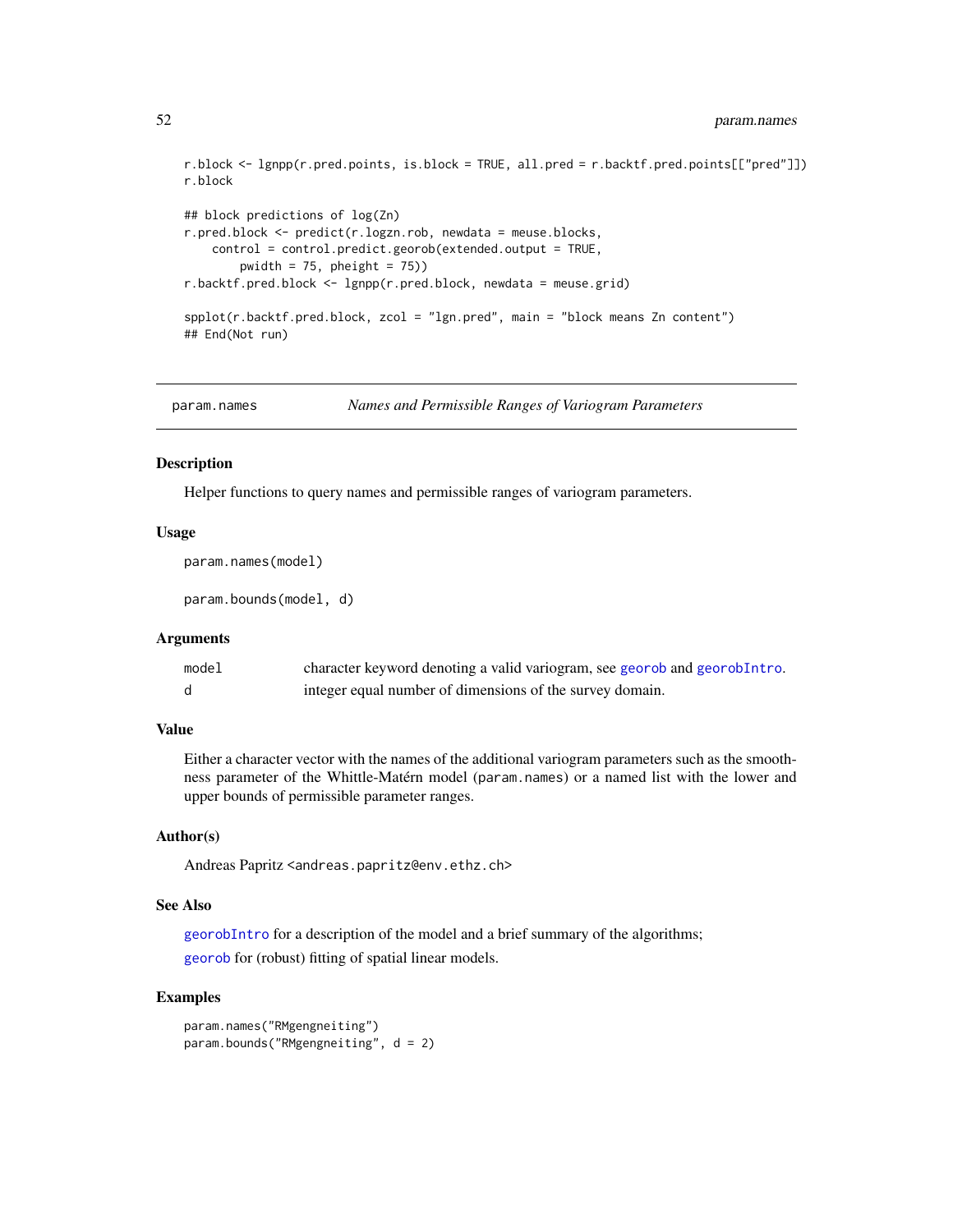```
r.block <- lgnpp(r.pred.points, is.block = TRUE, all.pred = r.backtf.pred.points[["pred"]])
r.block

## block predictions of log(Zn)
r.pred.block <- predict(r.logzn.rob, newdata = meuse.blocks,
    control = control.predict.georob(extended.output = TRUE,
        pwidth = 75, pheight = 75))
r.backtf.pred.block <- lgnpp(r.pred.block, newdata = meuse.grid)

spplot(r.backtf.pred.block, zcol = "lgn.pred", main = "block means Zn content")
## End(Not run)
```

---

param.names *Names and Permissible Ranges of Variogram Parameters*

---

## Description

Helper functions to query names and permissible ranges of variogram parameters.

## Usage

```
param.names(model)

param.bounds(model, d)
```

## Arguments

| | |
|---|---|
| model | character keyword denoting a valid variogram, see georob and georobIntro. |
| d | integer equal number of dimensions of the survey domain. |

## Value

Either a character vector with the names of the additional variogram parameters such as the smoothness parameter of the Whittle-Matérn model (param.names) or a named list with the lower and upper bounds of permissible parameter ranges.

## Author(s)

Andreas Papritz <andreas.papritz@env.ethz.ch>

## See Also

georobIntro for a description of the model and a brief summary of the algorithms;

georob for (robust) fitting of spatial linear models.

## Examples

```
param.names("RMgengneiting")
param.bounds("RMgengneiting", d = 2)
```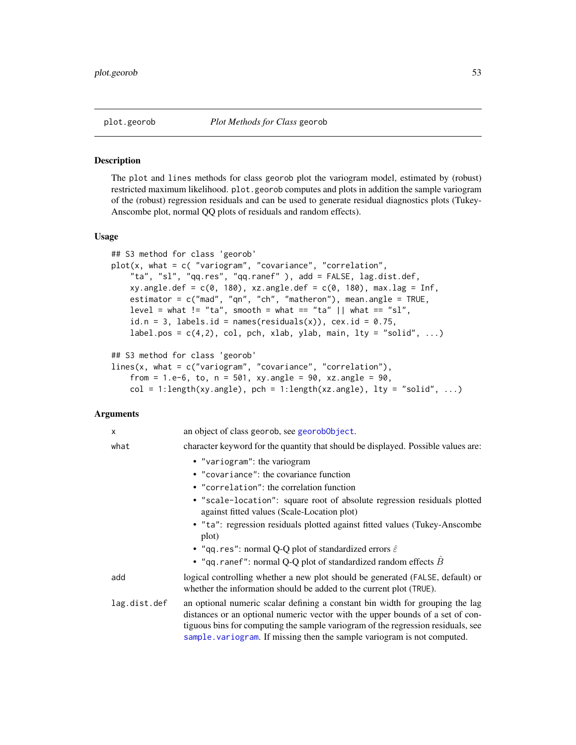## plot.georob — *Plot Methods for Class* georob

### Description

The plot and lines methods for class georob plot the variogram model, estimated by (robust) restricted maximum likelihood. plot.georob computes and plots in addition the sample variogram of the (robust) regression residuals and can be used to generate residual diagnostics plots (Tukey-Anscombe plot, normal QQ plots of residuals and random effects).

### Usage

```
## S3 method for class 'georob'
plot(x, what = c( "variogram", "covariance", "correlation",
    "ta", "sl", "qq.res", "qq.ranef" ), add = FALSE, lag.dist.def,
    xy.angle.def = c(0, 180), xz.angle.def = c(0, 180), max.lag = Inf,
    estimator = c("mad", "qn", "ch", "matheron"), mean.angle = TRUE,
    level = what != "ta", smooth = what == "ta" || what == "sl",
    id.n = 3, labels.id = names(residuals(x)), cex.id = 0.75,
    label.pos = c(4,2), col, pch, xlab, ylab, main, lty = "solid", ...)

## S3 method for class 'georob'
lines(x, what = c("variogram", "covariance", "correlation"),
    from = 1.e-6, to, n = 501, xy.angle = 90, xz.angle = 90,
    col = 1:length(xy.angle), pch = 1:length(xz.angle), lty = "solid", ...)
```

### Arguments

`x` — an object of class georob, see georobObject.

`what` — character keyword for the quantity that should be displayed. Possible values are:

- "variogram": the variogram
- "covariance": the covariance function
- "correlation": the correlation function
- "scale-location": square root of absolute regression residuals plotted against fitted values (Scale-Location plot)
- "ta": regression residuals plotted against fitted values (Tukey-Anscombe plot)
- "qq.res": normal Q-Q plot of standardized errors $\hat{\varepsilon}$
- "qq.ranef": normal Q-Q plot of standardized random effects $\hat{B}$

`add` — logical controlling whether a new plot should be generated (FALSE, default) or whether the information should be added to the current plot (TRUE).

`lag.dist.def` — an optional numeric scalar defining a constant bin width for grouping the lag distances or an optional numeric vector with the upper bounds of a set of contiguous bins for computing the sample variogram of the regression residuals, see sample.variogram. If missing then the sample variogram is not computed.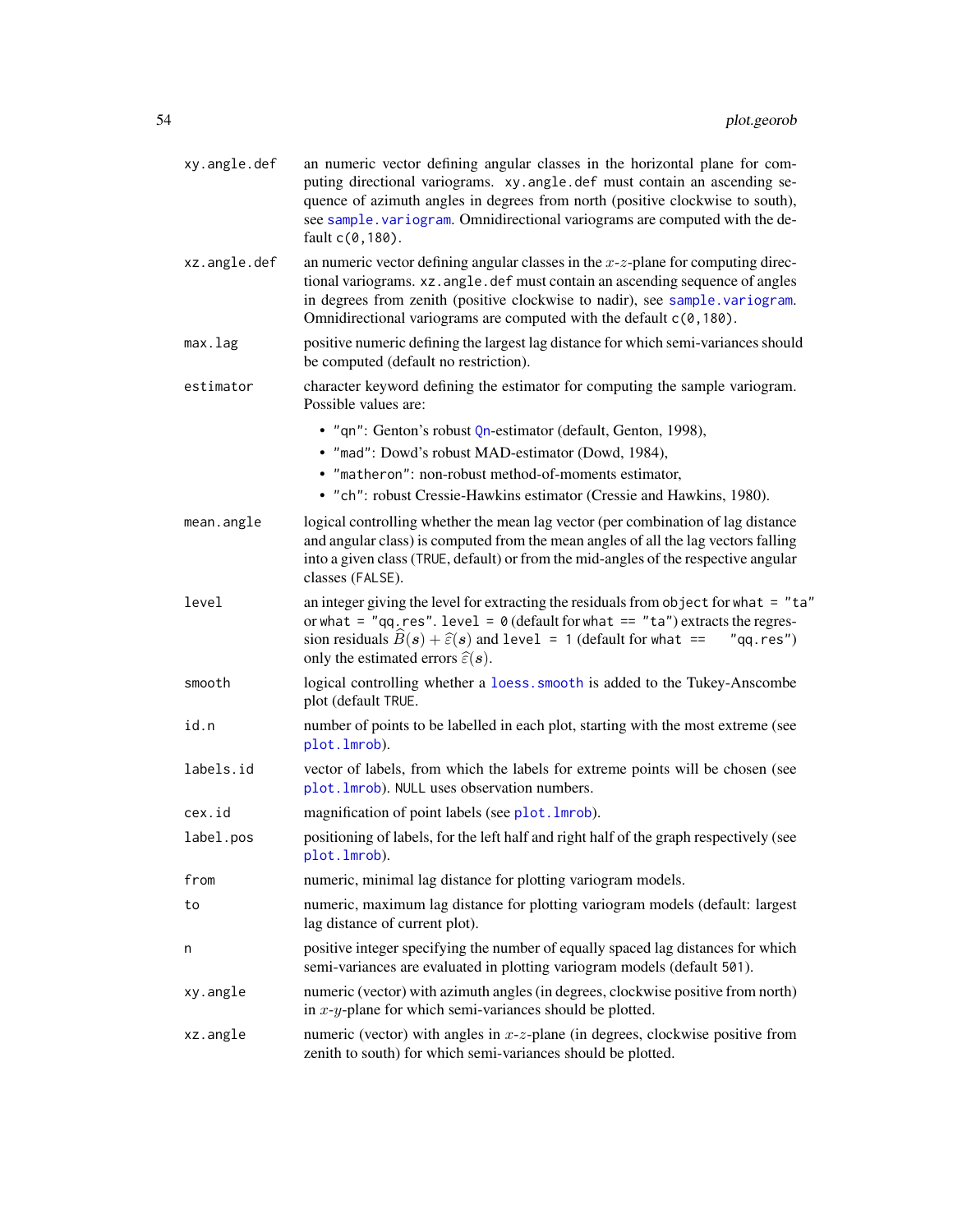| | |
|---|---|
| `xy.angle.def` | an numeric vector defining angular classes in the horizontal plane for computing directional variograms. `xy.angle.def` must contain an ascending sequence of azimuth angles in degrees from north (positive clockwise to south), see `sample.variogram`. Omnidirectional variograms are computed with the default `c(0,180)`. |
| `xz.angle.def` | an numeric vector defining angular classes in the $x$-$z$-plane for computing directional variograms. `xz.angle.def` must contain an ascending sequence of angles in degrees from zenith (positive clockwise to nadir), see `sample.variogram`. Omnidirectional variograms are computed with the default `c(0,180)`. |
| `max.lag` | positive numeric defining the largest lag distance for which semi-variances should be computed (default no restriction). |
| `estimator` | character keyword defining the estimator for computing the sample variogram. Possible values are:<br>• `"qn"`: Genton's robust `Qn`-estimator (default, Genton, 1998),<br>• `"mad"`: Dowd's robust MAD-estimator (Dowd, 1984),<br>• `"matheron"`: non-robust method-of-moments estimator,<br>• `"ch"`: robust Cressie-Hawkins estimator (Cressie and Hawkins, 1980). |
| `mean.angle` | logical controlling whether the mean lag vector (per combination of lag distance and angular class) is computed from the mean angles of all the lag vectors falling into a given class (`TRUE`, default) or from the mid-angles of the respective angular classes (`FALSE`). |
| `level` | an integer giving the level for extracting the residuals from `object` for `what = "ta"` or `what = "qq.res"`. `level = 0` (default for `what == "ta"`) extracts the regression residuals $\widehat{B}(\boldsymbol{s}) + \widehat{\varepsilon}(\boldsymbol{s})$ and `level = 1` (default for `what == "qq.res"`) only the estimated errors $\widehat{\varepsilon}(\boldsymbol{s})$. |
| `smooth` | logical controlling whether a `loess.smooth` is added to the Tukey-Anscombe plot (default `TRUE`. |
| `id.n` | number of points to be labelled in each plot, starting with the most extreme (see `plot.lmrob`). |
| `labels.id` | vector of labels, from which the labels for extreme points will be chosen (see `plot.lmrob`). `NULL` uses observation numbers. |
| `cex.id` | magnification of point labels (see `plot.lmrob`). |
| `label.pos` | positioning of labels, for the left half and right half of the graph respectively (see `plot.lmrob`). |
| `from` | numeric, minimal lag distance for plotting variogram models. |
| `to` | numeric, maximum lag distance for plotting variogram models (default: largest lag distance of current plot). |
| `n` | positive integer specifying the number of equally spaced lag distances for which semi-variances are evaluated in plotting variogram models (default `501`). |
| `xy.angle` | numeric (vector) with azimuth angles (in degrees, clockwise positive from north) in $x$-$y$-plane for which semi-variances should be plotted. |
| `xz.angle` | numeric (vector) with angles in $x$-$z$-plane (in degrees, clockwise positive from zenith to south) for which semi-variances should be plotted. |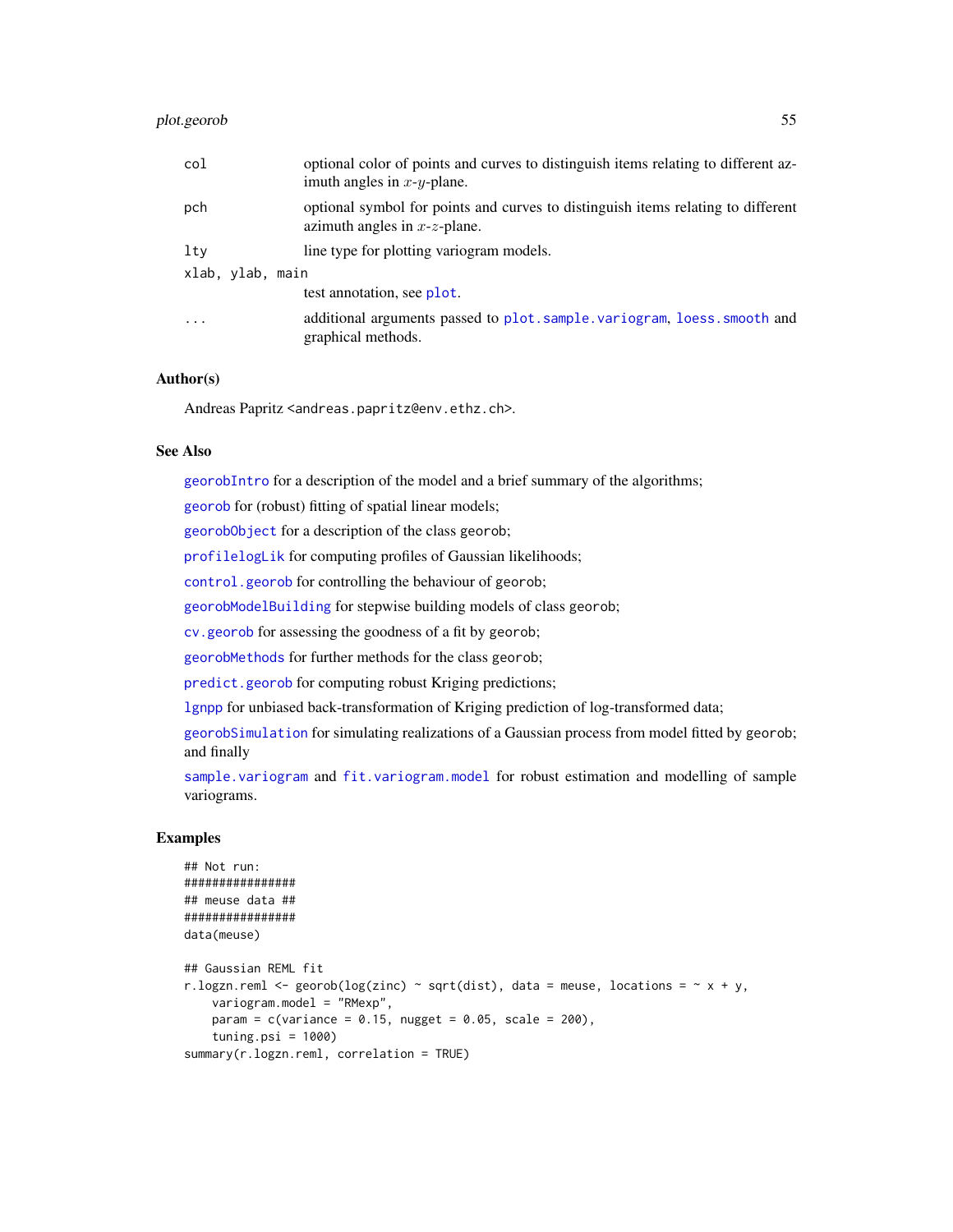| | |
|---|---|
| col | optional color of points and curves to distinguish items relating to different azimuth angles in $x$-$y$-plane. |
| pch | optional symbol for points and curves to distinguish items relating to different azimuth angles in $x$-$z$-plane. |
| lty | line type for plotting variogram models. |
| xlab, ylab, main | test annotation, see plot. |
| ... | additional arguments passed to plot.sample.variogram, loess.smooth and graphical methods. |

## Author(s)

Andreas Papritz <andreas.papritz@env.ethz.ch>.

## See Also

georobIntro for a description of the model and a brief summary of the algorithms;

georob for (robust) fitting of spatial linear models;

georobObject for a description of the class georob;

profilelogLik for computing profiles of Gaussian likelihoods;

control.georob for controlling the behaviour of georob;

georobModelBuilding for stepwise building models of class georob;

cv.georob for assessing the goodness of a fit by georob;

georobMethods for further methods for the class georob;

predict.georob for computing robust Kriging predictions;

lgnpp for unbiased back-transformation of Kriging prediction of log-transformed data;

georobSimulation for simulating realizations of a Gaussian process from model fitted by georob; and finally

sample.variogram and fit.variogram.model for robust estimation and modelling of sample variograms.

## Examples

```
## Not run:
################
## meuse data ##
################
data(meuse)

## Gaussian REML fit
r.logzn.reml <- georob(log(zinc) ~ sqrt(dist), data = meuse, locations = ~ x + y,
    variogram.model = "RMexp",
    param = c(variance = 0.15, nugget = 0.05, scale = 200),
    tuning.psi = 1000)
summary(r.logzn.reml, correlation = TRUE)
```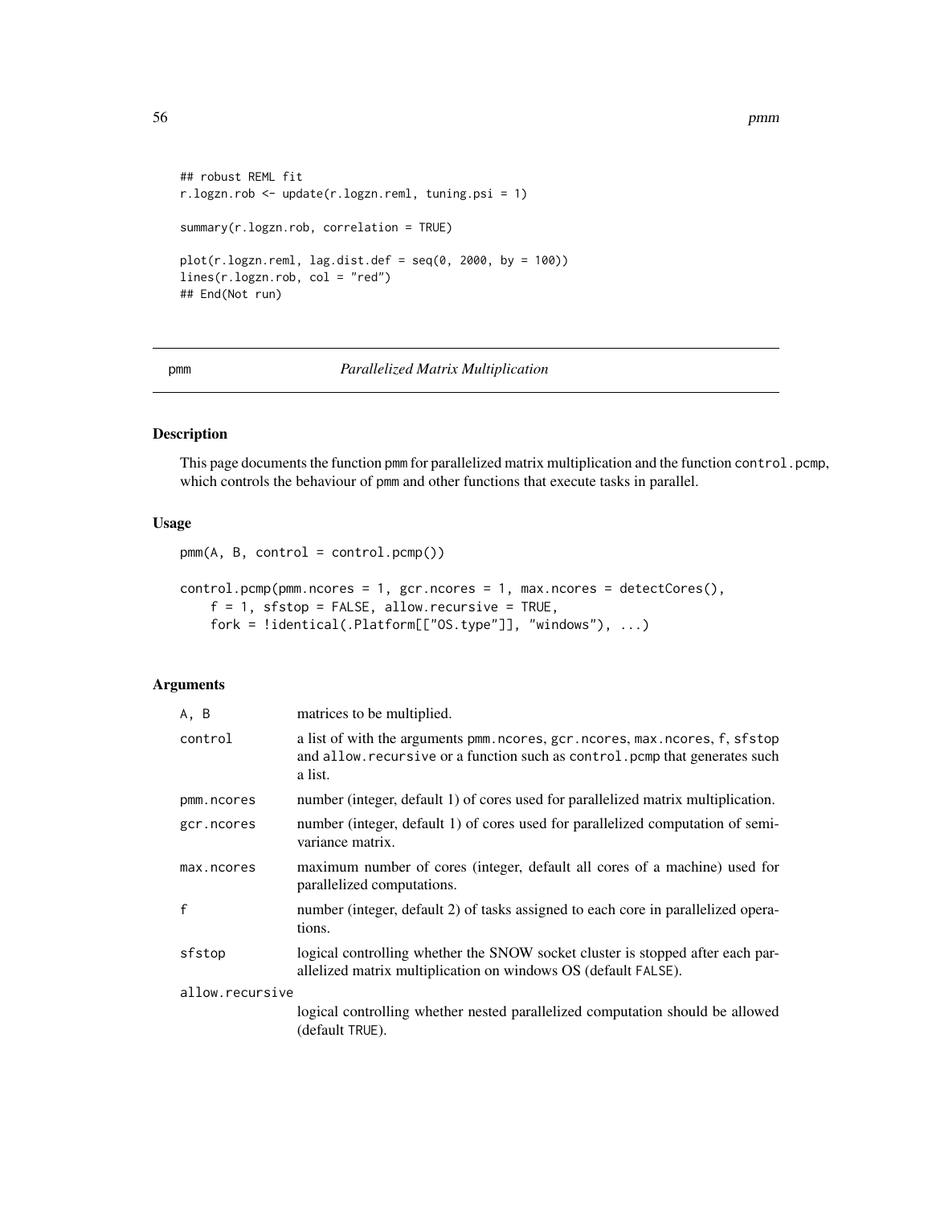```
## robust REML fit
r.logzn.rob <- update(r.logzn.reml, tuning.psi = 1)

summary(r.logzn.rob, correlation = TRUE)

plot(r.logzn.reml, lag.dist.def = seq(0, 2000, by = 100))
lines(r.logzn.rob, col = "red")
## End(Not run)
```

---

pmm — *Parallelized Matrix Multiplication*

---

## Description

This page documents the function pmm for parallelized matrix multiplication and the function `control.pcmp`, which controls the behaviour of pmm and other functions that execute tasks in parallel.

## Usage

```
pmm(A, B, control = control.pcmp())

control.pcmp(pmm.ncores = 1, gcr.ncores = 1, max.ncores = detectCores(),
    f = 1, sfstop = FALSE, allow.recursive = TRUE,
    fork = !identical(.Platform[["OS.type"]], "windows"), ...)
```

## Arguments

| | |
|---|---|
| `A, B` | matrices to be multiplied. |
| `control` | a list of with the arguments `pmm.ncores`, `gcr.ncores`, `max.ncores`, `f`, `sfstop` and `allow.recursive` or a function such as `control.pcmp` that generates such a list. |
| `pmm.ncores` | number (integer, default 1) of cores used for parallelized matrix multiplication. |
| `gcr.ncores` | number (integer, default 1) of cores used for parallelized computation of semi-variance matrix. |
| `max.ncores` | maximum number of cores (integer, default all cores of a machine) used for parallelized computations. |
| `f` | number (integer, default 2) of tasks assigned to each core in parallelized operations. |
| `sfstop` | logical controlling whether the SNOW socket cluster is stopped after each parallelized matrix multiplication on windows OS (default `FALSE`). |
| `allow.recursive` | logical controlling whether nested parallelized computation should be allowed (default `TRUE`). |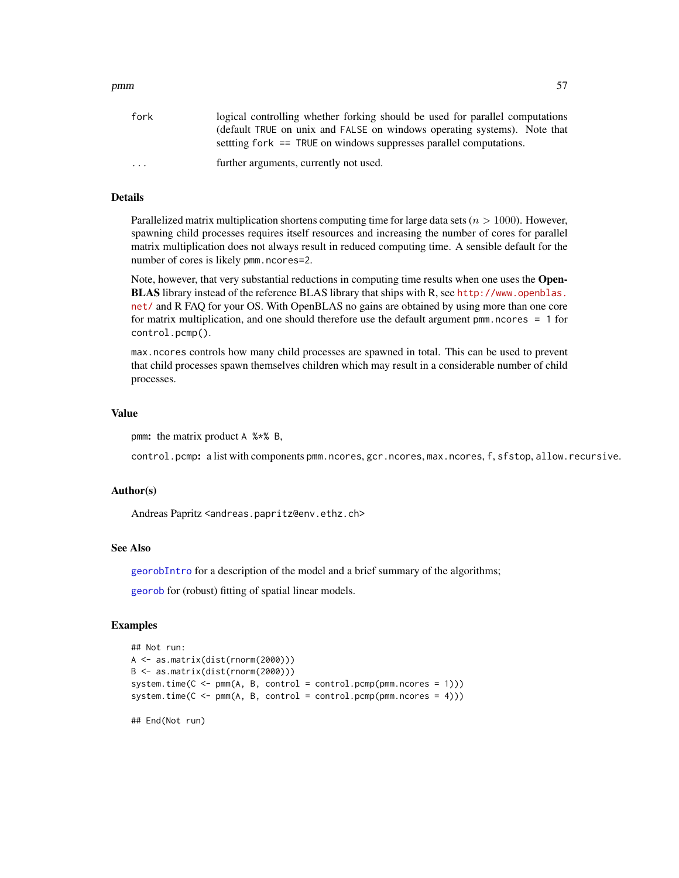| | |
|---|---|
| `fork` | logical controlling whether forking should be used for parallel computations (default `TRUE` on unix and `FALSE` on windows operating systems). Note that settting `fork == TRUE` on windows suppresses parallel computations. |
| `...` | further arguments, currently not used. |

## Details

Parallelized matrix multiplication shortens computing time for large data sets ($n > 1000$). However, spawning child processes requires itself resources and increasing the number of cores for parallel matrix multiplication does not always result in reduced computing time. A sensible default for the number of cores is likely `pmm.ncores=2`.

Note, however, that very substantial reductions in computing time results when one uses the **OpenBLAS** library instead of the reference BLAS library that ships with R, see http://www.openblas.net/ and R FAQ for your OS. With OpenBLAS no gains are obtained by using more than one core for matrix multiplication, and one should therefore use the default argument `pmm.ncores = 1` for `control.pcmp()`.

`max.ncores` controls how many child processes are spawned in total. This can be used to prevent that child processes spawn themselves children which may result in a considerable number of child processes.

## Value

`pmm`: the matrix product `A %*% B`,

`control.pcmp`: a list with components `pmm.ncores`, `gcr.ncores`, `max.ncores`, `f`, `sfstop`, `allow.recursive`.

## Author(s)

Andreas Papritz <andreas.papritz@env.ethz.ch>

## See Also

`georobIntro` for a description of the model and a brief summary of the algorithms;

`georob` for (robust) fitting of spatial linear models.

## Examples

```
## Not run:
A <- as.matrix(dist(rnorm(2000)))
B <- as.matrix(dist(rnorm(2000)))
system.time(C <- pmm(A, B, control = control.pcmp(pmm.ncores = 1)))
system.time(C <- pmm(A, B, control = control.pcmp(pmm.ncores = 4)))

## End(Not run)
```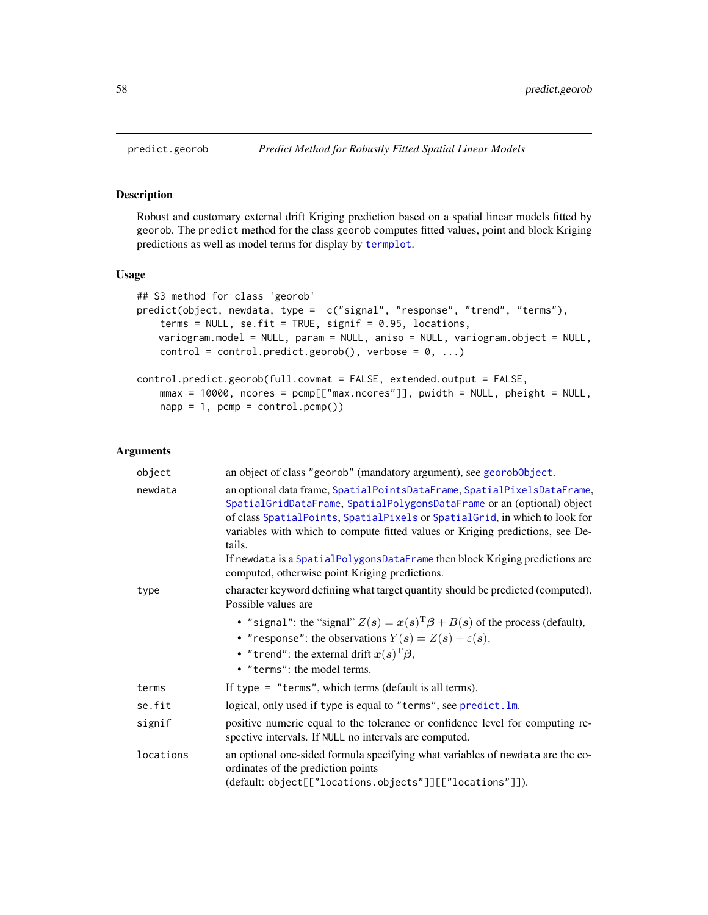predict.georob — *Predict Method for Robustly Fitted Spatial Linear Models*

## Description

Robust and customary external drift Kriging prediction based on a spatial linear models fitted by georob. The predict method for the class georob computes fitted values, point and block Kriging predictions as well as model terms for display by termplot.

## Usage

```
## S3 method for class 'georob'
predict(object, newdata, type =  c("signal", "response", "trend", "terms"),
    terms = NULL, se.fit = TRUE, signif = 0.95, locations,
    variogram.model = NULL, param = NULL, aniso = NULL, variogram.object = NULL,
    control = control.predict.georob(), verbose = 0, ...)

control.predict.georob(full.covmat = FALSE, extended.output = FALSE,
    mmax = 10000, ncores = pcmp[["max.ncores"]], pwidth = NULL, pheight = NULL,
    napp = 1, pcmp = control.pcmp())
```

## Arguments

**object** — an object of class "georob" (mandatory argument), see georobObject.

**newdata** — an optional data frame, SpatialPointsDataFrame, SpatialPixelsDataFrame, SpatialGridDataFrame, SpatialPolygonsDataFrame or an (optional) object of class SpatialPoints, SpatialPixels or SpatialGrid, in which to look for variables with which to compute fitted values or Kriging predictions, see Details.
If newdata is a SpatialPolygonsDataFrame then block Kriging predictions are computed, otherwise point Kriging predictions.

**type** — character keyword defining what target quantity should be predicted (computed). Possible values are

- "signal": the "signal" $Z(\boldsymbol{s}) = \boldsymbol{x}(\boldsymbol{s})^{\mathrm{T}}\boldsymbol{\beta} + B(\boldsymbol{s})$ of the process (default),
- "response": the observations $Y(\boldsymbol{s}) = Z(\boldsymbol{s}) + \varepsilon(\boldsymbol{s})$,
- "trend": the external drift $\boldsymbol{x}(\boldsymbol{s})^{\mathrm{T}}\boldsymbol{\beta}$,
- "terms": the model terms.

**terms** — If type = "terms", which terms (default is all terms).

**se.fit** — logical, only used if type is equal to "terms", see predict.lm.

**signif** — positive numeric equal to the tolerance or confidence level for computing respective intervals. If NULL no intervals are computed.

**locations** — an optional one-sided formula specifying what variables of newdata are the coordinates of the prediction points
(default: object[["locations.objects"]][["locations"]]).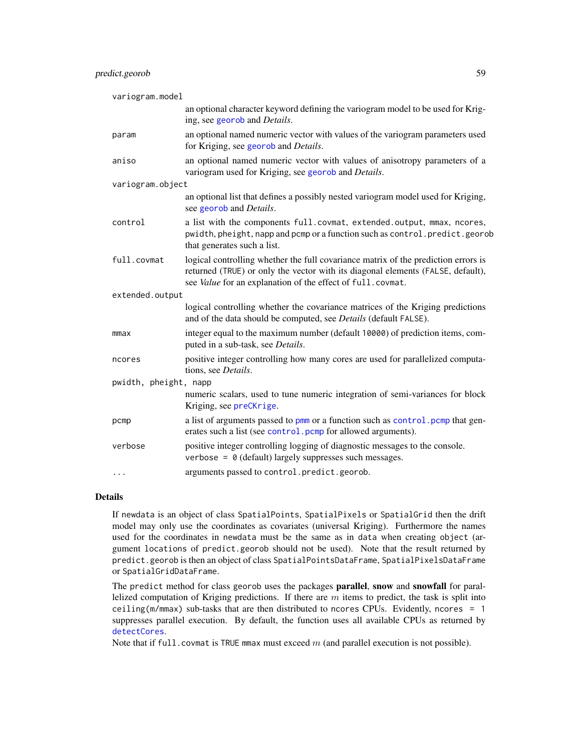`variogram.model`
: an optional character keyword defining the variogram model to be used for Kriging, see `georob` and *Details*.

`param`
: an optional named numeric vector with values of the variogram parameters used for Kriging, see `georob` and *Details*.

`aniso`
: an optional named numeric vector with values of anisotropy parameters of a variogram used for Kriging, see `georob` and *Details*.

`variogram.object`
: an optional list that defines a possibly nested variogram model used for Kriging, see `georob` and *Details*.

`control`
: a list with the components `full.covmat`, `extended.output`, `mmax`, `ncores`, `pwidth`, `pheight`, `napp` and `pcmp` or a function such as `control.predict.georob` that generates such a list.

`full.covmat`
: logical controlling whether the full covariance matrix of the prediction errors is returned (`TRUE`) or only the vector with its diagonal elements (`FALSE`, default), see *Value* for an explanation of the effect of `full.covmat`.

`extended.output`
: logical controlling whether the covariance matrices of the Kriging predictions and of the data should be computed, see *Details* (default `FALSE`).

`mmax`
: integer equal to the maximum number (default `10000`) of prediction items, computed in a sub-task, see *Details*.

`ncores`
: positive integer controlling how many cores are used for parallelized computations, see *Details*.

`pwidth, pheight, napp`
: numeric scalars, used to tune numeric integration of semi-variances for block Kriging, see `preCKrige`.

`pcmp`
: a list of arguments passed to `pmm` or a function such as `control.pcmp` that generates such a list (see `control.pcmp` for allowed arguments).

`verbose`
: positive integer controlling logging of diagnostic messages to the console. `verbose = 0` (default) largely suppresses such messages.

`...`
: arguments passed to `control.predict.georob`.

## Details

If `newdata` is an object of class `SpatialPoints`, `SpatialPixels` or `SpatialGrid` then the drift model may only use the coordinates as covariates (universal Kriging). Furthermore the names used for the coordinates in `newdata` must be the same as in `data` when creating `object` (argument `locations` of `predict.georob` should not be used). Note that the result returned by `predict.georob` is then an object of class `SpatialPointsDataFrame`, `SpatialPixelsDataFrame` or `SpatialGridDataFrame`.

The `predict` method for class `georob` uses the packages **parallel**, **snow** and **snowfall** for parallelized computation of Kriging predictions. If there are $m$ items to predict, the task is split into `ceiling(m/mmax)` sub-tasks that are then distributed to `ncores` CPUs. Evidently, `ncores = 1` suppresses parallel execution. By default, the function uses all available CPUs as returned by `detectCores`.
Note that if `full.covmat` is `TRUE` `mmax` must exceed $m$ (and parallel execution is not possible).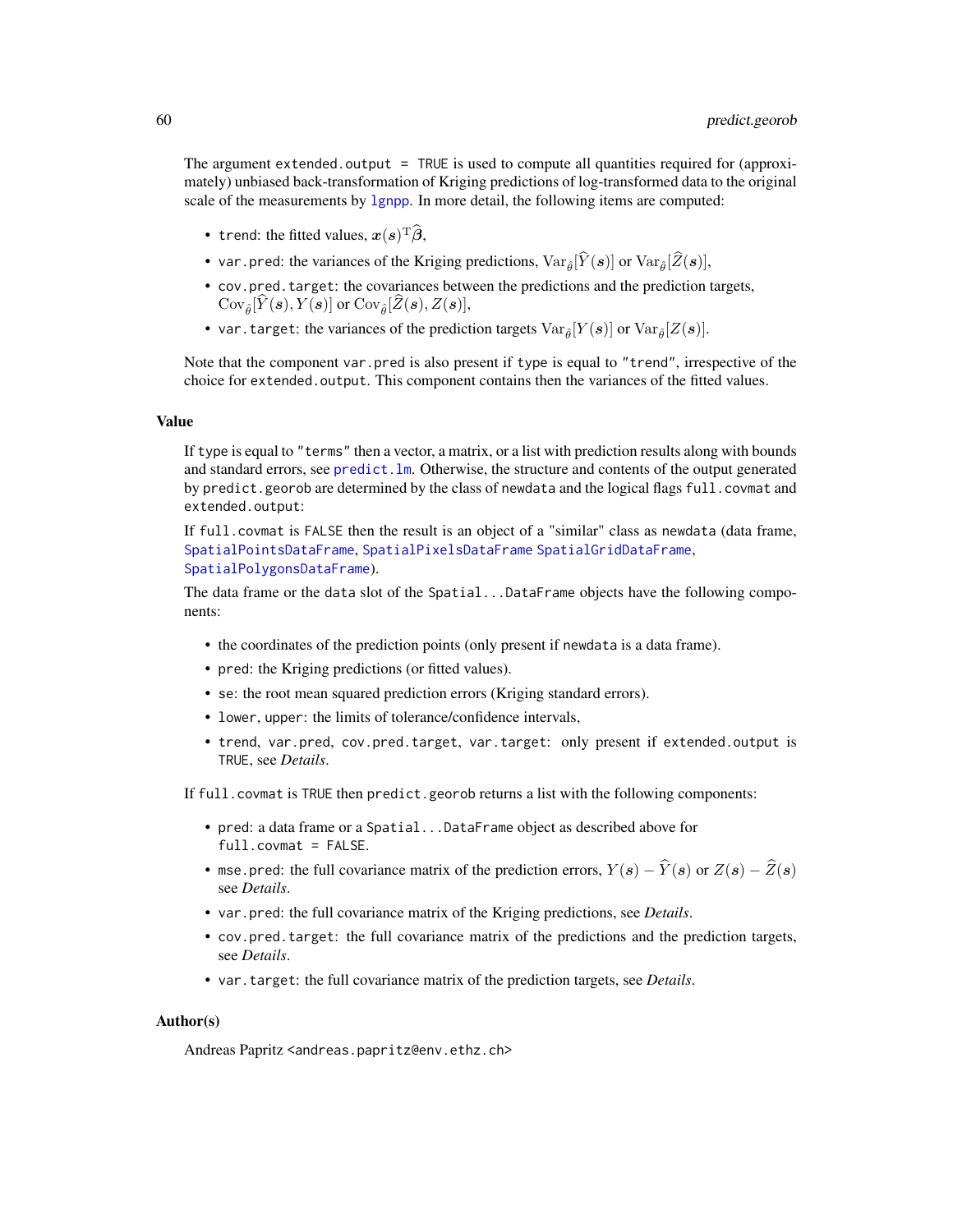The argument `extended.output = TRUE` is used to compute all quantities required for (approximately) unbiased back-transformation of Kriging predictions of log-transformed data to the original scale of the measurements by `lgnpp`. In more detail, the following items are computed:

- `trend`: the fitted values, $\boldsymbol{x}(\boldsymbol{s})^{\mathrm{T}}\widehat{\boldsymbol{\beta}}$,
- `var.pred`: the variances of the Kriging predictions, $\mathrm{Var}_{\hat{\theta}}[\widehat{Y}(\boldsymbol{s})]$ or $\mathrm{Var}_{\hat{\theta}}[\widehat{Z}(\boldsymbol{s})]$,
- `cov.pred.target`: the covariances between the predictions and the prediction targets, $\mathrm{Cov}_{\hat{\theta}}[\widehat{Y}(\boldsymbol{s}), Y(\boldsymbol{s})]$ or $\mathrm{Cov}_{\hat{\theta}}[\widehat{Z}(\boldsymbol{s}), Z(\boldsymbol{s})]$,
- `var.target`: the variances of the prediction targets $\mathrm{Var}_{\hat{\theta}}[Y(\boldsymbol{s})]$ or $\mathrm{Var}_{\hat{\theta}}[Z(\boldsymbol{s})]$.

Note that the component `var.pred` is also present if `type` is equal to `"trend"`, irrespective of the choice for `extended.output`. This component contains then the variances of the fitted values.

## Value

If `type` is equal to `"terms"` then a vector, a matrix, or a list with prediction results along with bounds and standard errors, see `predict.lm`. Otherwise, the structure and contents of the output generated by `predict.georob` are determined by the class of `newdata` and the logical flags `full.covmat` and `extended.output`:

If `full.covmat` is `FALSE` then the result is an object of a "similar" class as `newdata` (data frame, `SpatialPointsDataFrame`, `SpatialPixelsDataFrame` `SpatialGridDataFrame`, `SpatialPolygonsDataFrame`).

The data frame or the `data` slot of the `Spatial...DataFrame` objects have the following components:

- the coordinates of the prediction points (only present if `newdata` is a data frame).
- `pred`: the Kriging predictions (or fitted values).
- `se`: the root mean squared prediction errors (Kriging standard errors).
- `lower`, `upper`: the limits of tolerance/confidence intervals,
- `trend`, `var.pred`, `cov.pred.target`, `var.target`: only present if `extended.output` is `TRUE`, see *Details*.

If `full.covmat` is `TRUE` then `predict.georob` returns a list with the following components:

- `pred`: a data frame or a `Spatial...DataFrame` object as described above for `full.covmat = FALSE`.
- `mse.pred`: the full covariance matrix of the prediction errors, $Y(\boldsymbol{s}) - \widehat{Y}(\boldsymbol{s})$ or $Z(\boldsymbol{s}) - \widehat{Z}(\boldsymbol{s})$ see *Details*.
- `var.pred`: the full covariance matrix of the Kriging predictions, see *Details*.
- `cov.pred.target`: the full covariance matrix of the predictions and the prediction targets, see *Details*.
- `var.target`: the full covariance matrix of the prediction targets, see *Details*.

## Author(s)

Andreas Papritz <andreas.papritz@env.ethz.ch>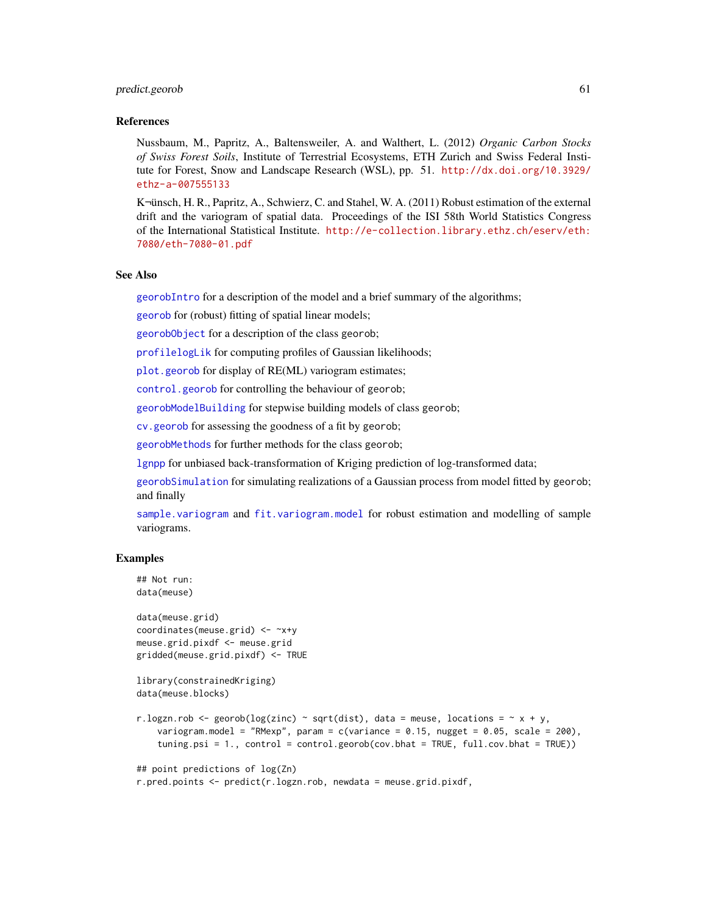## References

Nussbaum, M., Papritz, A., Baltensweiler, A. and Walthert, L. (2012) *Organic Carbon Stocks of Swiss Forest Soils*, Institute of Terrestrial Ecosystems, ETH Zurich and Swiss Federal Institute for Forest, Snow and Landscape Research (WSL), pp. 51. http://dx.doi.org/10.3929/ethz-a-007555133

K¬ünsch, H. R., Papritz, A., Schwierz, C. and Stahel, W. A. (2011) Robust estimation of the external drift and the variogram of spatial data. Proceedings of the ISI 58th World Statistics Congress of the International Statistical Institute. http://e-collection.library.ethz.ch/eserv/eth:7080/eth-7080-01.pdf

## See Also

georobIntro for a description of the model and a brief summary of the algorithms;

georob for (robust) fitting of spatial linear models;

georobObject for a description of the class georob;

profilelogLik for computing profiles of Gaussian likelihoods;

plot.georob for display of RE(ML) variogram estimates;

control.georob for controlling the behaviour of georob;

georobModelBuilding for stepwise building models of class georob;

cv.georob for assessing the goodness of a fit by georob;

georobMethods for further methods for the class georob;

lgnpp for unbiased back-transformation of Kriging prediction of log-transformed data;

georobSimulation for simulating realizations of a Gaussian process from model fitted by georob; and finally

sample.variogram and fit.variogram.model for robust estimation and modelling of sample variograms.

## Examples

```
## Not run:
data(meuse)

data(meuse.grid)
coordinates(meuse.grid) <- ~x+y
meuse.grid.pixdf <- meuse.grid
gridded(meuse.grid.pixdf) <- TRUE

library(constrainedKriging)
data(meuse.blocks)

r.logzn.rob <- georob(log(zinc) ~ sqrt(dist), data = meuse, locations = ~ x + y,
    variogram.model = "RMexp", param = c(variance = 0.15, nugget = 0.05, scale = 200),
    tuning.psi = 1., control = control.georob(cov.bhat = TRUE, full.cov.bhat = TRUE))

## point predictions of log(Zn)
r.pred.points <- predict(r.logzn.rob, newdata = meuse.grid.pixdf,
```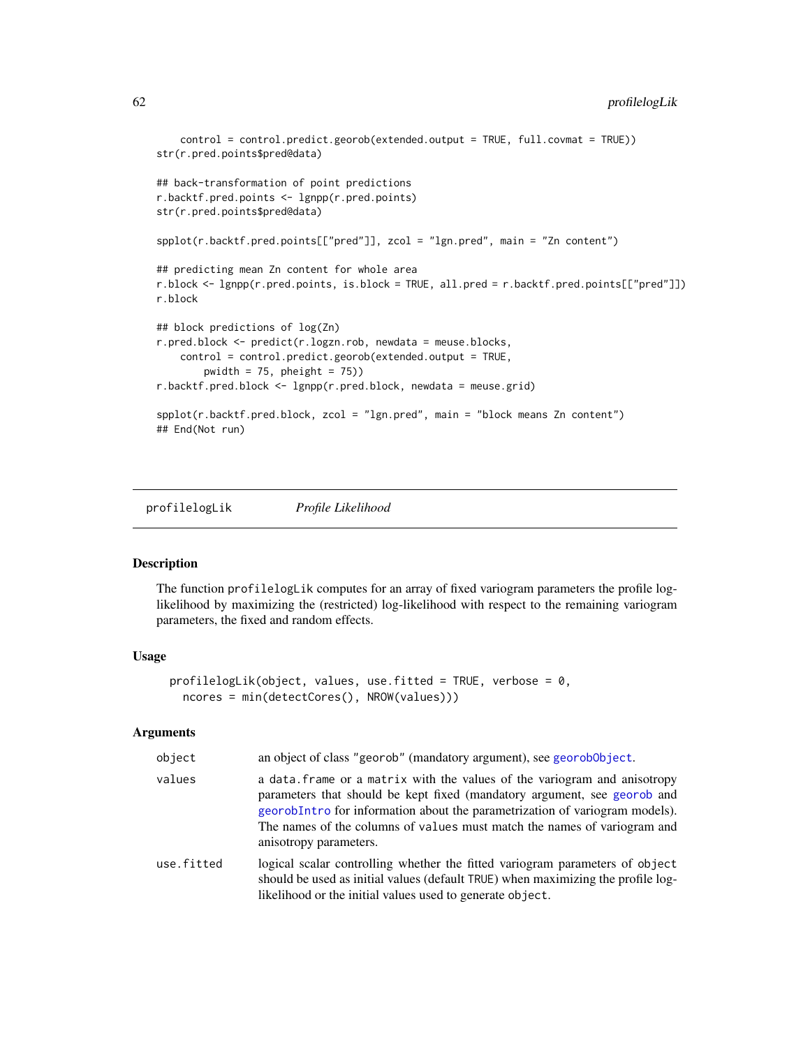```
    control = control.predict.georob(extended.output = TRUE, full.covmat = TRUE))
str(r.pred.points$pred@data)

## back-transformation of point predictions
r.backtf.pred.points <- lgnpp(r.pred.points)
str(r.pred.points$pred@data)

spplot(r.backtf.pred.points[["pred"]], zcol = "lgn.pred", main = "Zn content")

## predicting mean Zn content for whole area
r.block <- lgnpp(r.pred.points, is.block = TRUE, all.pred = r.backtf.pred.points[["pred"]])
r.block

## block predictions of log(Zn)
r.pred.block <- predict(r.logzn.rob, newdata = meuse.blocks,
    control = control.predict.georob(extended.output = TRUE,
        pwidth = 75, pheight = 75))
r.backtf.pred.block <- lgnpp(r.pred.block, newdata = meuse.grid)

spplot(r.backtf.pred.block, zcol = "lgn.pred", main = "block means Zn content")
## End(Not run)
```

---

## profilelogLik — *Profile Likelihood*

### Description

The function profilelogLik computes for an array of fixed variogram parameters the profile log-likelihood by maximizing the (restricted) log-likelihood with respect to the remaining variogram parameters, the fixed and random effects.

### Usage

```
profilelogLik(object, values, use.fitted = TRUE, verbose = 0,
  ncores = min(detectCores(), NROW(values)))
```

### Arguments

| | |
|---|---|
| object | an object of class "georob" (mandatory argument), see georobObject. |
| values | a data.frame or a matrix with the values of the variogram and anisotropy parameters that should be kept fixed (mandatory argument, see georob and georobIntro for information about the parametrization of variogram models). The names of the columns of values must match the names of variogram and anisotropy parameters. |
| use.fitted | logical scalar controlling whether the fitted variogram parameters of object should be used as initial values (default TRUE) when maximizing the profile log-likelihood or the initial values used to generate object. |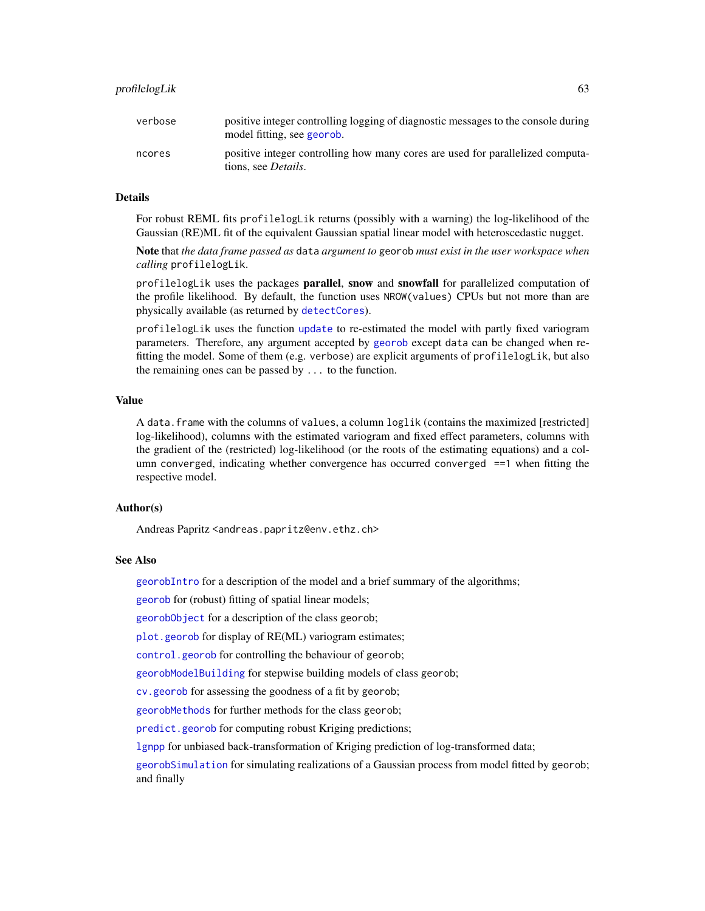| | |
|---|---|
| `verbose` | positive integer controlling logging of diagnostic messages to the console during model fitting, see `georob`. |
| `ncores` | positive integer controlling how many cores are used for parallelized computations, see *Details*. |

## Details

For robust REML fits `profilelogLik` returns (possibly with a warning) the log-likelihood of the Gaussian (RE)ML fit of the equivalent Gaussian spatial linear model with heteroscedastic nugget.

**Note** that *the data frame passed as* `data` *argument to* `georob` *must exist in the user workspace when calling* `profilelogLik`.

`profilelogLik` uses the packages **parallel**, **snow** and **snowfall** for parallelized computation of the profile likelihood. By default, the function uses `NROW(values)` CPUs but not more than are physically available (as returned by `detectCores`).

`profilelogLik` uses the function `update` to re-estimated the model with partly fixed variogram parameters. Therefore, any argument accepted by `georob` except `data` can be changed when re-fitting the model. Some of them (e.g. `verbose`) are explicit arguments of `profilelogLik`, but also the remaining ones can be passed by `...` to the function.

## Value

A `data.frame` with the columns of `values`, a column `loglik` (contains the maximized [restricted] log-likelihood), columns with the estimated variogram and fixed effect parameters, columns with the gradient of the (restricted) log-likelihood (or the roots of the estimating equations) and a column `converged`, indicating whether convergence has occurred `converged ==1` when fitting the respective model.

## Author(s)

Andreas Papritz <`andreas.papritz@env.ethz.ch`>

## See Also

`georobIntro` for a description of the model and a brief summary of the algorithms;

`georob` for (robust) fitting of spatial linear models;

`georobObject` for a description of the class `georob`;

`plot.georob` for display of RE(ML) variogram estimates;

`control.georob` for controlling the behaviour of `georob`;

`georobModelBuilding` for stepwise building models of class `georob`;

`cv.georob` for assessing the goodness of a fit by `georob`;

`georobMethods` for further methods for the class `georob`;

`predict.georob` for computing robust Kriging predictions;

`lgnpp` for unbiased back-transformation of Kriging prediction of log-transformed data;

`georobSimulation` for simulating realizations of a Gaussian process from model fitted by `georob`; and finally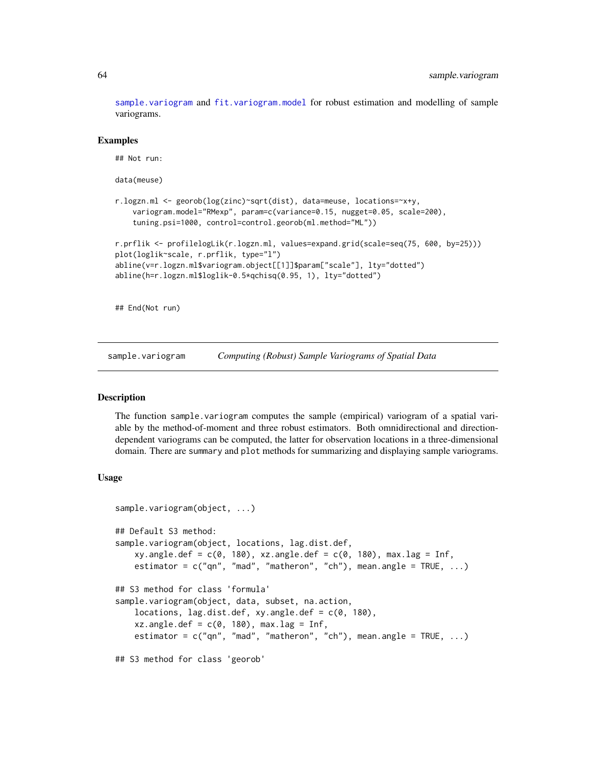sample.variogram and fit.variogram.model for robust estimation and modelling of sample variograms.

### Examples

```
## Not run:

data(meuse)

r.logzn.ml <- georob(log(zinc)~sqrt(dist), data=meuse, locations=~x+y,
    variogram.model="RMexp", param=c(variance=0.15, nugget=0.05, scale=200),
    tuning.psi=1000, control=control.georob(ml.method="ML"))

r.prflik <- profilelogLik(r.logzn.ml, values=expand.grid(scale=seq(75, 600, by=25)))
plot(loglik~scale, r.prflik, type="l")
abline(v=r.logzn.ml$variogram.object[[1]]$param["scale"], lty="dotted")
abline(h=r.logzn.ml$loglik-0.5*qchisq(0.95, 1), lty="dotted")


## End(Not run)
```

---

## sample.variogram — *Computing (Robust) Sample Variograms of Spatial Data*

### Description

The function `sample.variogram` computes the sample (empirical) variogram of a spatial variable by the method-of-moment and three robust estimators. Both omnidirectional and direction-dependent variograms can be computed, the latter for observation locations in a three-dimensional domain. There are `summary` and `plot` methods for summarizing and displaying sample variograms.

### Usage

```
sample.variogram(object, ...)

## Default S3 method:
sample.variogram(object, locations, lag.dist.def,
    xy.angle.def = c(0, 180), xz.angle.def = c(0, 180), max.lag = Inf,
    estimator = c("qn", "mad", "matheron", "ch"), mean.angle = TRUE, ...)

## S3 method for class 'formula'
sample.variogram(object, data, subset, na.action,
    locations, lag.dist.def, xy.angle.def = c(0, 180),
    xz.angle.def = c(0, 180), max.lag = Inf,
    estimator = c("qn", "mad", "matheron", "ch"), mean.angle = TRUE, ...)

## S3 method for class 'georob'
```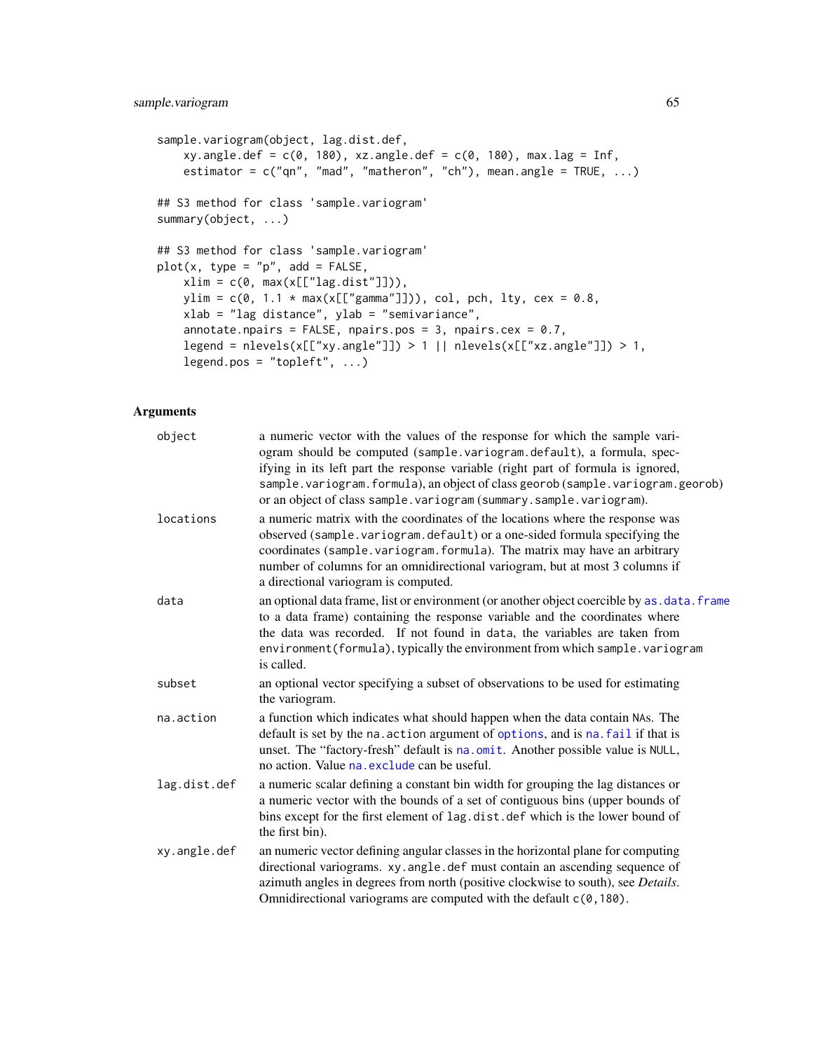```
sample.variogram(object, lag.dist.def,
    xy.angle.def = c(0, 180), xz.angle.def = c(0, 180), max.lag = Inf,
    estimator = c("qn", "mad", "matheron", "ch"), mean.angle = TRUE, ...)

## S3 method for class 'sample.variogram'
summary(object, ...)

## S3 method for class 'sample.variogram'
plot(x, type = "p", add = FALSE,
    xlim = c(0, max(x[["lag.dist"]])),
    ylim = c(0, 1.1 * max(x[["gamma"]])), col, pch, lty, cex = 0.8,
    xlab = "lag distance", ylab = "semivariance",
    annotate.npairs = FALSE, npairs.pos = 3, npairs.cex = 0.7,
    legend = nlevels(x[["xy.angle"]]) > 1 || nlevels(x[["xz.angle"]]) > 1,
    legend.pos = "topleft", ...)
```

## Arguments

| | |
|---|---|
| `object` | a numeric vector with the values of the response for which the sample variogram should be computed (`sample.variogram.default`), a formula, specifying in its left part the response variable (right part of formula is ignored, `sample.variogram.formula`), an object of class `georob` (`sample.variogram.georob`) or an object of class `sample.variogram` (`summary.sample.variogram`). |
| `locations` | a numeric matrix with the coordinates of the locations where the response was observed (`sample.variogram.default`) or a one-sided formula specifying the coordinates (`sample.variogram.formula`). The matrix may have an arbitrary number of columns for an omnidirectional variogram, but at most 3 columns if a directional variogram is computed. |
| `data` | an optional data frame, list or environment (or another object coercible by `as.data.frame` to a data frame) containing the response variable and the coordinates where the data was recorded. If not found in `data`, the variables are taken from `environment(formula)`, typically the environment from which `sample.variogram` is called. |
| `subset` | an optional vector specifying a subset of observations to be used for estimating the variogram. |
| `na.action` | a function which indicates what should happen when the data contain `NA`s. The default is set by the `na.action` argument of `options`, and is `na.fail` if that is unset. The "factory-fresh" default is `na.omit`. Another possible value is `NULL`, no action. Value `na.exclude` can be useful. |
| `lag.dist.def` | a numeric scalar defining a constant bin width for grouping the lag distances or a numeric vector with the bounds of a set of contiguous bins (upper bounds of bins except for the first element of `lag.dist.def` which is the lower bound of the first bin). |
| `xy.angle.def` | an numeric vector defining angular classes in the horizontal plane for computing directional variograms. `xy.angle.def` must contain an ascending sequence of azimuth angles in degrees from north (positive clockwise to south), see *Details*. Omnidirectional variograms are computed with the default `c(0,180)`. |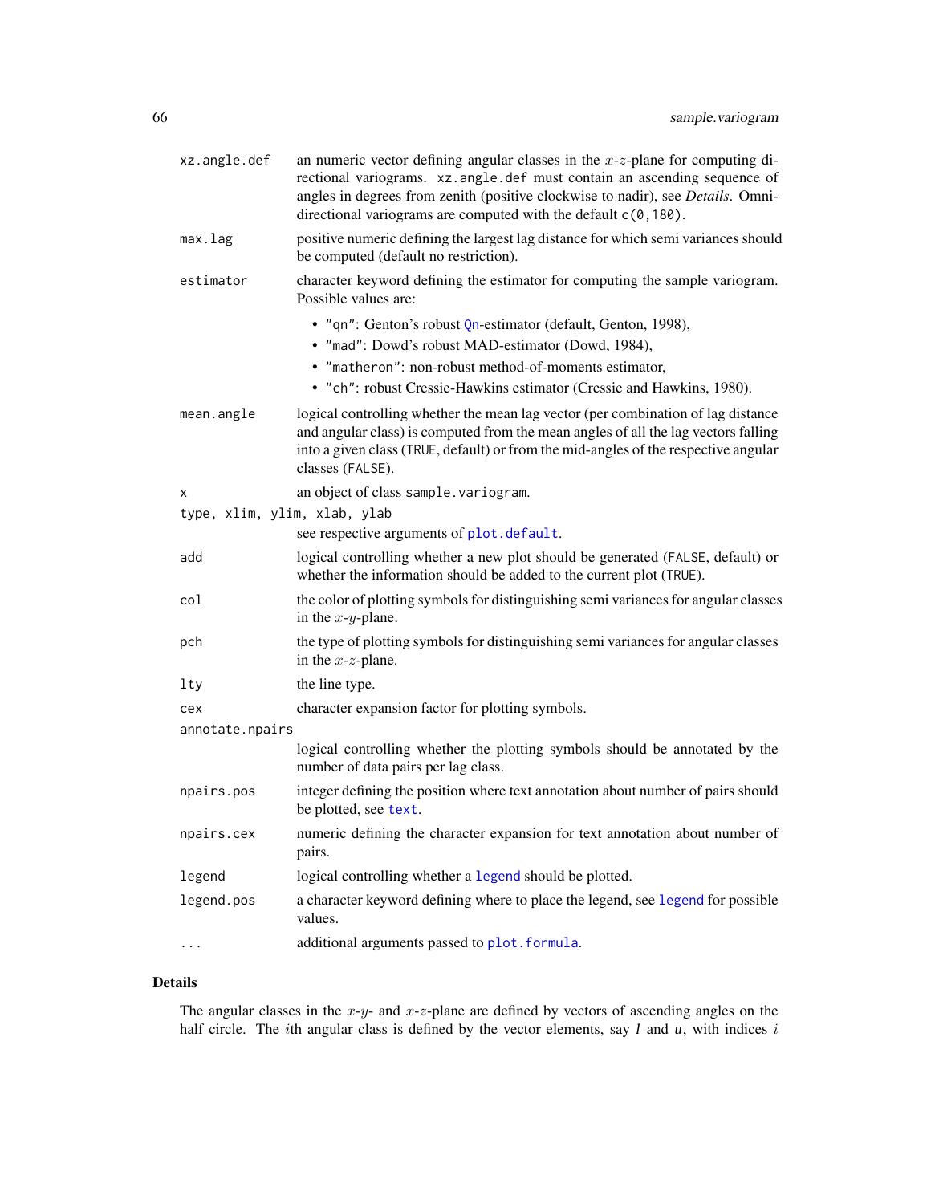| | |
|---|---|
| `xz.angle.def` | an numeric vector defining angular classes in the $x$-$z$-plane for computing directional variograms. `xz.angle.def` must contain an ascending sequence of angles in degrees from zenith (positive clockwise to nadir), see *Details*. Omnidirectional variograms are computed with the default `c(0,180)`. |
| `max.lag` | positive numeric defining the largest lag distance for which semi variances should be computed (default no restriction). |
| `estimator` | character keyword defining the estimator for computing the sample variogram. Possible values are: <br>• `"qn"`: Genton's robust `Qn`-estimator (default, Genton, 1998), <br>• `"mad"`: Dowd's robust MAD-estimator (Dowd, 1984), <br>• `"matheron"`: non-robust method-of-moments estimator, <br>• `"ch"`: robust Cressie-Hawkins estimator (Cressie and Hawkins, 1980). |
| `mean.angle` | logical controlling whether the mean lag vector (per combination of lag distance and angular class) is computed from the mean angles of all the lag vectors falling into a given class (`TRUE`, default) or from the mid-angles of the respective angular classes (`FALSE`). |
| `x` | an object of class `sample.variogram`. |
| `type, xlim, ylim, xlab, ylab` | see respective arguments of `plot.default`. |
| `add` | logical controlling whether a new plot should be generated (`FALSE`, default) or whether the information should be added to the current plot (`TRUE`). |
| `col` | the color of plotting symbols for distinguishing semi variances for angular classes in the $x$-$y$-plane. |
| `pch` | the type of plotting symbols for distinguishing semi variances for angular classes in the $x$-$z$-plane. |
| `lty` | the line type. |
| `cex` | character expansion factor for plotting symbols. |
| `annotate.npairs` | logical controlling whether the plotting symbols should be annotated by the number of data pairs per lag class. |
| `npairs.pos` | integer defining the position where text annotation about number of pairs should be plotted, see `text`. |
| `npairs.cex` | numeric defining the character expansion for text annotation about number of pairs. |
| `legend` | logical controlling whether a `legend` should be plotted. |
| `legend.pos` | a character keyword defining where to place the legend, see `legend` for possible values. |
| `...` | additional arguments passed to `plot.formula`. |

## Details

The angular classes in the $x$-$y$- and $x$-$z$-plane are defined by vectors of ascending angles on the half circle. The $i$th angular class is defined by the vector elements, say *l* and *u*, with indices $i$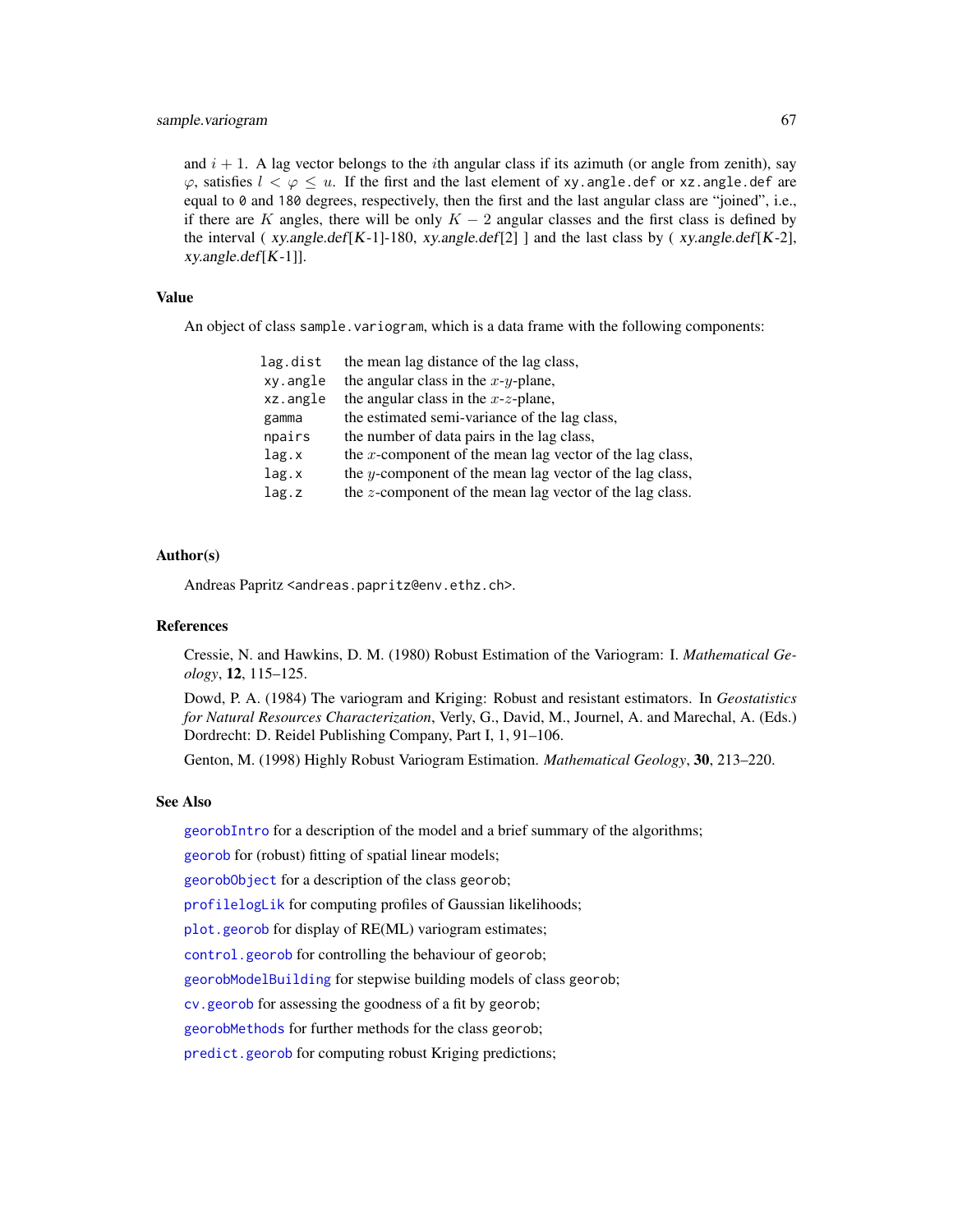and $i+1$. A lag vector belongs to the $i$th angular class if its azimuth (or angle from zenith), say $\varphi$, satisfies $l < \varphi \leq u$. If the first and the last element of `xy.angle.def` or `xz.angle.def` are equal to `0` and `180` degrees, respectively, then the first and the last angular class are "joined", i.e., if there are $K$ angles, there will be only $K-2$ angular classes and the first class is defined by the interval ( *xy.angle.def*[*K*-1]-180, *xy.angle.def*[2] ] and the last class by ( *xy.angle.def*[*K*-2], *xy.angle.def*[*K*-1]].

## Value

An object of class `sample.variogram`, which is a data frame with the following components:

| | |
|---|---|
| `lag.dist` | the mean lag distance of the lag class, |
| `xy.angle` | the angular class in the $x$-$y$-plane, |
| `xz.angle` | the angular class in the $x$-$z$-plane, |
| `gamma` | the estimated semi-variance of the lag class, |
| `npairs` | the number of data pairs in the lag class, |
| `lag.x` | the $x$-component of the mean lag vector of the lag class, |
| `lag.x` | the $y$-component of the mean lag vector of the lag class, |
| `lag.z` | the $z$-component of the mean lag vector of the lag class. |

## Author(s)

Andreas Papritz <`andreas.papritz@env.ethz.ch`>.

## References

Cressie, N. and Hawkins, D. M. (1980) Robust Estimation of the Variogram: I. *Mathematical Geology*, **12**, 115–125.

Dowd, P. A. (1984) The variogram and Kriging: Robust and resistant estimators. In *Geostatistics for Natural Resources Characterization*, Verly, G., David, M., Journel, A. and Marechal, A. (Eds.) Dordrecht: D. Reidel Publishing Company, Part I, 1, 91–106.

Genton, M. (1998) Highly Robust Variogram Estimation. *Mathematical Geology*, **30**, 213–220.

## See Also

`georobIntro` for a description of the model and a brief summary of the algorithms;

`georob` for (robust) fitting of spatial linear models;

`georobObject` for a description of the class `georob`;

`profilelogLik` for computing profiles of Gaussian likelihoods;

`plot.georob` for display of RE(ML) variogram estimates;

`control.georob` for controlling the behaviour of `georob`;

`georobModelBuilding` for stepwise building models of class `georob`;

`cv.georob` for assessing the goodness of a fit by `georob`;

`georobMethods` for further methods for the class `georob`;

`predict.georob` for computing robust Kriging predictions;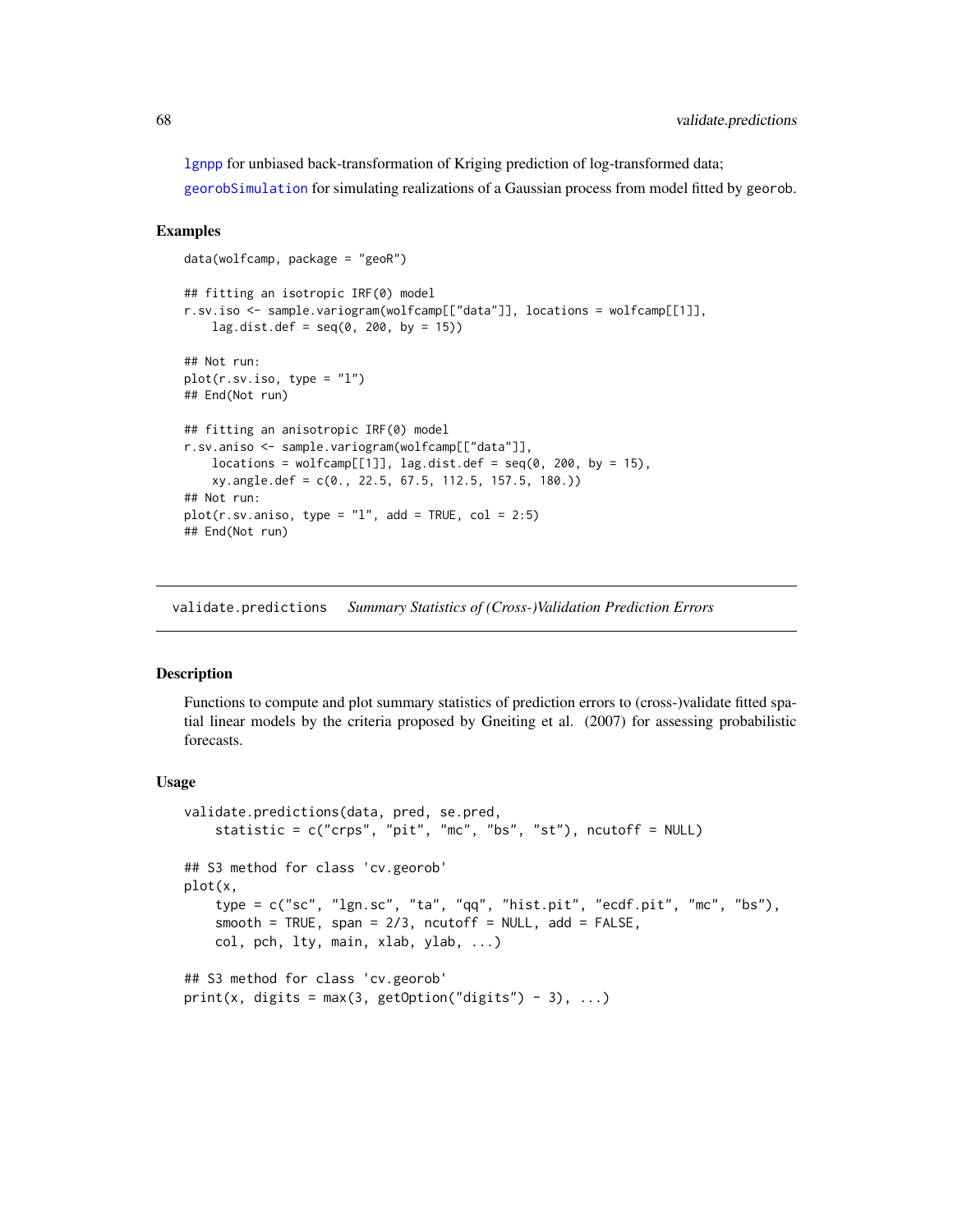lgnpp for unbiased back-transformation of Kriging prediction of log-transformed data;

georobSimulation for simulating realizations of a Gaussian process from model fitted by georob.

### Examples

```
data(wolfcamp, package = "geoR")

## fitting an isotropic IRF(0) model
r.sv.iso <- sample.variogram(wolfcamp[["data"]], locations = wolfcamp[[1]],
    lag.dist.def = seq(0, 200, by = 15))

## Not run:
plot(r.sv.iso, type = "l")
## End(Not run)

## fitting an anisotropic IRF(0) model
r.sv.aniso <- sample.variogram(wolfcamp[["data"]],
    locations = wolfcamp[[1]], lag.dist.def = seq(0, 200, by = 15),
    xy.angle.def = c(0., 22.5, 67.5, 112.5, 157.5, 180.))
## Not run:
plot(r.sv.aniso, type = "l", add = TRUE, col = 2:5)
## End(Not run)
```

---

## validate.predictions *Summary Statistics of (Cross-)Validation Prediction Errors*

---

### Description

Functions to compute and plot summary statistics of prediction errors to (cross-)validate fitted spatial linear models by the criteria proposed by Gneiting et al. (2007) for assessing probabilistic forecasts.

### Usage

```
validate.predictions(data, pred, se.pred,
    statistic = c("crps", "pit", "mc", "bs", "st"), ncutoff = NULL)

## S3 method for class 'cv.georob'
plot(x,
    type = c("sc", "lgn.sc", "ta", "qq", "hist.pit", "ecdf.pit", "mc", "bs"),
    smooth = TRUE, span = 2/3, ncutoff = NULL, add = FALSE,
    col, pch, lty, main, xlab, ylab, ...)

## S3 method for class 'cv.georob'
print(x, digits = max(3, getOption("digits") - 3), ...)
```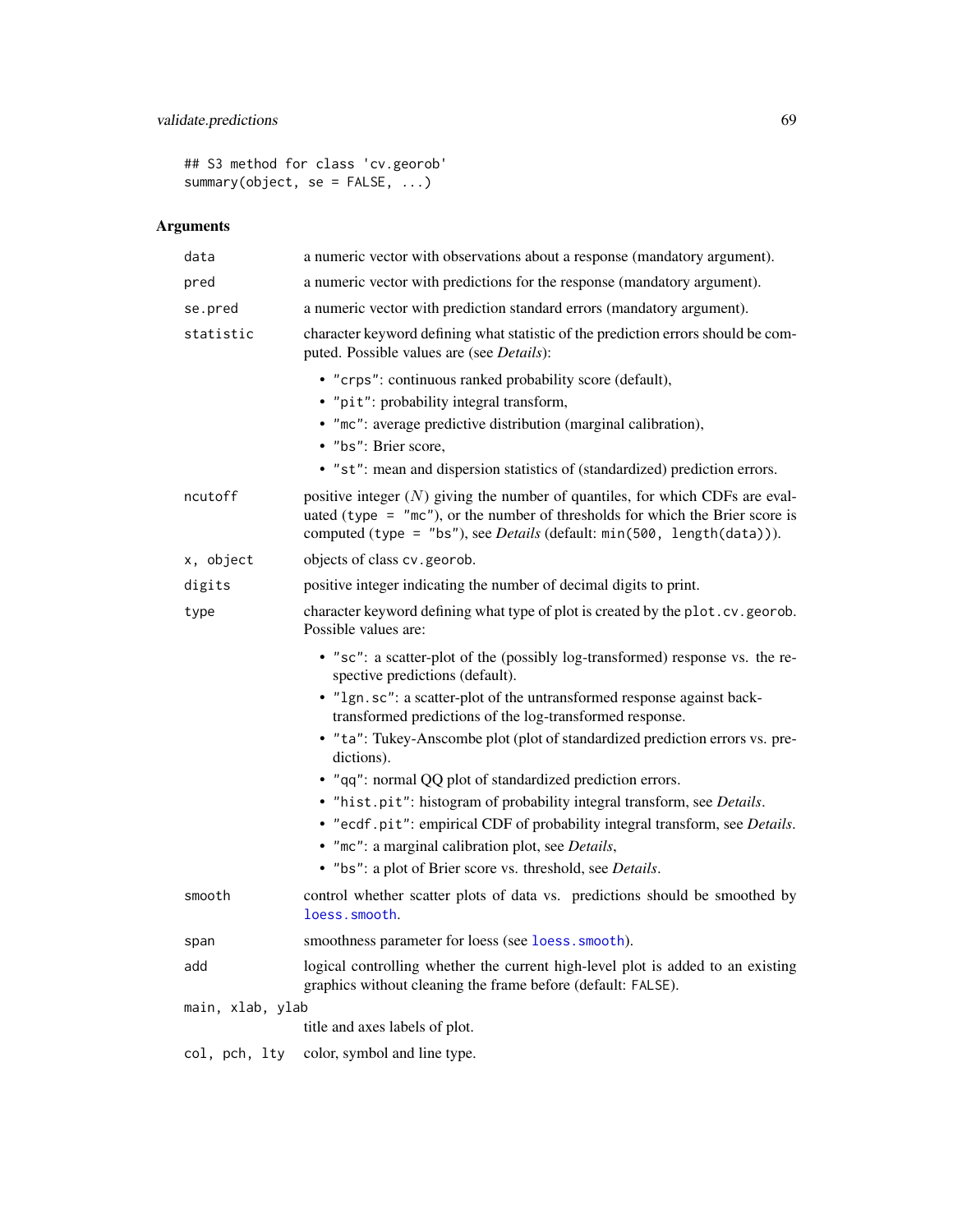```
## S3 method for class 'cv.georob'
summary(object, se = FALSE, ...)
```

## Arguments

| Argument | Description |
|---|---|
| `data` | a numeric vector with observations about a response (mandatory argument). |
| `pred` | a numeric vector with predictions for the response (mandatory argument). |
| `se.pred` | a numeric vector with prediction standard errors (mandatory argument). |
| `statistic` | character keyword defining what statistic of the prediction errors should be computed. Possible values are (see *Details*): <br>• `"crps"`: continuous ranked probability score (default), <br>• `"pit"`: probability integral transform, <br>• `"mc"`: average predictive distribution (marginal calibration), <br>• `"bs"`: Brier score, <br>• `"st"`: mean and dispersion statistics of (standardized) prediction errors. |
| `ncutoff` | positive integer ($N$) giving the number of quantiles, for which CDFs are evaluated (`type = "mc"`), or the number of thresholds for which the Brier score is computed (`type = "bs"`), see *Details* (default: `min(500, length(data))`). |
| `x, object` | objects of class `cv.georob`. |
| `digits` | positive integer indicating the number of decimal digits to print. |
| `type` | character keyword defining what type of plot is created by the `plot.cv.georob`. Possible values are: <br>• `"sc"`: a scatter-plot of the (possibly log-transformed) response vs. the respective predictions (default). <br>• `"lgn.sc"`: a scatter-plot of the untransformed response against back-transformed predictions of the log-transformed response. <br>• `"ta"`: Tukey-Anscombe plot (plot of standardized prediction errors vs. predictions). <br>• `"qq"`: normal QQ plot of standardized prediction errors. <br>• `"hist.pit"`: histogram of probability integral transform, see *Details*. <br>• `"ecdf.pit"`: empirical CDF of probability integral transform, see *Details*. <br>• `"mc"`: a marginal calibration plot, see *Details*, <br>• `"bs"`: a plot of Brier score vs. threshold, see *Details*. |
| `smooth` | control whether scatter plots of data vs. predictions should be smoothed by `loess.smooth`. |
| `span` | smoothness parameter for loess (see `loess.smooth`). |
| `add` | logical controlling whether the current high-level plot is added to an existing graphics without cleaning the frame before (default: `FALSE`). |
| `main, xlab, ylab` | title and axes labels of plot. |
| `col, pch, lty` | color, symbol and line type. |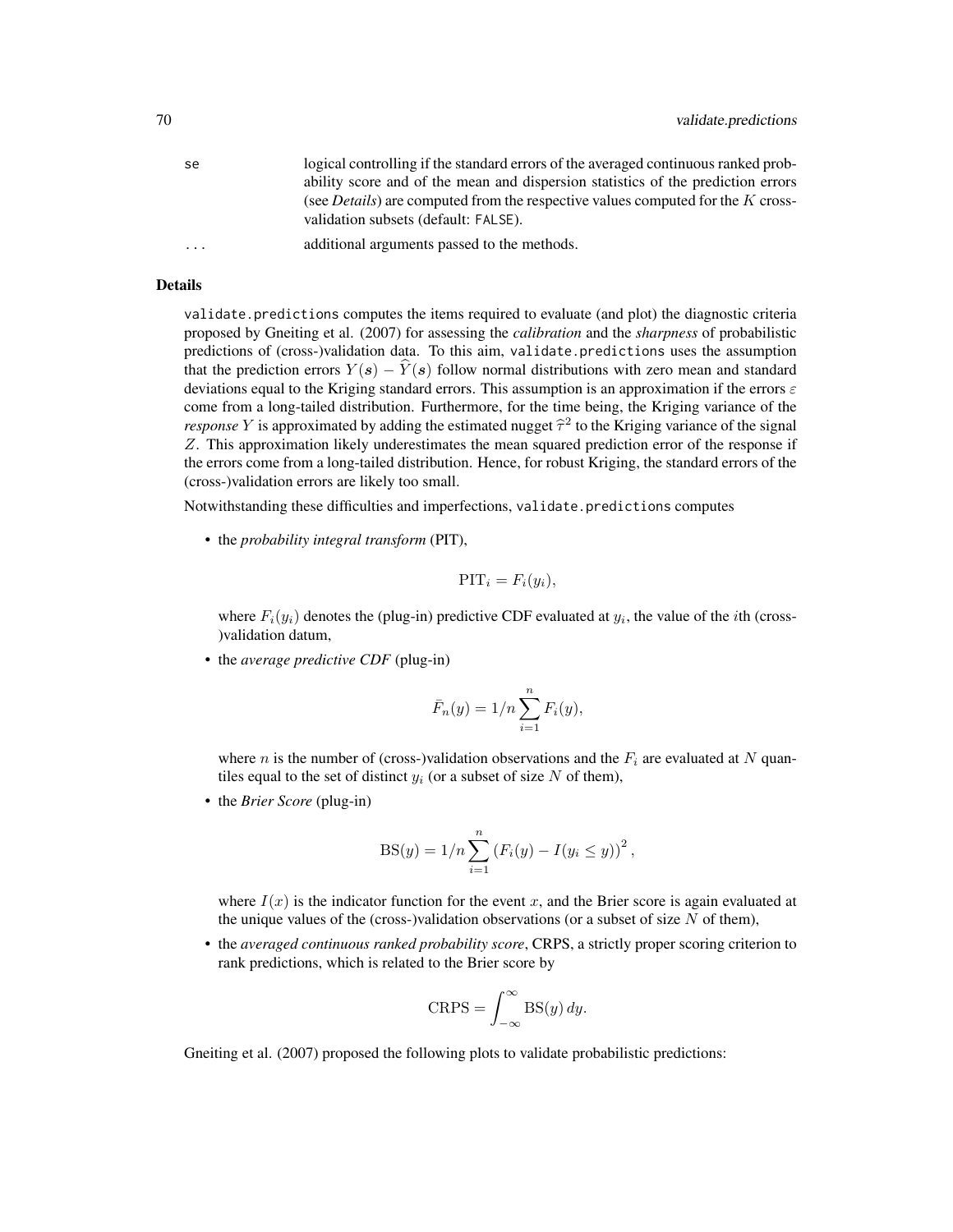| | |
|---|---|
| `se` | logical controlling if the standard errors of the averaged continuous ranked probability score and of the mean and dispersion statistics of the prediction errors (see *Details*) are computed from the respective values computed for the $K$ cross-validation subsets (default: `FALSE`). |
| `...` | additional arguments passed to the methods. |

## Details

`validate.predictions` computes the items required to evaluate (and plot) the diagnostic criteria proposed by Gneiting et al. (2007) for assessing the *calibration* and the *sharpness* of probabilistic predictions of (cross-)validation data. To this aim, `validate.predictions` uses the assumption that the prediction errors $Y(\boldsymbol{s}) - \widehat{Y}(\boldsymbol{s})$ follow normal distributions with zero mean and standard deviations equal to the Kriging standard errors. This assumption is an approximation if the errors $\varepsilon$ come from a long-tailed distribution. Furthermore, for the time being, the Kriging variance of the *response* $Y$ is approximated by adding the estimated nugget $\widehat{\tau}^2$ to the Kriging variance of the signal $Z$. This approximation likely underestimates the mean squared prediction error of the response if the errors come from a long-tailed distribution. Hence, for robust Kriging, the standard errors of the (cross-)validation errors are likely too small.

Notwithstanding these difficulties and imperfections, `validate.predictions` computes

- the *probability integral transform* (PIT),

$$\mathrm{PIT}_i = F_i(y_i),$$

  where $F_i(y_i)$ denotes the (plug-in) predictive CDF evaluated at $y_i$, the value of the $i$th (cross-)validation datum,

- the *average predictive CDF* (plug-in)

$$\bar{F}_n(y) = 1/n \sum_{i=1}^{n} F_i(y),$$

  where $n$ is the number of (cross-)validation observations and the $F_i$ are evaluated at $N$ quantiles equal to the set of distinct $y_i$ (or a subset of size $N$ of them),

- the *Brier Score* (plug-in)

$$\mathrm{BS}(y) = 1/n \sum_{i=1}^{n} \left(F_i(y) - I(y_i \leq y)\right)^2,$$

  where $I(x)$ is the indicator function for the event $x$, and the Brier score is again evaluated at the unique values of the (cross-)validation observations (or a subset of size $N$ of them),

- the *averaged continuous ranked probability score*, CRPS, a strictly proper scoring criterion to rank predictions, which is related to the Brier score by

$$\mathrm{CRPS} = \int_{-\infty}^{\infty} \mathrm{BS}(y)\, dy.$$

Gneiting et al. (2007) proposed the following plots to validate probabilistic predictions: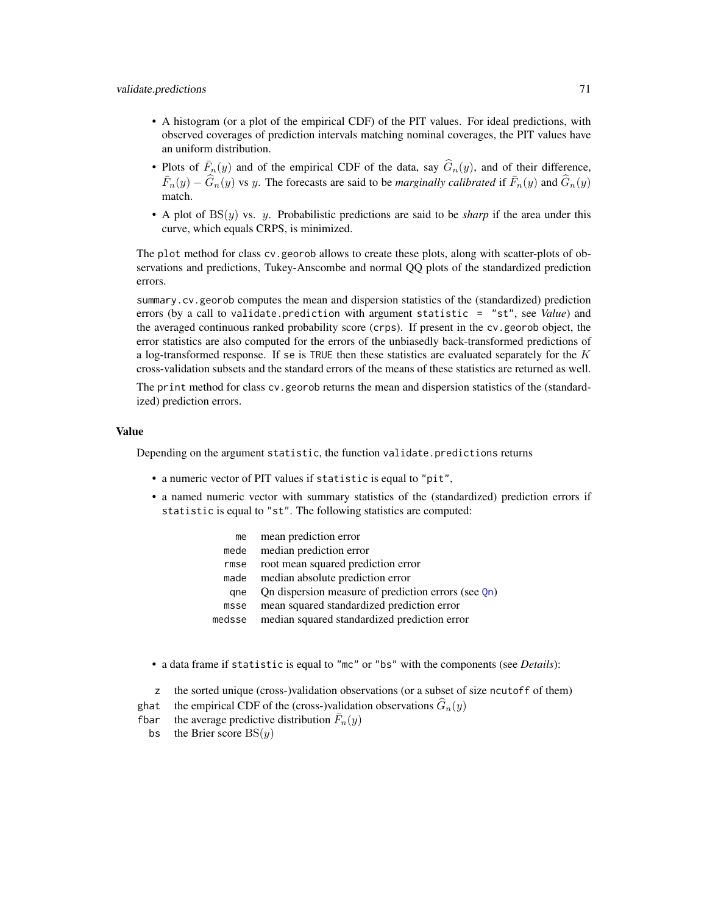- A histogram (or a plot of the empirical CDF) of the PIT values. For ideal predictions, with observed coverages of prediction intervals matching nominal coverages, the PIT values have an uniform distribution.
- Plots of $\bar{F}_n(y)$ and of the empirical CDF of the data, say $\widehat{G}_n(y)$, and of their difference, $\bar{F}_n(y) - \widehat{G}_n(y)$ vs $y$. The forecasts are said to be *marginally calibrated* if $\bar{F}_n(y)$ and $\widehat{G}_n(y)$ match.
- A plot of $\mathrm{BS}(y)$ vs. $y$. Probabilistic predictions are said to be *sharp* if the area under this curve, which equals CRPS, is minimized.

The `plot` method for class `cv.georob` allows to create these plots, along with scatter-plots of observations and predictions, Tukey-Anscombe and normal QQ plots of the standardized prediction errors.

`summary.cv.georob` computes the mean and dispersion statistics of the (standardized) prediction errors (by a call to `validate.prediction` with argument `statistic = "st"`, see *Value*) and the averaged continuous ranked probability score (`crps`). If present in the `cv.georob` object, the error statistics are also computed for the errors of the unbiasedly back-transformed predictions of a log-transformed response. If `se` is `TRUE` then these statistics are evaluated separately for the $K$ cross-validation subsets and the standard errors of the means of these statistics are returned as well.

The `print` method for class `cv.georob` returns the mean and dispersion statistics of the (standardized) prediction errors.

## Value

Depending on the argument `statistic`, the function `validate.predictions` returns

- a numeric vector of PIT values if `statistic` is equal to `"pit"`,
- a named numeric vector with summary statistics of the (standardized) prediction errors if `statistic` is equal to `"st"`. The following statistics are computed:

| | |
|---|---|
| `me` | mean prediction error |
| `mede` | median prediction error |
| `rmse` | root mean squared prediction error |
| `made` | median absolute prediction error |
| `qne` | Qn dispersion measure of prediction errors (see `Qn`) |
| `msse` | mean squared standardized prediction error |
| `medsse` | median squared standardized prediction error |

- a data frame if `statistic` is equal to `"mc"` or `"bs"` with the components (see *Details*):

| | |
|---|---|
| `z` | the sorted unique (cross-)validation observations (or a subset of size `ncutoff` of them) |
| `ghat` | the empirical CDF of the (cross-)validation observations $\widehat{G}_n(y)$ |
| `fbar` | the average predictive distribution $\bar{F}_n(y)$ |
| `bs` | the Brier score $\mathrm{BS}(y)$ |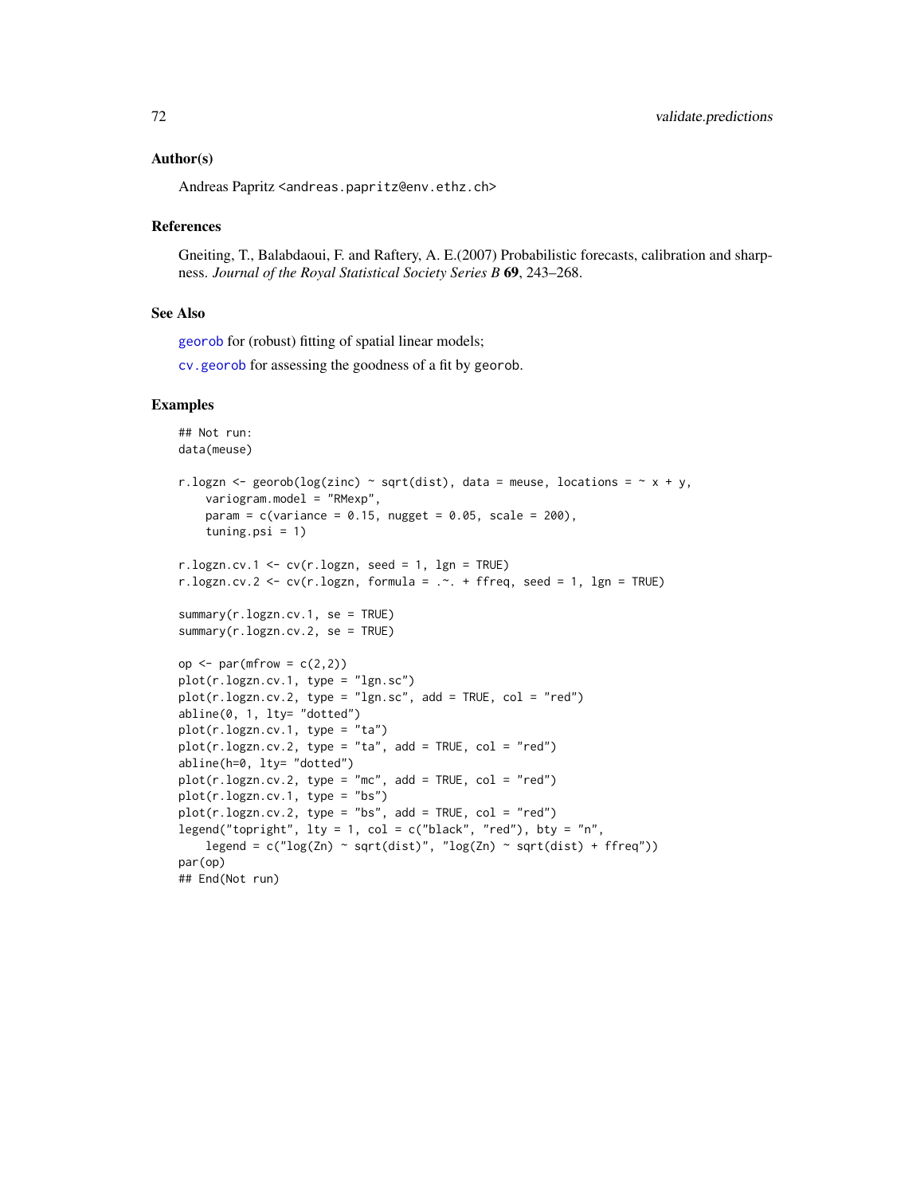### Author(s)

Andreas Papritz <andreas.papritz@env.ethz.ch>

### References

Gneiting, T., Balabdaoui, F. and Raftery, A. E.(2007) Probabilistic forecasts, calibration and sharpness. *Journal of the Royal Statistical Society Series B* **69**, 243–268.

### See Also

georob for (robust) fitting of spatial linear models;

cv.georob for assessing the goodness of a fit by georob.

### Examples

```
## Not run:
data(meuse)

r.logzn <- georob(log(zinc) ~ sqrt(dist), data = meuse, locations = ~ x + y,
    variogram.model = "RMexp",
    param = c(variance = 0.15, nugget = 0.05, scale = 200),
    tuning.psi = 1)

r.logzn.cv.1 <- cv(r.logzn, seed = 1, lgn = TRUE)
r.logzn.cv.2 <- cv(r.logzn, formula = .~. + ffreq, seed = 1, lgn = TRUE)

summary(r.logzn.cv.1, se = TRUE)
summary(r.logzn.cv.2, se = TRUE)

op <- par(mfrow = c(2,2))
plot(r.logzn.cv.1, type = "lgn.sc")
plot(r.logzn.cv.2, type = "lgn.sc", add = TRUE, col = "red")
abline(0, 1, lty= "dotted")
plot(r.logzn.cv.1, type = "ta")
plot(r.logzn.cv.2, type = "ta", add = TRUE, col = "red")
abline(h=0, lty= "dotted")
plot(r.logzn.cv.2, type = "mc", add = TRUE, col = "red")
plot(r.logzn.cv.1, type = "bs")
plot(r.logzn.cv.2, type = "bs", add = TRUE, col = "red")
legend("topright", lty = 1, col = c("black", "red"), bty = "n",
    legend = c("log(Zn) ~ sqrt(dist)", "log(Zn) ~ sqrt(dist) + ffreq"))
par(op)
## End(Not run)
```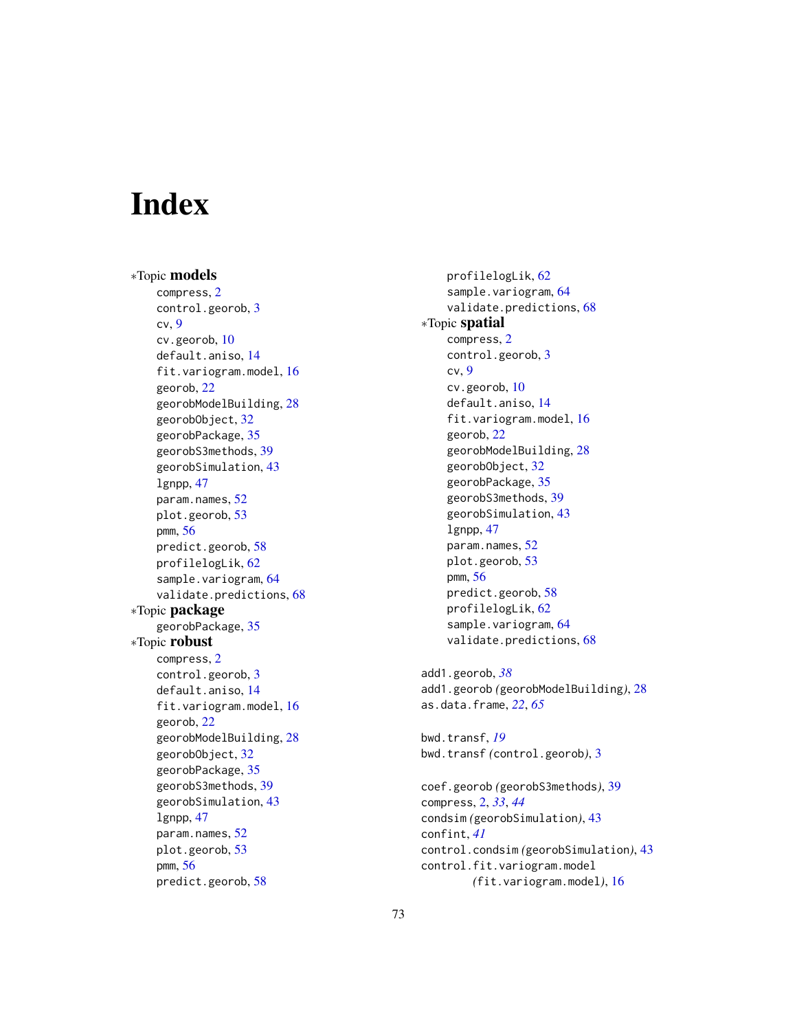# Index

*Topic **models**

compress, 2
control.georob, 3
cv, 9
cv.georob, 10
default.aniso, 14
fit.variogram.model, 16
georob, 22
georobModelBuilding, 28
georobObject, 32
georobPackage, 35
georobS3methods, 39
georobSimulation, 43
lgnpp, 47
param.names, 52
plot.georob, 53
pmm, 56
predict.georob, 58
profilelogLik, 62
sample.variogram, 64
validate.predictions, 68

*Topic **package**

georobPackage, 35

*Topic **robust**

compress, 2
control.georob, 3
default.aniso, 14
fit.variogram.model, 16
georob, 22
georobModelBuilding, 28
georobObject, 32
georobPackage, 35
georobS3methods, 39
georobSimulation, 43
lgnpp, 47
param.names, 52
plot.georob, 53
pmm, 56
predict.georob, 58
profilelogLik, 62
sample.variogram, 64
validate.predictions, 68

*Topic **spatial**

compress, 2
control.georob, 3
cv, 9
cv.georob, 10
default.aniso, 14
fit.variogram.model, 16
georob, 22
georobModelBuilding, 28
georobObject, 32
georobPackage, 35
georobS3methods, 39
georobSimulation, 43
lgnpp, 47
param.names, 52
plot.georob, 53
pmm, 56
predict.georob, 58
profilelogLik, 62
sample.variogram, 64
validate.predictions, 68

add1.georob, *38*
add1.georob *(*georobModelBuilding*)*, 28
as.data.frame, *22*, *65*

bwd.transf, *19*
bwd.transf *(*control.georob*)*, 3

coef.georob *(*georobS3methods*)*, 39
compress, 2, *33*, *44*
condsim *(*georobSimulation*)*, 43
confint, *41*
control.condsim *(*georobSimulation*)*, 43
control.fit.variogram.model *(*fit.variogram.model*)*, 16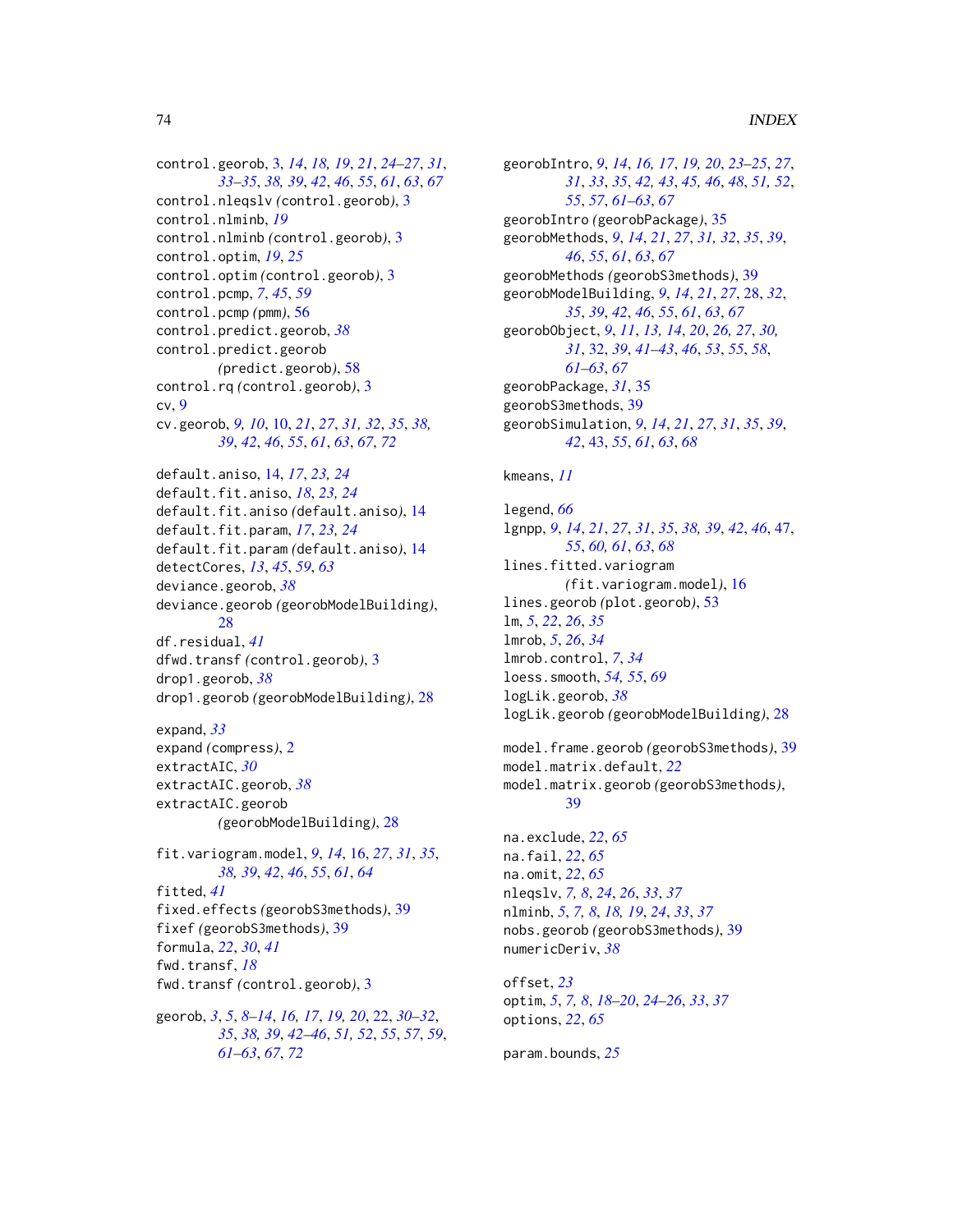control.georob, 3, *14*, *18*, *19*, *21*, *24–27*, *31*, *33–35*, *38*, *39*, *42*, *46*, *55*, *61*, *63*, *67*
control.nleqslv *(*control.georob*)*, 3
control.nlminb, *19*
control.nlminb *(*control.georob*)*, 3
control.optim, *19*, *25*
control.optim *(*control.georob*)*, 3
control.pcmp, *7*, *45*, *59*
control.pcmp *(*pmm*)*, 56
control.predict.georob, *38*
control.predict.georob *(*predict.georob*)*, 58
control.rq *(*control.georob*)*, 3
cv, *9*
cv.georob, *9*, *10*, 10, *21*, *27*, *31*, *32*, *35*, *38*, *39*, *42*, *46*, *55*, *61*, *63*, *67*, *72*

default.aniso, 14, *17*, *23*, *24*
default.fit.aniso, *18*, *23*, *24*
default.fit.aniso *(*default.aniso*)*, 14
default.fit.param, *17*, *23*, *24*
default.fit.param *(*default.aniso*)*, 14
detectCores, *13*, *45*, *59*, *63*
deviance.georob, *38*
deviance.georob *(*georobModelBuilding*)*, 28
df.residual, *41*
dfwd.transf *(*control.georob*)*, 3
drop1.georob, *38*
drop1.georob *(*georobModelBuilding*)*, 28

expand, *33*
expand *(*compress*)*, 2
extractAIC, *30*
extractAIC.georob, *38*
extractAIC.georob *(*georobModelBuilding*)*, 28

fit.variogram.model, *9*, *14*, 16, *27*, *31*, *35*, *38*, *39*, *42*, *46*, *55*, *61*, *64*
fitted, *41*
fixed.effects *(*georobS3methods*)*, 39
fixef *(*georobS3methods*)*, 39
formula, *22*, *30*, *41*
fwd.transf, *18*
fwd.transf *(*control.georob*)*, 3

georob, *3*, *5*, *8–14*, *16*, *17*, *19*, *20*, 22, *30–32*, *35*, *38*, *39*, *42–46*, *51*, *52*, *55*, *57*, *59*, *61–63*, *67*, *72*

georobIntro, *9*, *14*, *16*, *17*, *19*, *20*, *23–25*, *27*, *31*, *33*, *35*, *42*, *43*, *45*, *46*, *48*, *51*, *52*, *55*, *57*, *61–63*, *67*
georobIntro *(*georobPackage*)*, 35
georobMethods, *9*, *14*, *21*, *27*, *31*, *32*, *35*, *39*, *46*, *55*, *61*, *63*, *67*
georobMethods *(*georobS3methods*)*, 39
georobModelBuilding, *9*, *14*, *21*, *27*, 28, *32*, *35*, *39*, *42*, *46*, *55*, *61*, *63*, *67*
georobObject, *9*, *11*, *13*, *14*, *20*, *26*, *27*, *30*, *31*, 32, *39*, *41–43*, *46*, *53*, *55*, *58*, *61–63*, *67*
georobPackage, *31*, 35
georobS3methods, 39
georobSimulation, *9*, *14*, *21*, *27*, *31*, *35*, *39*, *42*, 43, *55*, *61*, *63*, *68*

kmeans, *11*

legend, *66*
lgnpp, *9*, *14*, *21*, *27*, *31*, *35*, *38*, *39*, *42*, *46*, 47, *55*, *60*, *61*, *63*, *68*
lines.fitted.variogram *(*fit.variogram.model*)*, 16
lines.georob *(*plot.georob*)*, 53
lm, *5*, *22*, *26*, *35*
lmrob, *5*, *26*, *34*
lmrob.control, *7*, *34*
loess.smooth, *54*, *55*, *69*
logLik.georob, *38*
logLik.georob *(*georobModelBuilding*)*, 28

model.frame.georob *(*georobS3methods*)*, 39
model.matrix.default, *22*
model.matrix.georob *(*georobS3methods*)*, 39

na.exclude, *22*, *65*
na.fail, *22*, *65*
na.omit, *22*, *65*
nleqslv, *7*, *8*, *24*, *26*, *33*, *37*
nlminb, *5*, *7*, *8*, *18*, *19*, *24*, *33*, *37*
nobs.georob *(*georobS3methods*)*, 39
numericDeriv, *38*

offset, *23*
optim, *5*, *7*, *8*, *18–20*, *24–26*, *33*, *37*
options, *22*, *65*

param.bounds, *25*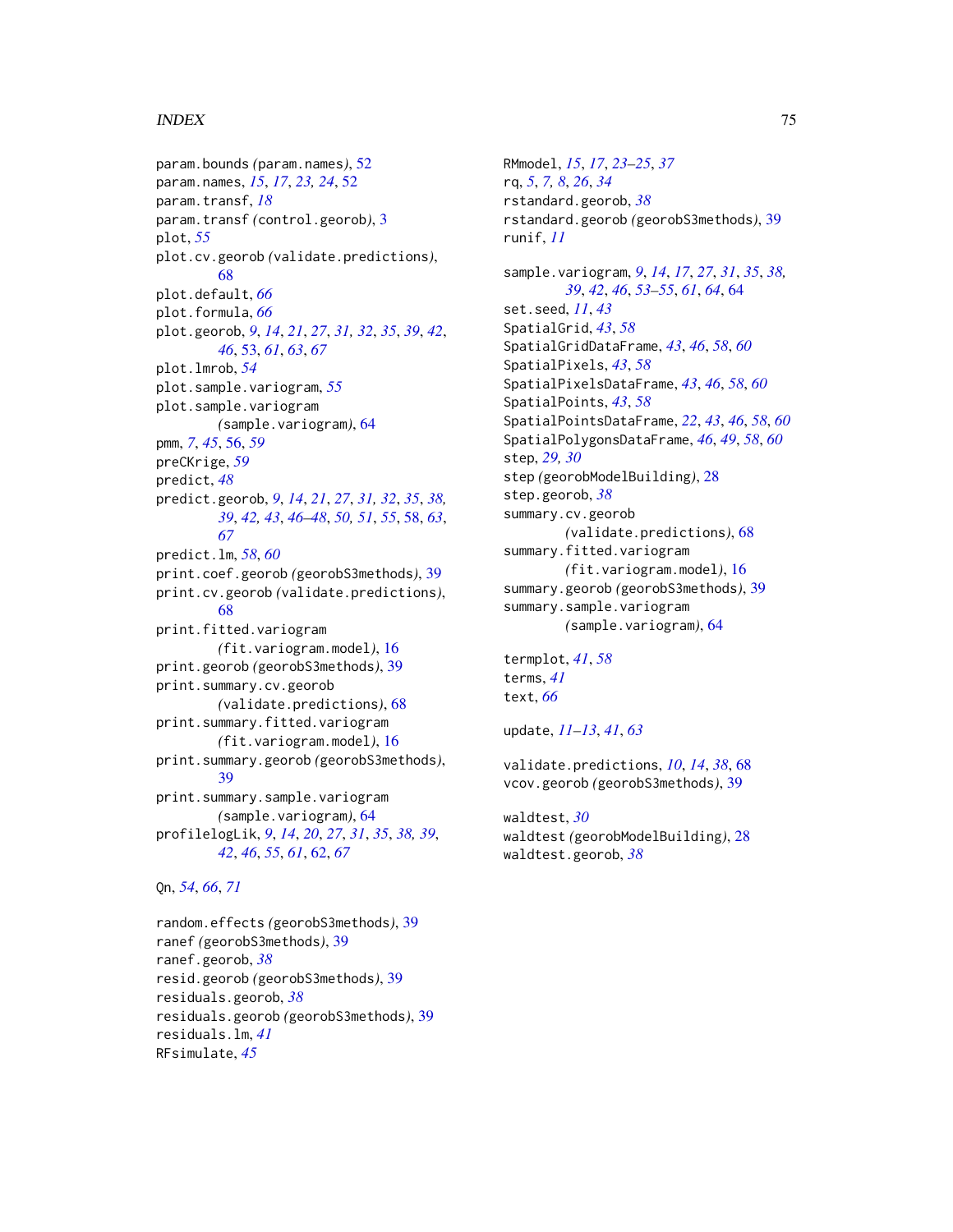param.bounds *(*param.names*)*, 52
param.names, *15*, *17*, *23, 24*, 52
param.transf, *18*
param.transf *(*control.georob*)*, 3
plot, *55*
plot.cv.georob *(*validate.predictions*)*, 68
plot.default, *66*
plot.formula, *66*
plot.georob, *9*, *14*, *21*, *27*, *31, 32*, *35*, *39*, *42*, *46*, 53, *61*, *63*, *67*
plot.lmrob, *54*
plot.sample.variogram, *55*
plot.sample.variogram *(*sample.variogram*)*, 64
pmm, *7*, *45*, 56, *59*
preCKrige, *59*
predict, *48*
predict.georob, *9*, *14*, *21*, *27*, *31, 32*, *35*, *38, 39*, *42, 43*, *46–48*, *50, 51*, *55*, 58, *63*, *67*
predict.lm, *58*, *60*
print.coef.georob *(*georobS3methods*)*, 39
print.cv.georob *(*validate.predictions*)*, 68
print.fitted.variogram *(*fit.variogram.model*)*, 16
print.georob *(*georobS3methods*)*, 39
print.summary.cv.georob *(*validate.predictions*)*, 68
print.summary.fitted.variogram *(*fit.variogram.model*)*, 16
print.summary.georob *(*georobS3methods*)*, 39
print.summary.sample.variogram *(*sample.variogram*)*, 64
profilelogLik, *9*, *14*, *20*, *27*, *31*, *35*, *38, 39*, *42*, *46*, *55*, *61*, 62, *67*

Qn, *54*, *66*, *71*

random.effects *(*georobS3methods*)*, 39
ranef *(*georobS3methods*)*, 39
ranef.georob, *38*
resid.georob *(*georobS3methods*)*, 39
residuals.georob, *38*
residuals.georob *(*georobS3methods*)*, 39
residuals.lm, *41*
RFsimulate, *45*
RMmodel, *15*, *17*, *23–25*, *37*
rq, *5*, *7, 8*, *26*, *34*
rstandard.georob, *38*
rstandard.georob *(*georobS3methods*)*, 39
runif, *11*

sample.variogram, *9*, *14*, *17*, *27*, *31*, *35*, *38, 39*, *42*, *46*, *53–55*, *61*, *64*, 64
set.seed, *11*, *43*
SpatialGrid, *43*, *58*
SpatialGridDataFrame, *43*, *46*, *58*, *60*
SpatialPixels, *43*, *58*
SpatialPixelsDataFrame, *43*, *46*, *58*, *60*
SpatialPoints, *43*, *58*
SpatialPointsDataFrame, *22*, *43*, *46*, *58*, *60*
SpatialPolygonsDataFrame, *46*, *49*, *58*, *60*
step, *29, 30*
step *(*georobModelBuilding*)*, 28
step.georob, *38*
summary.cv.georob *(*validate.predictions*)*, 68
summary.fitted.variogram *(*fit.variogram.model*)*, 16
summary.georob *(*georobS3methods*)*, 39
summary.sample.variogram *(*sample.variogram*)*, 64

termplot, *41*, *58*
terms, *41*
text, *66*

update, *11–13*, *41*, *63*

validate.predictions, *10*, *14*, *38*, 68
vcov.georob *(*georobS3methods*)*, 39

waldtest, *30*
waldtest *(*georobModelBuilding*)*, 28
waldtest.georob, *38*